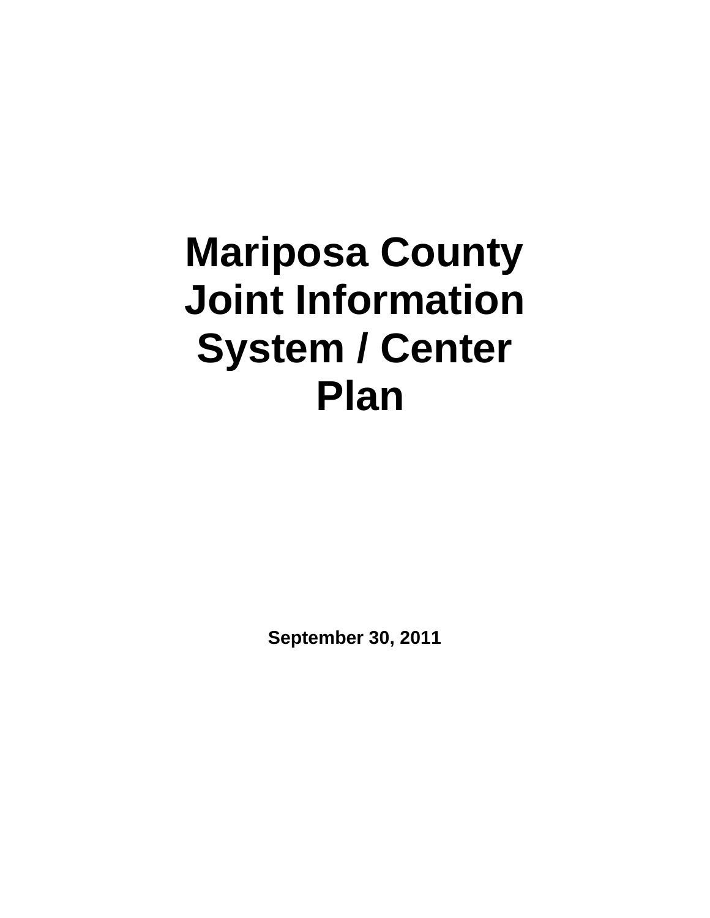# Mariposa County Joint Information System / Center Plan

**September 30, 2011**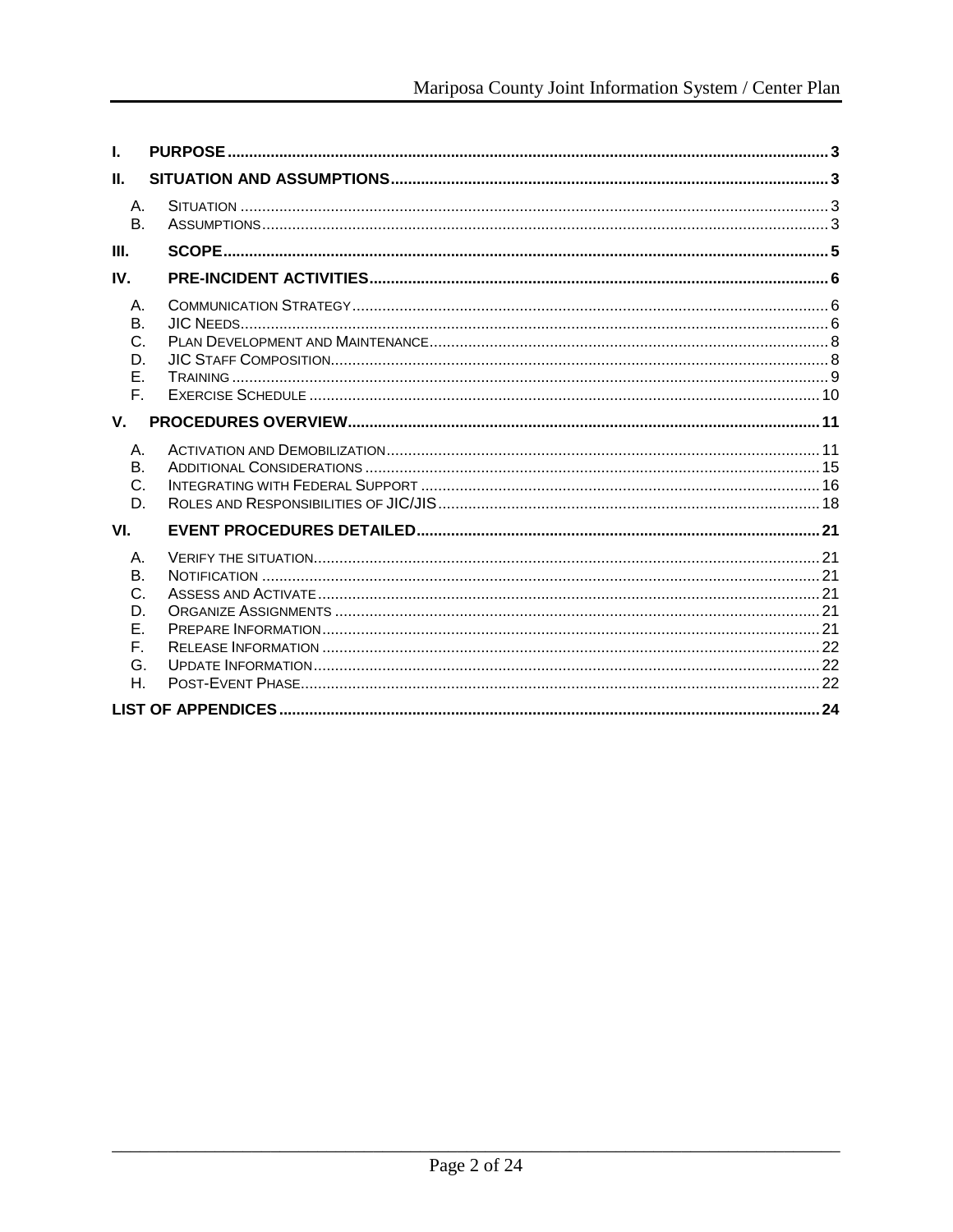- I. PURPOSE ..... 3
- II. SITUATION AND ASSUMPTIONS ..... 3
  - A. Situation ..... 3
  - B. Assumptions ..... 3
- III. SCOPE ..... 5
- IV. PRE-INCIDENT ACTIVITIES ..... 6
  - A. Communication Strategy ..... 6
  - B. JIC Needs ..... 6
  - C. Plan Development and Maintenance ..... 8
  - D. JIC Staff Composition ..... 8
  - E. Training ..... 9
  - F. Exercise Schedule ..... 10
- V. PROCEDURES OVERVIEW ..... 11
  - A. Activation and Demobilization ..... 11
  - B. Additional Considerations ..... 15
  - C. Integrating with Federal Support ..... 16
  - D. Roles and Responsibilities of JIC/JIS ..... 18
- VI. EVENT PROCEDURES DETAILED ..... 21
  - A. Verify the situation ..... 21
  - B. Notification ..... 21
  - C. Assess and Activate ..... 21
  - D. Organize Assignments ..... 21
  - E. Prepare Information ..... 21
  - F. Release Information ..... 22
  - G. Update Information ..... 22
  - H. Post-Event Phase ..... 22
- LIST OF APPENDICES ..... 24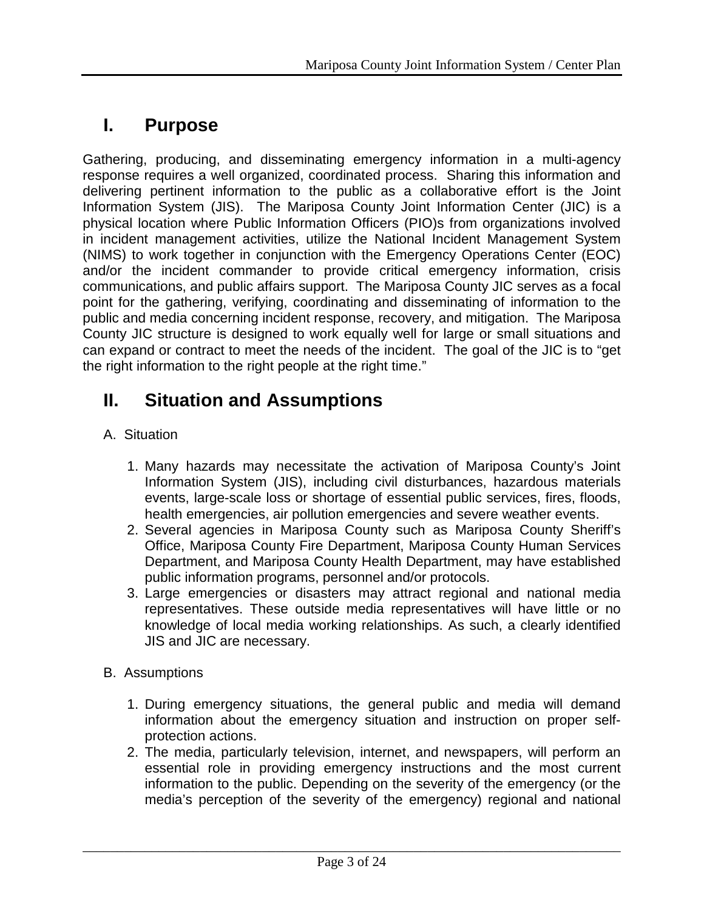# I. Purpose

Gathering, producing, and disseminating emergency information in a multi-agency response requires a well organized, coordinated process. Sharing this information and delivering pertinent information to the public as a collaborative effort is the Joint Information System (JIS). The Mariposa County Joint Information Center (JIC) is a physical location where Public Information Officers (PIO)s from organizations involved in incident management activities, utilize the National Incident Management System (NIMS) to work together in conjunction with the Emergency Operations Center (EOC) and/or the incident commander to provide critical emergency information, crisis communications, and public affairs support. The Mariposa County JIC serves as a focal point for the gathering, verifying, coordinating and disseminating of information to the public and media concerning incident response, recovery, and mitigation. The Mariposa County JIC structure is designed to work equally well for large or small situations and can expand or contract to meet the needs of the incident. The goal of the JIC is to "get the right information to the right people at the right time."

# II. Situation and Assumptions

A. Situation

1. Many hazards may necessitate the activation of Mariposa County's Joint Information System (JIS), including civil disturbances, hazardous materials events, large-scale loss or shortage of essential public services, fires, floods, health emergencies, air pollution emergencies and severe weather events.
2. Several agencies in Mariposa County such as Mariposa County Sheriff's Office, Mariposa County Fire Department, Mariposa County Human Services Department, and Mariposa County Health Department, may have established public information programs, personnel and/or protocols.
3. Large emergencies or disasters may attract regional and national media representatives. These outside media representatives will have little or no knowledge of local media working relationships. As such, a clearly identified JIS and JIC are necessary.

B. Assumptions

1. During emergency situations, the general public and media will demand information about the emergency situation and instruction on proper self-protection actions.
2. The media, particularly television, internet, and newspapers, will perform an essential role in providing emergency instructions and the most current information to the public. Depending on the severity of the emergency (or the media's perception of the severity of the emergency) regional and national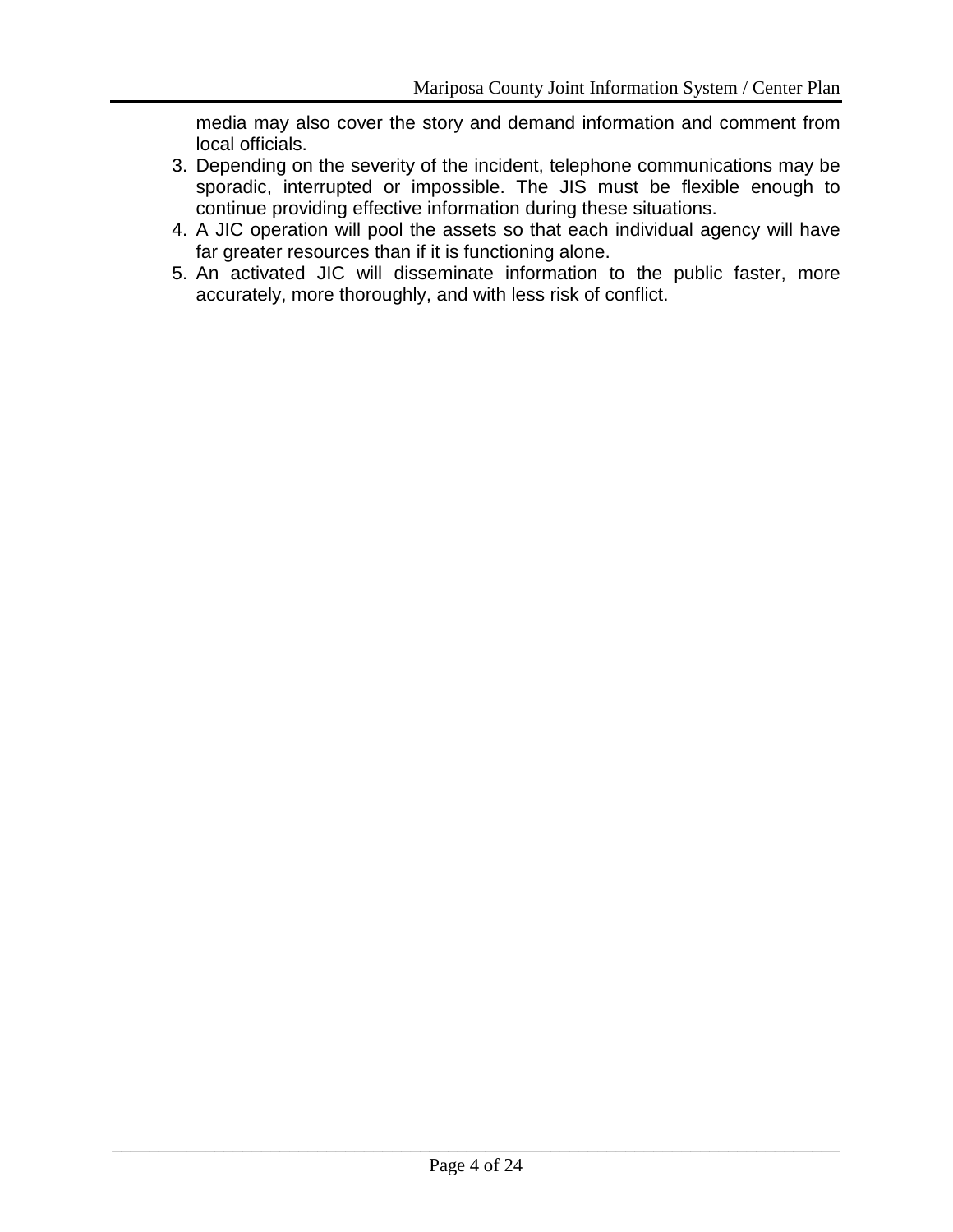media may also cover the story and demand information and comment from local officials.

3. Depending on the severity of the incident, telephone communications may be sporadic, interrupted or impossible. The JIS must be flexible enough to continue providing effective information during these situations.
4. A JIC operation will pool the assets so that each individual agency will have far greater resources than if it is functioning alone.
5. An activated JIC will disseminate information to the public faster, more accurately, more thoroughly, and with less risk of conflict.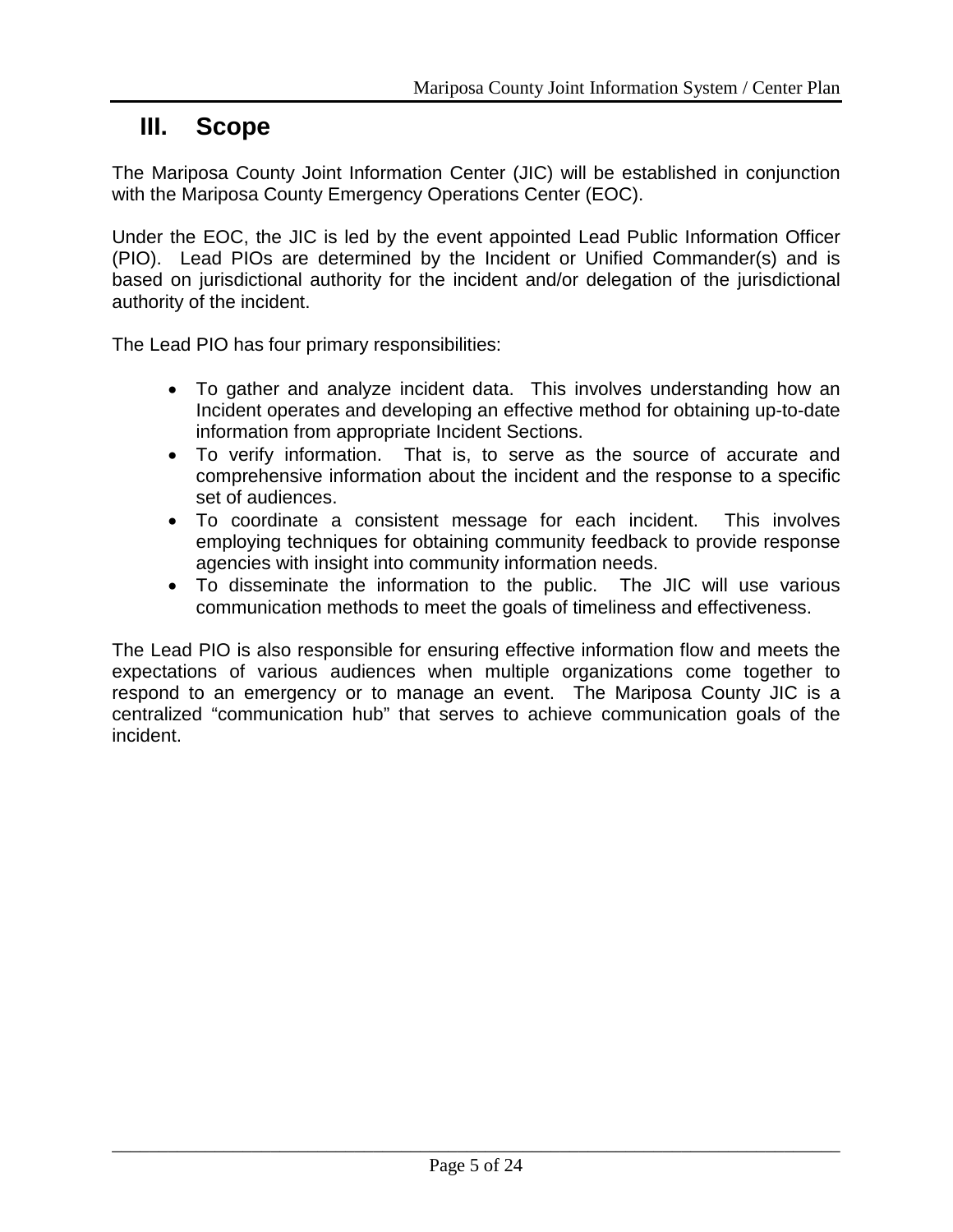# III. Scope

The Mariposa County Joint Information Center (JIC) will be established in conjunction with the Mariposa County Emergency Operations Center (EOC).

Under the EOC, the JIC is led by the event appointed Lead Public Information Officer (PIO). Lead PIOs are determined by the Incident or Unified Commander(s) and is based on jurisdictional authority for the incident and/or delegation of the jurisdictional authority of the incident.

The Lead PIO has four primary responsibilities:

- To gather and analyze incident data. This involves understanding how an Incident operates and developing an effective method for obtaining up-to-date information from appropriate Incident Sections.
- To verify information. That is, to serve as the source of accurate and comprehensive information about the incident and the response to a specific set of audiences.
- To coordinate a consistent message for each incident. This involves employing techniques for obtaining community feedback to provide response agencies with insight into community information needs.
- To disseminate the information to the public. The JIC will use various communication methods to meet the goals of timeliness and effectiveness.

The Lead PIO is also responsible for ensuring effective information flow and meets the expectations of various audiences when multiple organizations come together to respond to an emergency or to manage an event. The Mariposa County JIC is a centralized "communication hub" that serves to achieve communication goals of the incident.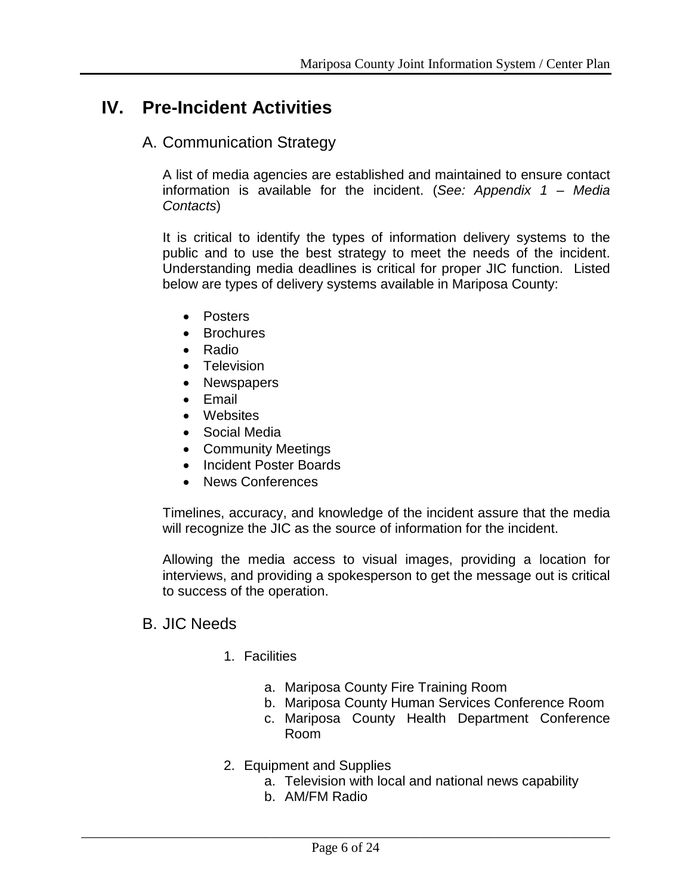# IV. Pre-Incident Activities

## A. Communication Strategy

A list of media agencies are established and maintained to ensure contact information is available for the incident. (*See: Appendix 1 – Media Contacts*)

It is critical to identify the types of information delivery systems to the public and to use the best strategy to meet the needs of the incident. Understanding media deadlines is critical for proper JIC function. Listed below are types of delivery systems available in Mariposa County:

- Posters
- Brochures
- Radio
- Television
- Newspapers
- Email
- Websites
- Social Media
- Community Meetings
- Incident Poster Boards
- News Conferences

Timelines, accuracy, and knowledge of the incident assure that the media will recognize the JIC as the source of information for the incident.

Allowing the media access to visual images, providing a location for interviews, and providing a spokesperson to get the message out is critical to success of the operation.

## B. JIC Needs

1. Facilities

   a. Mariposa County Fire Training Room
   b. Mariposa County Human Services Conference Room
   c. Mariposa County Health Department Conference Room

2. Equipment and Supplies
   a. Television with local and national news capability
   b. AM/FM Radio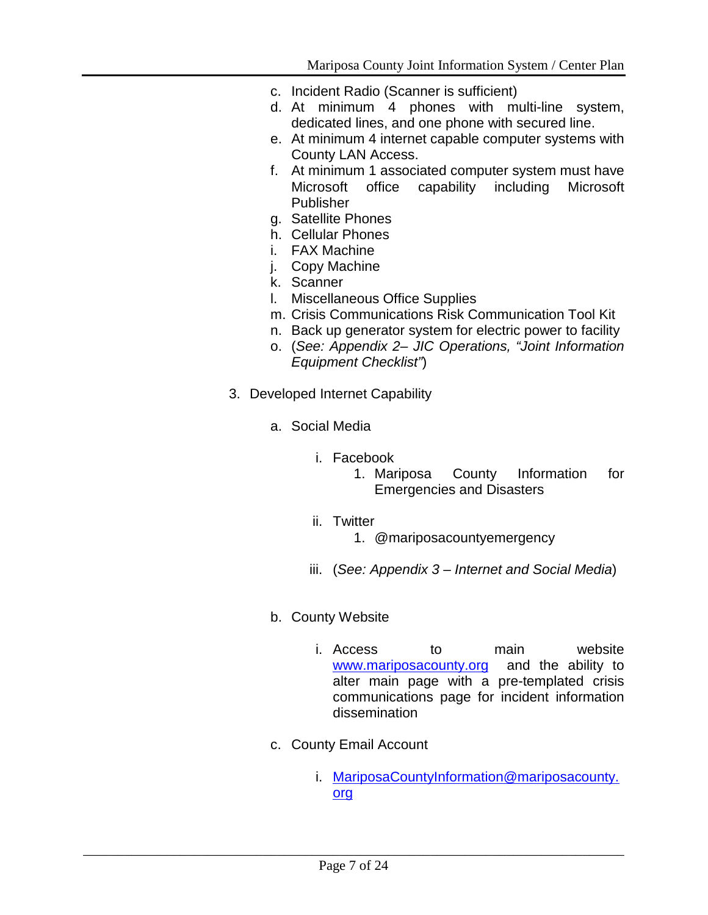c. Incident Radio (Scanner is sufficient)
d. At minimum 4 phones with multi-line system, dedicated lines, and one phone with secured line.
e. At minimum 4 internet capable computer systems with County LAN Access.
f. At minimum 1 associated computer system must have Microsoft office capability including Microsoft Publisher
g. Satellite Phones
h. Cellular Phones
i. FAX Machine
j. Copy Machine
k. Scanner
l. Miscellaneous Office Supplies
m. Crisis Communications Risk Communication Tool Kit
n. Back up generator system for electric power to facility
o. (*See: Appendix 2– JIC Operations, "Joint Information Equipment Checklist"*)

3. Developed Internet Capability

   a. Social Media

      i. Facebook
         1. Mariposa County Information for Emergencies and Disasters

      ii. Twitter
         1. @mariposacountyemergency

      iii. (*See: Appendix 3 – Internet and Social Media*)

   b. County Website

      i. Access to main website [www.mariposacounty.org](http://www.mariposacounty.org) and the ability to alter main page with a pre-templated crisis communications page for incident information dissemination

   c. County Email Account

      i. [MariposaCountyInformation@mariposacounty.org](mailto:MariposaCountyInformation@mariposacounty.org)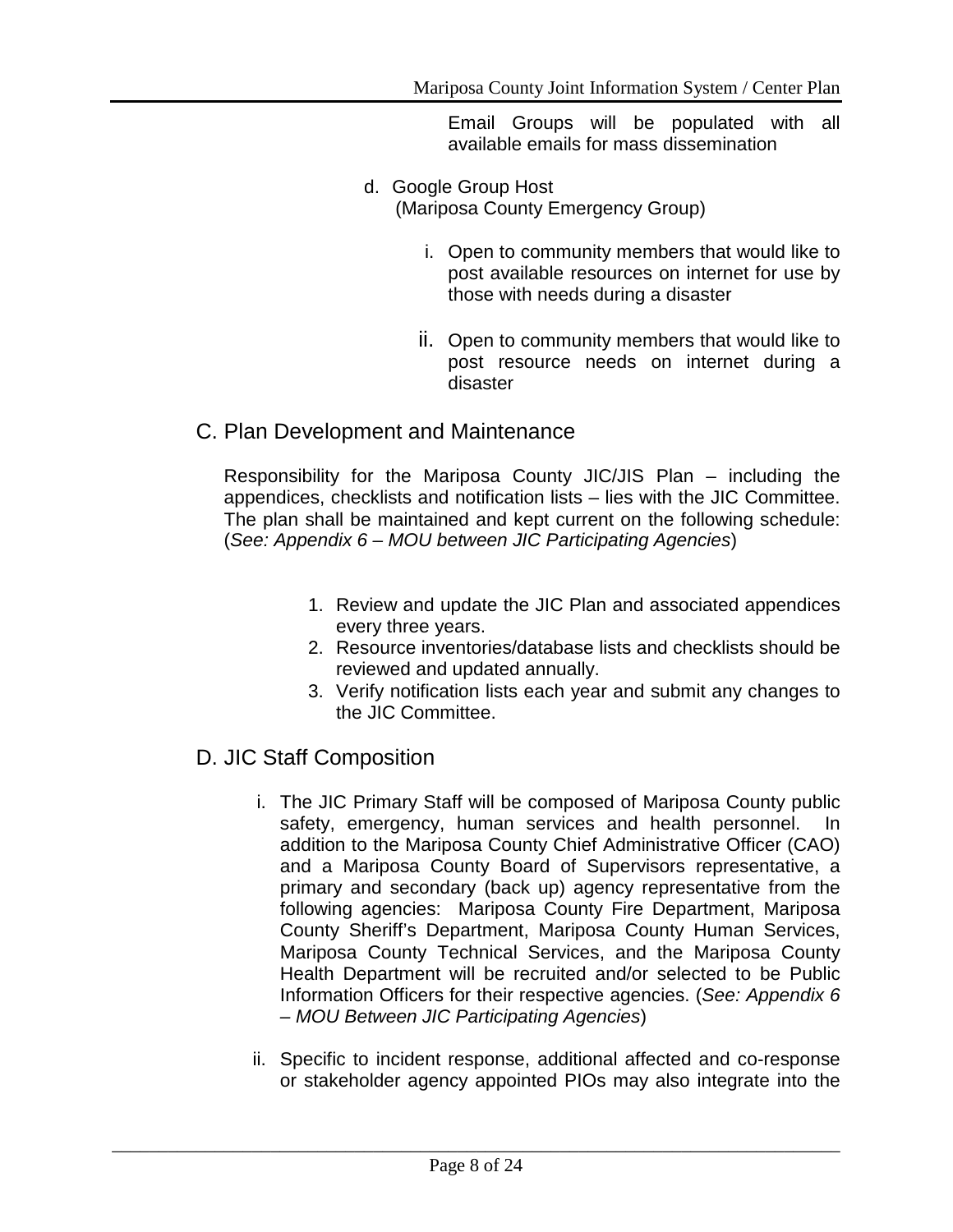Email Groups will be populated with all available emails for mass dissemination

d. Google Group Host (Mariposa County Emergency Group)

   i. Open to community members that would like to post available resources on internet for use by those with needs during a disaster

   ii. Open to community members that would like to post resource needs on internet during a disaster

## C. Plan Development and Maintenance

Responsibility for the Mariposa County JIC/JIS Plan – including the appendices, checklists and notification lists – lies with the JIC Committee. The plan shall be maintained and kept current on the following schedule: (*See: Appendix 6 – MOU between JIC Participating Agencies*)

1. Review and update the JIC Plan and associated appendices every three years.
2. Resource inventories/database lists and checklists should be reviewed and updated annually.
3. Verify notification lists each year and submit any changes to the JIC Committee.

## D. JIC Staff Composition

i. The JIC Primary Staff will be composed of Mariposa County public safety, emergency, human services and health personnel. In addition to the Mariposa County Chief Administrative Officer (CAO) and a Mariposa County Board of Supervisors representative, a primary and secondary (back up) agency representative from the following agencies: Mariposa County Fire Department, Mariposa County Sheriff's Department, Mariposa County Human Services, Mariposa County Technical Services, and the Mariposa County Health Department will be recruited and/or selected to be Public Information Officers for their respective agencies. (*See: Appendix 6 – MOU Between JIC Participating Agencies*)

ii. Specific to incident response, additional affected and co-response or stakeholder agency appointed PIOs may also integrate into the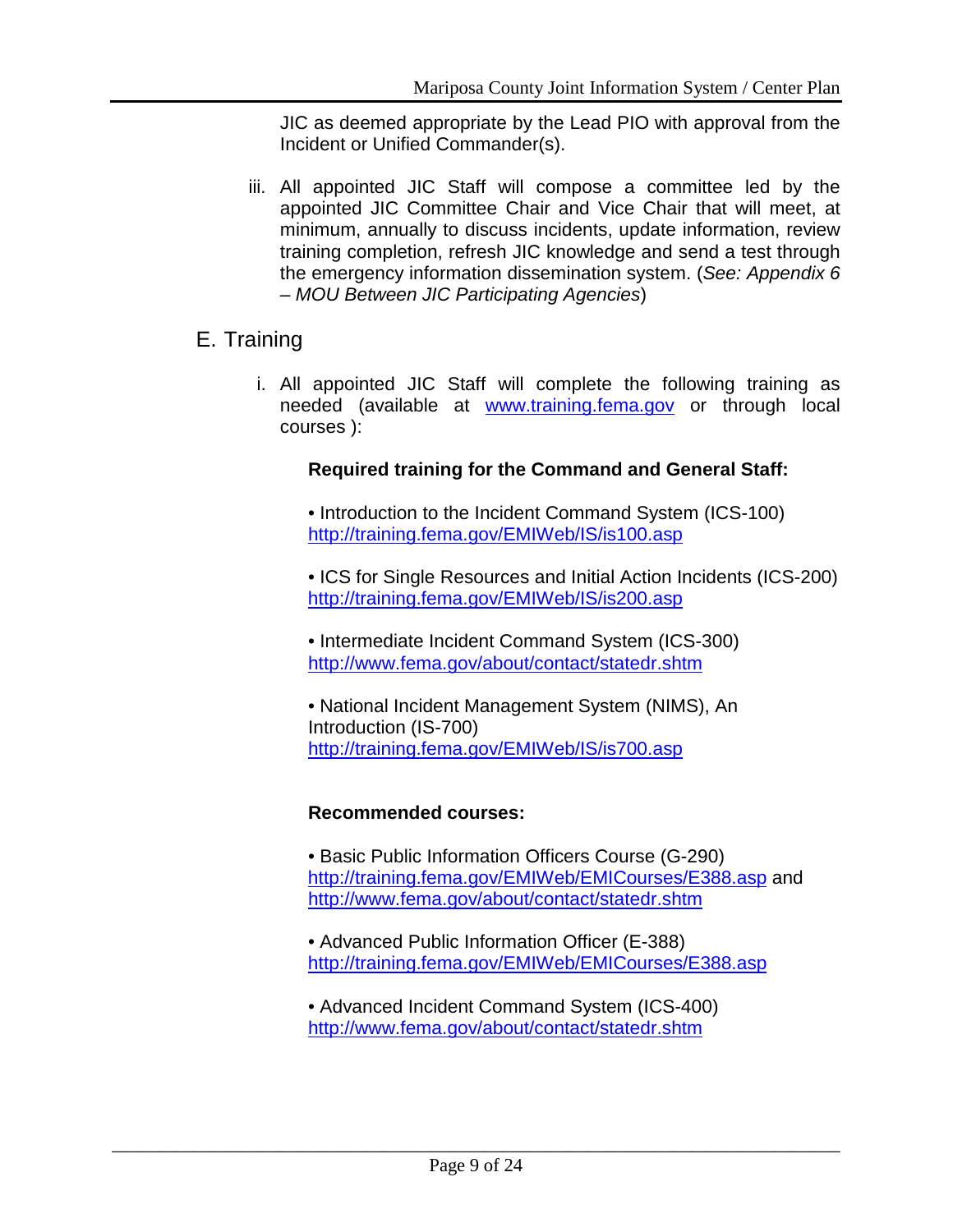JIC as deemed appropriate by the Lead PIO with approval from the Incident or Unified Commander(s).

iii. All appointed JIC Staff will compose a committee led by the appointed JIC Committee Chair and Vice Chair that will meet, at minimum, annually to discuss incidents, update information, review training completion, refresh JIC knowledge and send a test through the emergency information dissemination system. (*See: Appendix 6 – MOU Between JIC Participating Agencies*)

## E. Training

i. All appointed JIC Staff will complete the following training as needed (available at [www.training.fema.gov](www.training.fema.gov) or through local courses ):

**Required training for the Command and General Staff:**

• Introduction to the Incident Command System (ICS-100)
[http://training.fema.gov/EMIWeb/IS/is100.asp](http://training.fema.gov/EMIWeb/IS/is100.asp)

• ICS for Single Resources and Initial Action Incidents (ICS-200)
[http://training.fema.gov/EMIWeb/IS/is200.asp](http://training.fema.gov/EMIWeb/IS/is200.asp)

• Intermediate Incident Command System (ICS-300)
[http://www.fema.gov/about/contact/statedr.shtm](http://www.fema.gov/about/contact/statedr.shtm)

• National Incident Management System (NIMS), An Introduction (IS-700)
[http://training.fema.gov/EMIWeb/IS/is700.asp](http://training.fema.gov/EMIWeb/IS/is700.asp)

**Recommended courses:**

• Basic Public Information Officers Course (G-290)
[http://training.fema.gov/EMIWeb/EMICourses/E388.asp](http://training.fema.gov/EMIWeb/EMICourses/E388.asp) and [http://www.fema.gov/about/contact/statedr.shtm](http://www.fema.gov/about/contact/statedr.shtm)

• Advanced Public Information Officer (E-388)
[http://training.fema.gov/EMIWeb/EMICourses/E388.asp](http://training.fema.gov/EMIWeb/EMICourses/E388.asp)

• Advanced Incident Command System (ICS-400)
[http://www.fema.gov/about/contact/statedr.shtm](http://www.fema.gov/about/contact/statedr.shtm)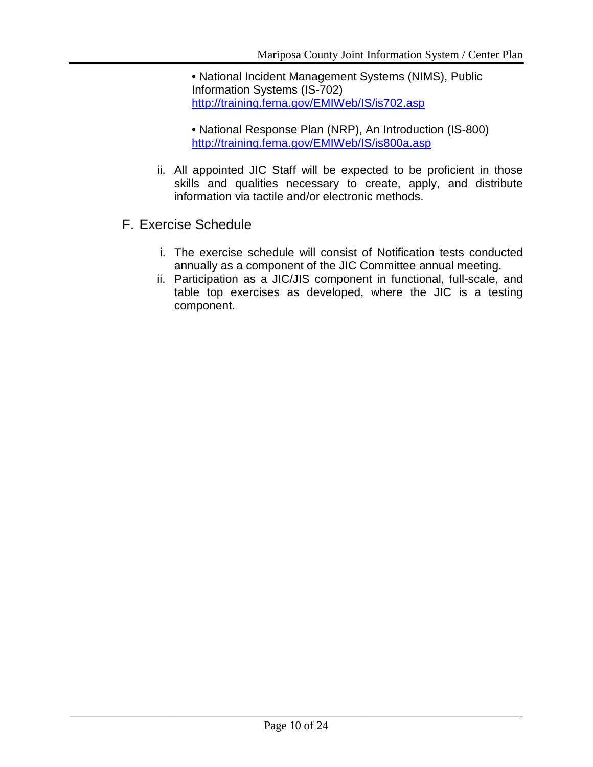• National Incident Management Systems (NIMS), Public Information Systems (IS-702)
[http://training.fema.gov/EMIWeb/IS/is702.asp](http://training.fema.gov/EMIWeb/IS/is702.asp)

• National Response Plan (NRP), An Introduction (IS-800)
[http://training.fema.gov/EMIWeb/IS/is800a.asp](http://training.fema.gov/EMIWeb/IS/is800a.asp)

ii. All appointed JIC Staff will be expected to be proficient in those skills and qualities necessary to create, apply, and distribute information via tactile and/or electronic methods.

## F. Exercise Schedule

i. The exercise schedule will consist of Notification tests conducted annually as a component of the JIC Committee annual meeting.

ii. Participation as a JIC/JIS component in functional, full-scale, and table top exercises as developed, where the JIC is a testing component.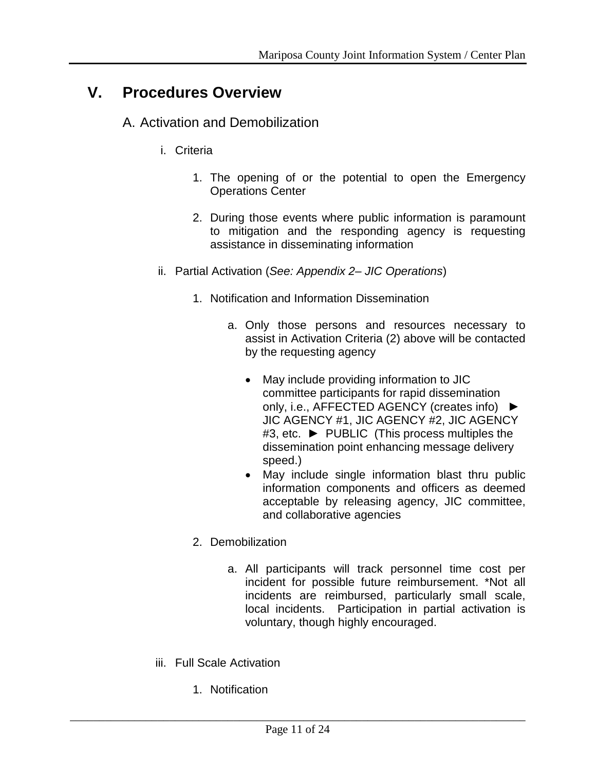# V. Procedures Overview

## A. Activation and Demobilization

i. Criteria

1. The opening of or the potential to open the Emergency Operations Center

2. During those events where public information is paramount to mitigation and the responding agency is requesting assistance in disseminating information

ii. Partial Activation (*See: Appendix 2– JIC Operations*)

1. Notification and Information Dissemination

   a. Only those persons and resources necessary to assist in Activation Criteria (2) above will be contacted by the requesting agency

      - May include providing information to JIC committee participants for rapid dissemination only, i.e., AFFECTED AGENCY (creates info) ► JIC AGENCY #1, JIC AGENCY #2, JIC AGENCY #3, etc. ► PUBLIC (This process multiples the dissemination point enhancing message delivery speed.)
      - May include single information blast thru public information components and officers as deemed acceptable by releasing agency, JIC committee, and collaborative agencies

2. Demobilization

   a. All participants will track personnel time cost per incident for possible future reimbursement. *Not all incidents are reimbursed, particularly small scale, local incidents. Participation in partial activation is voluntary, though highly encouraged.

iii. Full Scale Activation

1. Notification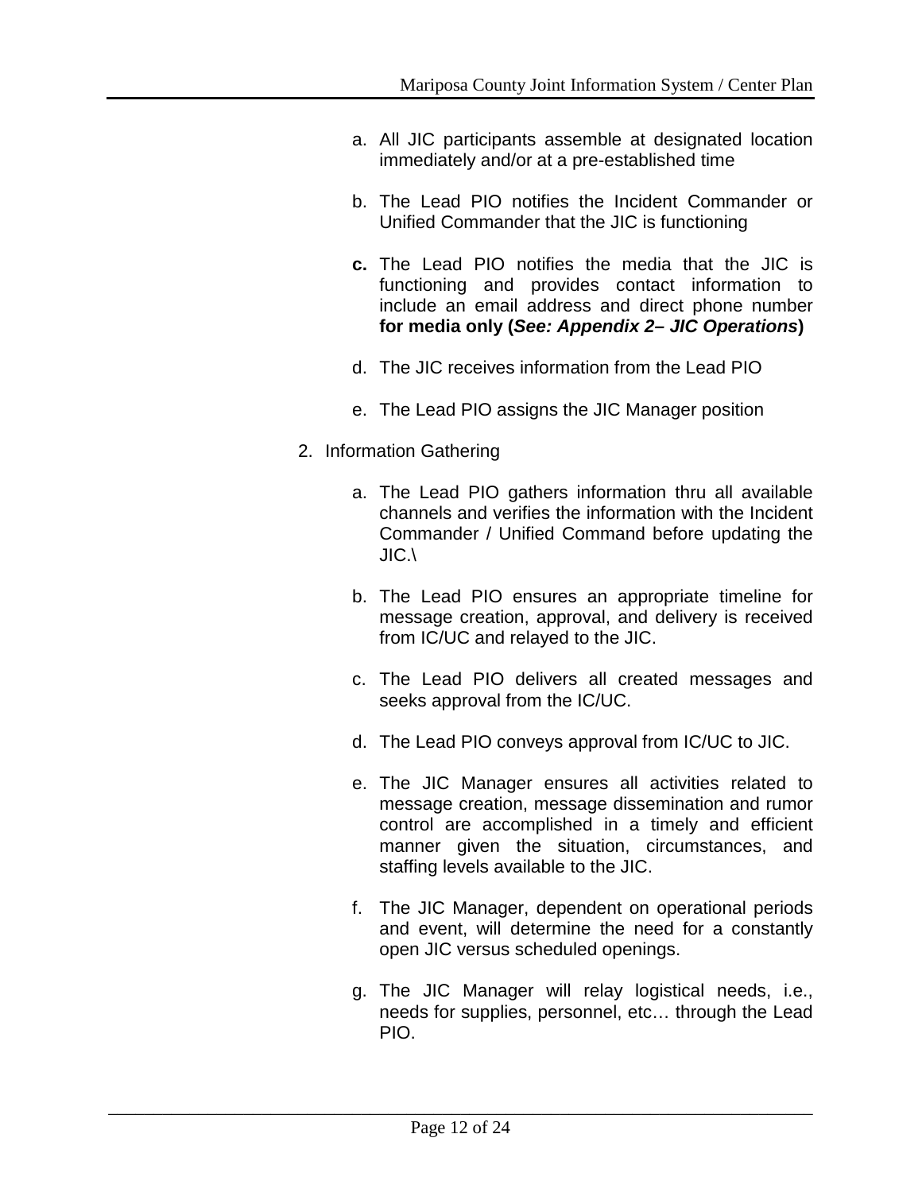a. All JIC participants assemble at designated location immediately and/or at a pre-established time

b. The Lead PIO notifies the Incident Commander or Unified Commander that the JIC is functioning

**c.** The Lead PIO notifies the media that the JIC is functioning and provides contact information to include an email address and direct phone number **for media only (*See: Appendix 2– JIC Operations*)**

d. The JIC receives information from the Lead PIO

e. The Lead PIO assigns the JIC Manager position

2. Information Gathering

   a. The Lead PIO gathers information thru all available channels and verifies the information with the Incident Commander / Unified Command before updating the JIC.\

   b. The Lead PIO ensures an appropriate timeline for message creation, approval, and delivery is received from IC/UC and relayed to the JIC.

   c. The Lead PIO delivers all created messages and seeks approval from the IC/UC.

   d. The Lead PIO conveys approval from IC/UC to JIC.

   e. The JIC Manager ensures all activities related to message creation, message dissemination and rumor control are accomplished in a timely and efficient manner given the situation, circumstances, and staffing levels available to the JIC.

   f. The JIC Manager, dependent on operational periods and event, will determine the need for a constantly open JIC versus scheduled openings.

   g. The JIC Manager will relay logistical needs, i.e., needs for supplies, personnel, etc… through the Lead PIO.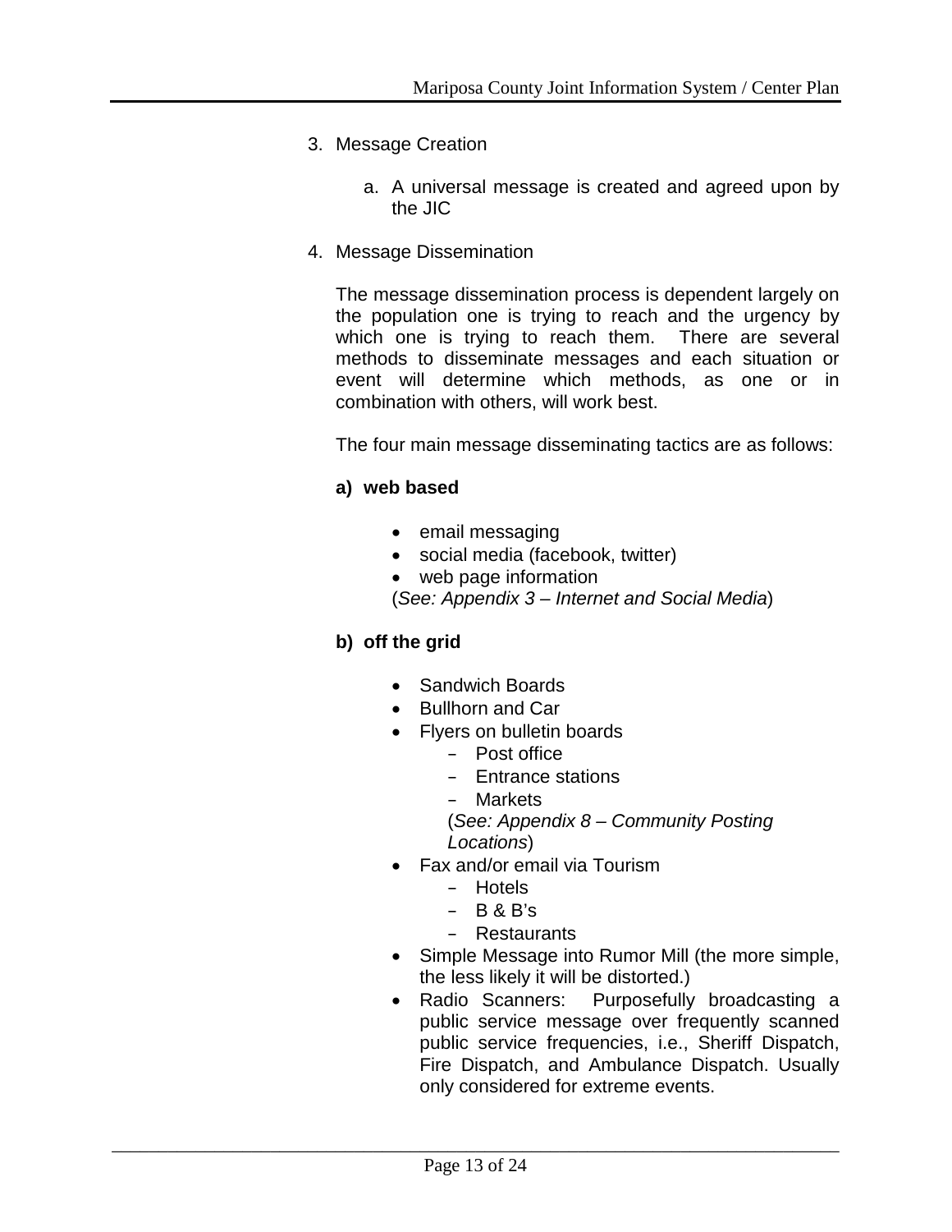3. Message Creation

   a. A universal message is created and agreed upon by the JIC

4. Message Dissemination

   The message dissemination process is dependent largely on the population one is trying to reach and the urgency by which one is trying to reach them. There are several methods to disseminate messages and each situation or event will determine which methods, as one or in combination with others, will work best.

   The four main message disseminating tactics are as follows:

   **a) web based**

   - email messaging
   - social media (facebook, twitter)
   - web page information

   (*See: Appendix 3 – Internet and Social Media*)

   **b) off the grid**

   - Sandwich Boards
   - Bullhorn and Car
   - Flyers on bulletin boards
     - Post office
     - Entrance stations
     - Markets

     (*See: Appendix 8 – Community Posting Locations*)
   - Fax and/or email via Tourism
     - Hotels
     - B & B's
     - Restaurants
   - Simple Message into Rumor Mill (the more simple, the less likely it will be distorted.)
   - Radio Scanners: Purposefully broadcasting a public service message over frequently scanned public service frequencies, i.e., Sheriff Dispatch, Fire Dispatch, and Ambulance Dispatch. Usually only considered for extreme events.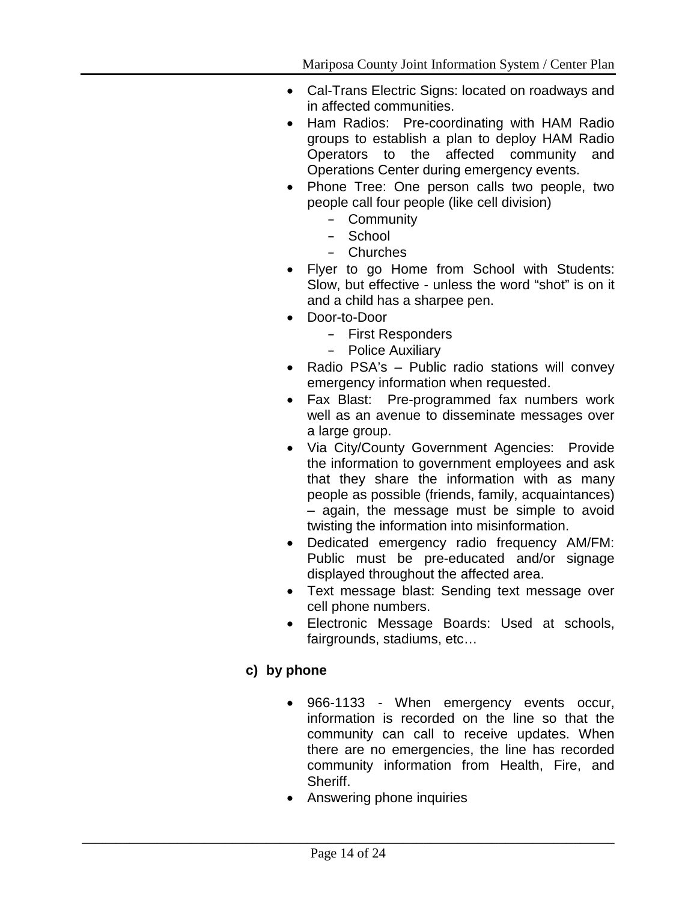- Cal-Trans Electric Signs: located on roadways and in affected communities.
- Ham Radios: Pre-coordinating with HAM Radio groups to establish a plan to deploy HAM Radio Operators to the affected community and Operations Center during emergency events.
- Phone Tree: One person calls two people, two people call four people (like cell division)
  - Community
  - School
  - Churches
- Flyer to go Home from School with Students: Slow, but effective - unless the word “shot” is on it and a child has a sharpee pen.
- Door-to-Door
  - First Responders
  - Police Auxiliary
- Radio PSA’s – Public radio stations will convey emergency information when requested.
- Fax Blast: Pre-programmed fax numbers work well as an avenue to disseminate messages over a large group.
- Via City/County Government Agencies: Provide the information to government employees and ask that they share the information with as many people as possible (friends, family, acquaintances) – again, the message must be simple to avoid twisting the information into misinformation.
- Dedicated emergency radio frequency AM/FM: Public must be pre-educated and/or signage displayed throughout the affected area.
- Text message blast: Sending text message over cell phone numbers.
- Electronic Message Boards: Used at schools, fairgrounds, stadiums, etc…

**c) by phone**

- 966-1133 - When emergency events occur, information is recorded on the line so that the community can call to receive updates. When there are no emergencies, the line has recorded community information from Health, Fire, and Sheriff.
- Answering phone inquiries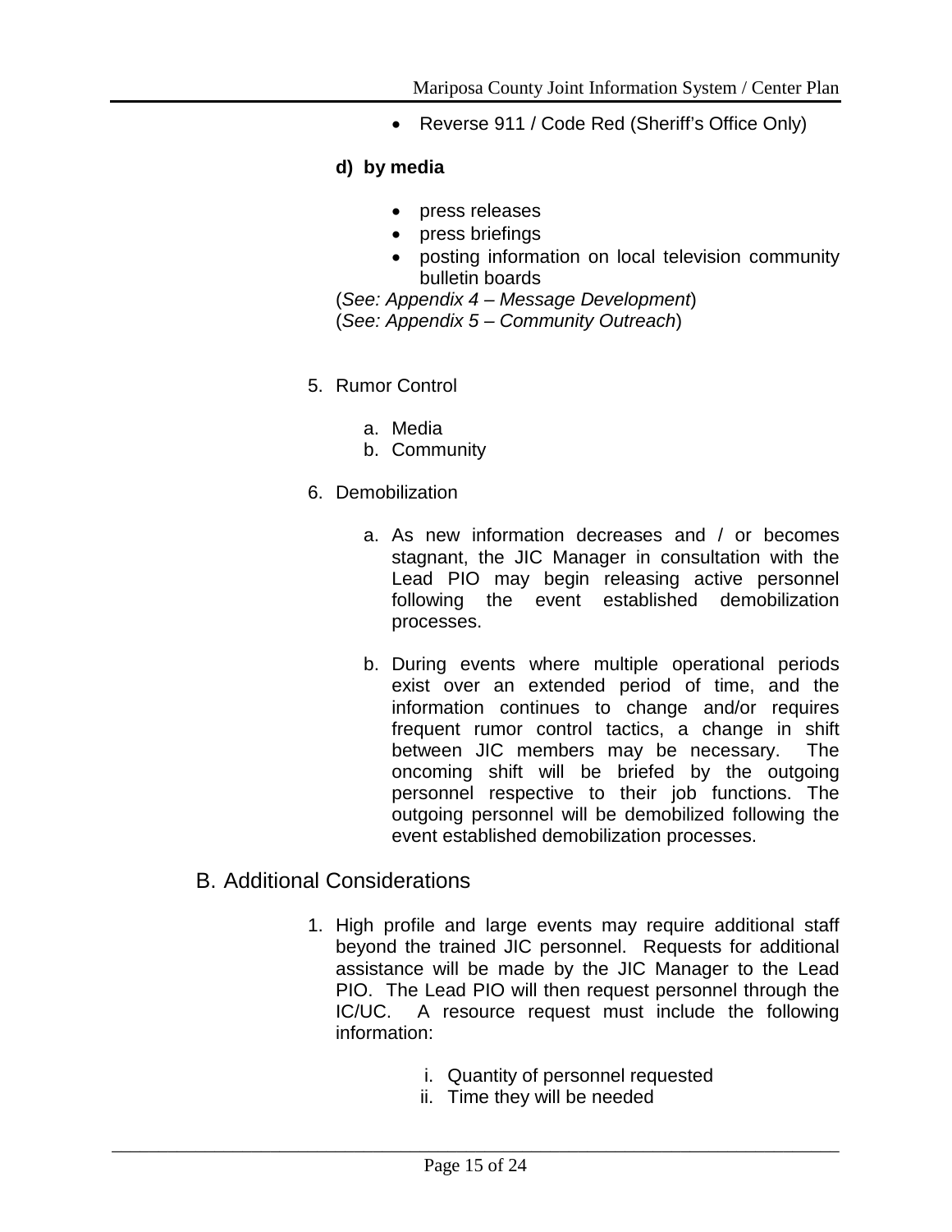- Reverse 911 / Code Red (Sheriff's Office Only)

**d) by media**

- press releases
- press briefings
- posting information on local television community bulletin boards

(*See: Appendix 4 – Message Development*)
(*See: Appendix 5 – Community Outreach*)

5. Rumor Control

   a. Media
   b. Community

6. Demobilization

   a. As new information decreases and / or becomes stagnant, the JIC Manager in consultation with the Lead PIO may begin releasing active personnel following the event established demobilization processes.

   b. During events where multiple operational periods exist over an extended period of time, and the information continues to change and/or requires frequent rumor control tactics, a change in shift between JIC members may be necessary. The oncoming shift will be briefed by the outgoing personnel respective to their job functions. The outgoing personnel will be demobilized following the event established demobilization processes.

## B. Additional Considerations

1. High profile and large events may require additional staff beyond the trained JIC personnel. Requests for additional assistance will be made by the JIC Manager to the Lead PIO. The Lead PIO will then request personnel through the IC/UC. A resource request must include the following information:

   i. Quantity of personnel requested
   ii. Time they will be needed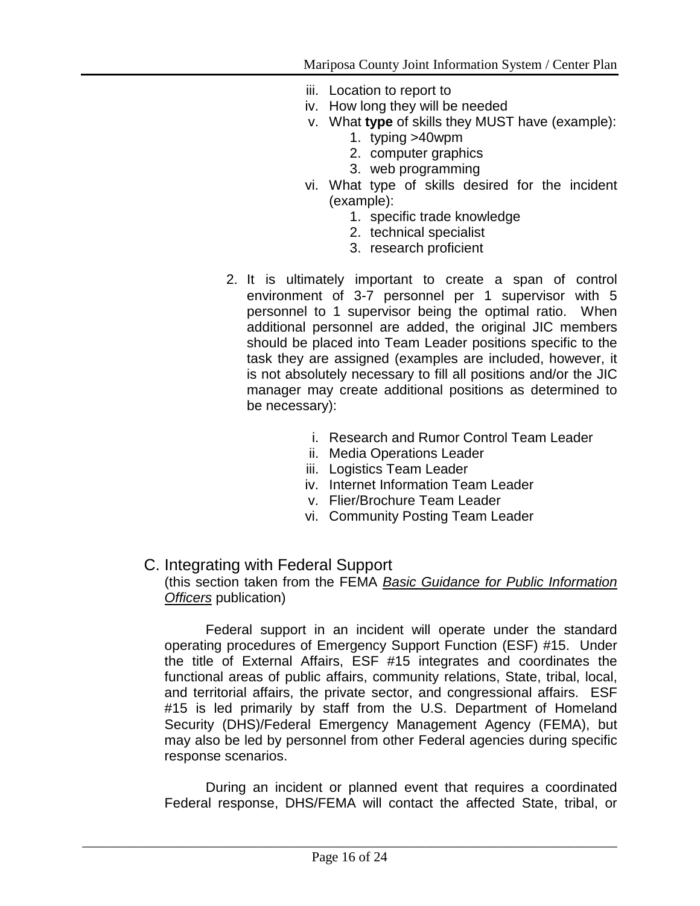- iii. Location to report to
- iv. How long they will be needed
- v. What **type** of skills they MUST have (example):
  1. typing >40wpm
  2. computer graphics
  3. web programming
- vi. What type of skills desired for the incident (example):
  1. specific trade knowledge
  2. technical specialist
  3. research proficient

2. It is ultimately important to create a span of control environment of 3-7 personnel per 1 supervisor with 5 personnel to 1 supervisor being the optimal ratio. When additional personnel are added, the original JIC members should be placed into Team Leader positions specific to the task they are assigned (examples are included, however, it is not absolutely necessary to fill all positions and/or the JIC manager may create additional positions as determined to be necessary):

   - i. Research and Rumor Control Team Leader
   - ii. Media Operations Leader
   - iii. Logistics Team Leader
   - iv. Internet Information Team Leader
   - v. Flier/Brochure Team Leader
   - vi. Community Posting Team Leader

## C. Integrating with Federal Support

(this section taken from the FEMA ***Basic Guidance for Public Information Officers*** publication)

Federal support in an incident will operate under the standard operating procedures of Emergency Support Function (ESF) #15. Under the title of External Affairs, ESF #15 integrates and coordinates the functional areas of public affairs, community relations, State, tribal, local, and territorial affairs, the private sector, and congressional affairs. ESF #15 is led primarily by staff from the U.S. Department of Homeland Security (DHS)/Federal Emergency Management Agency (FEMA), but may also be led by personnel from other Federal agencies during specific response scenarios.

During an incident or planned event that requires a coordinated Federal response, DHS/FEMA will contact the affected State, tribal, or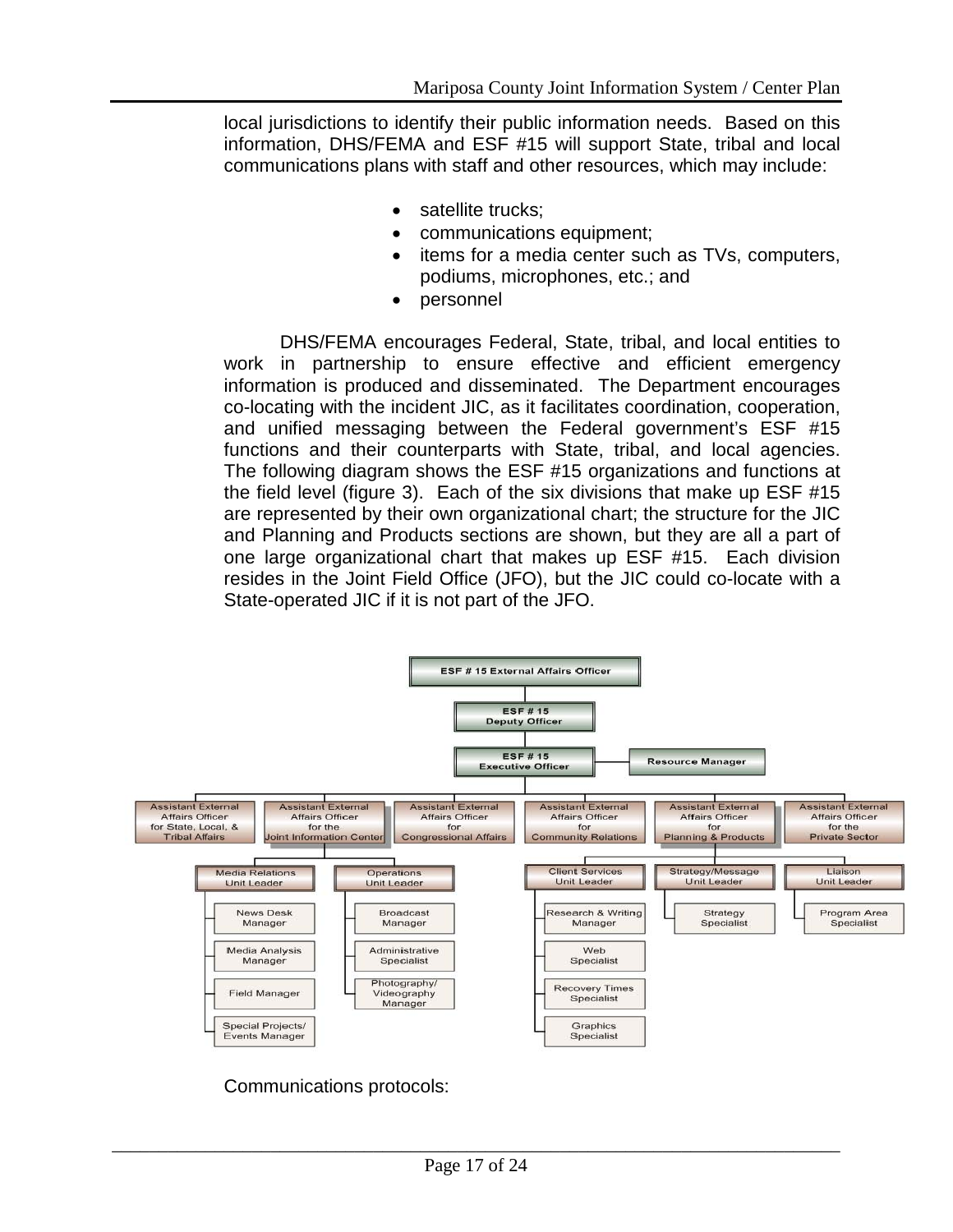local jurisdictions to identify their public information needs. Based on this information, DHS/FEMA and ESF #15 will support State, tribal and local communications plans with staff and other resources, which may include:

- satellite trucks;
- communications equipment;
- items for a media center such as TVs, computers, podiums, microphones, etc.; and
- personnel

DHS/FEMA encourages Federal, State, tribal, and local entities to work in partnership to ensure effective and efficient emergency information is produced and disseminated. The Department encourages co-locating with the incident JIC, as it facilitates coordination, cooperation, and unified messaging between the Federal government's ESF #15 functions and their counterparts with State, tribal, and local agencies. The following diagram shows the ESF #15 organizations and functions at the field level (figure 3). Each of the six divisions that make up ESF #15 are represented by their own organizational chart; the structure for the JIC and Planning and Products sections are shown, but they are all a part of one large organizational chart that makes up ESF #15. Each division resides in the Joint Field Office (JFO), but the JIC could co-locate with a State-operated JIC if it is not part of the JFO.

- ESF # 15 External Affairs Officer
  - ESF # 15 Deputy Officer
    - ESF # 15 Executive Officer — Resource Manager
      - Assistant External Affairs Officer for State, Local, & Tribal Affairs
      - Assistant External Affairs Officer for the Joint Information Center
        - Media Relations Unit Leader
          - News Desk Manager
          - Media Analysis Manager
          - Field Manager
          - Special Projects/ Events Manager
        - Operations Unit Leader
          - Broadcast Manager
          - Administrative Specialist
          - Photography/ Videography Manager
      - Assistant External Affairs Officer for Congressional Affairs
      - Assistant External Affairs Officer for Community Relations
      - Assistant External Affairs Officer for Planning & Products
        - Client Services Unit Leader
          - Research & Writing Manager
          - Web Specialist
          - Recovery Times Specialist
          - Graphics Specialist
        - Strategy/Message Unit Leader
          - Strategy Specialist
        - Liaison Unit Leader
          - Program Area Specialist
      - Assistant External Affairs Officer for the Private Sector

Communications protocols: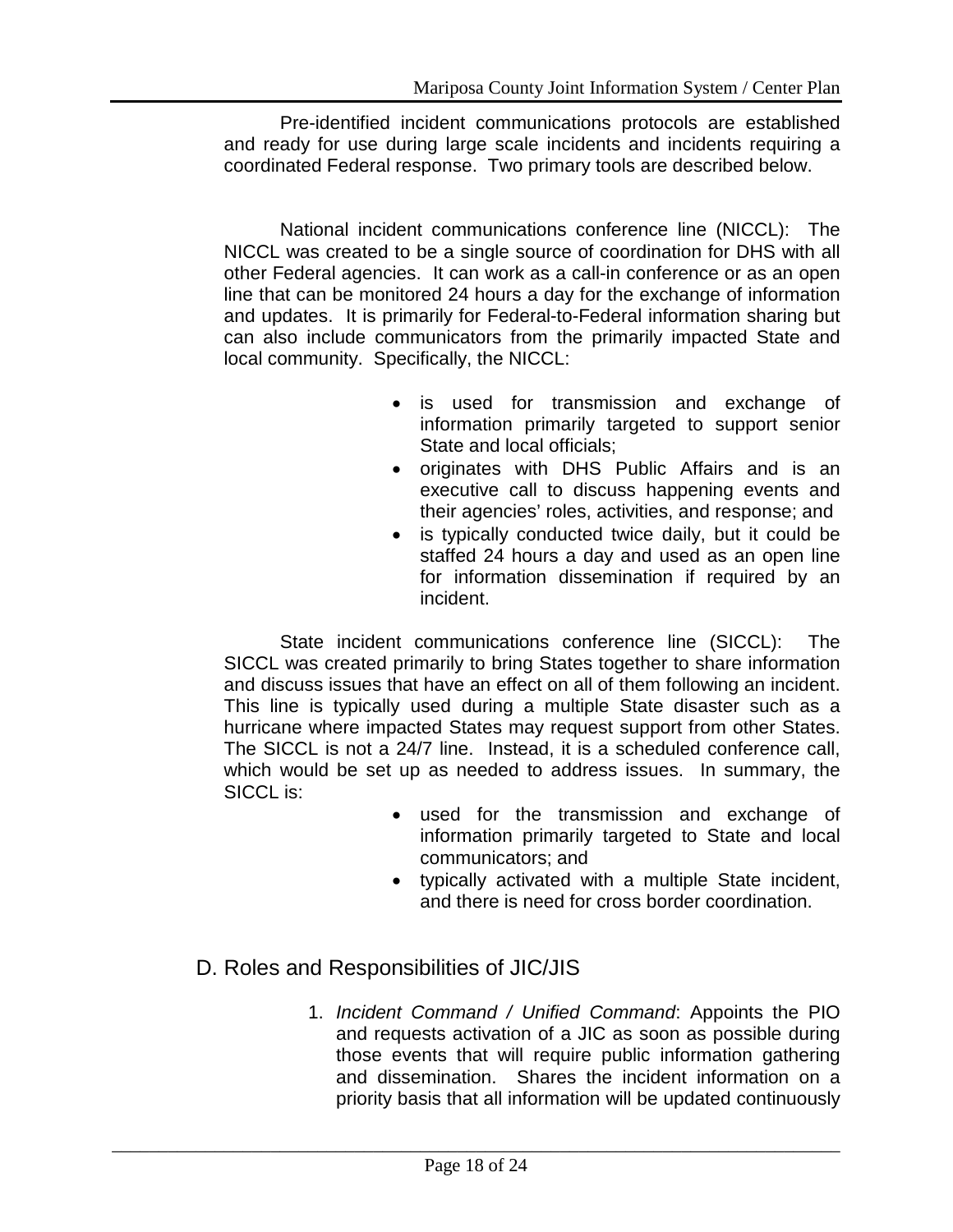Pre-identified incident communications protocols are established and ready for use during large scale incidents and incidents requiring a coordinated Federal response. Two primary tools are described below.

National incident communications conference line (NICCL): The NICCL was created to be a single source of coordination for DHS with all other Federal agencies. It can work as a call-in conference or as an open line that can be monitored 24 hours a day for the exchange of information and updates. It is primarily for Federal-to-Federal information sharing but can also include communicators from the primarily impacted State and local community. Specifically, the NICCL:

- is used for transmission and exchange of information primarily targeted to support senior State and local officials;
- originates with DHS Public Affairs and is an executive call to discuss happening events and their agencies' roles, activities, and response; and
- is typically conducted twice daily, but it could be staffed 24 hours a day and used as an open line for information dissemination if required by an incident.

State incident communications conference line (SICCL): The SICCL was created primarily to bring States together to share information and discuss issues that have an effect on all of them following an incident. This line is typically used during a multiple State disaster such as a hurricane where impacted States may request support from other States. The SICCL is not a 24/7 line. Instead, it is a scheduled conference call, which would be set up as needed to address issues. In summary, the SICCL is:

- used for the transmission and exchange of information primarily targeted to State and local communicators; and
- typically activated with a multiple State incident, and there is need for cross border coordination.

## D. Roles and Responsibilities of JIC/JIS

1. *Incident Command / Unified Command*: Appoints the PIO and requests activation of a JIC as soon as possible during those events that will require public information gathering and dissemination. Shares the incident information on a priority basis that all information will be updated continuously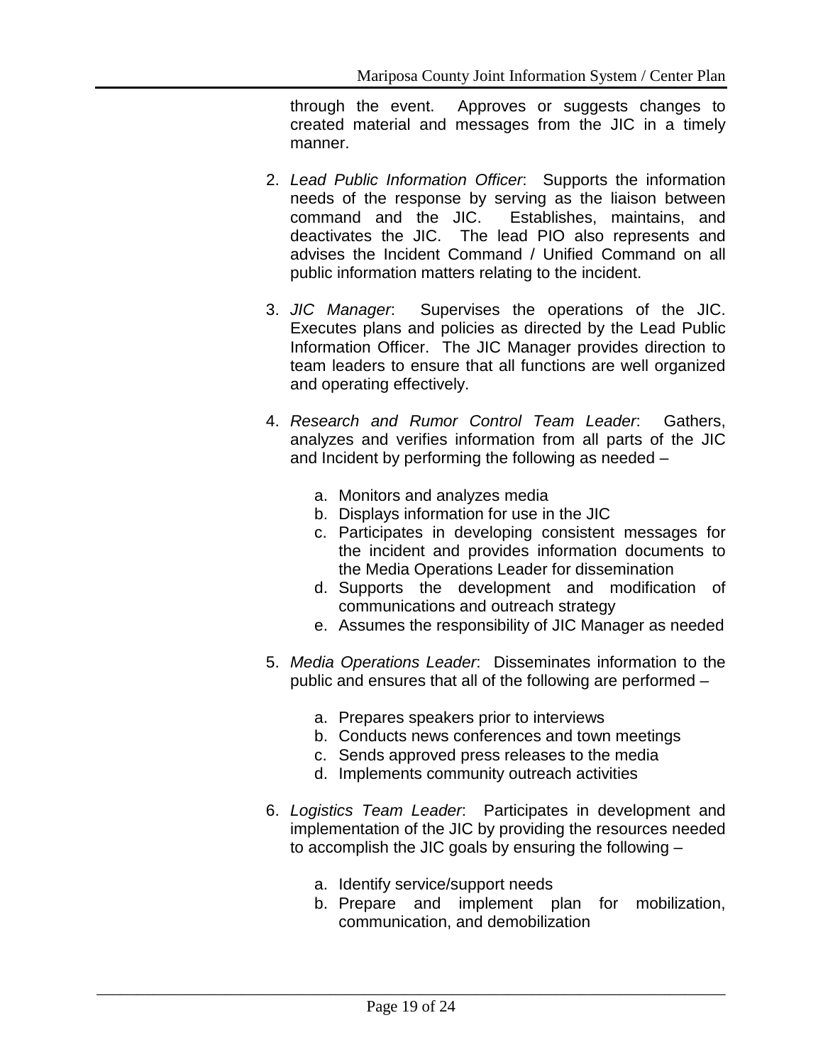through the event. Approves or suggests changes to created material and messages from the JIC in a timely manner.

2. *Lead Public Information Officer*: Supports the information needs of the response by serving as the liaison between command and the JIC. Establishes, maintains, and deactivates the JIC. The lead PIO also represents and advises the Incident Command / Unified Command on all public information matters relating to the incident.

3. *JIC Manager*: Supervises the operations of the JIC. Executes plans and policies as directed by the Lead Public Information Officer. The JIC Manager provides direction to team leaders to ensure that all functions are well organized and operating effectively.

4. *Research and Rumor Control Team Leader*: Gathers, analyzes and verifies information from all parts of the JIC and Incident by performing the following as needed –

   a. Monitors and analyzes media
   b. Displays information for use in the JIC
   c. Participates in developing consistent messages for the incident and provides information documents to the Media Operations Leader for dissemination
   d. Supports the development and modification of communications and outreach strategy
   e. Assumes the responsibility of JIC Manager as needed

5. *Media Operations Leader*: Disseminates information to the public and ensures that all of the following are performed –

   a. Prepares speakers prior to interviews
   b. Conducts news conferences and town meetings
   c. Sends approved press releases to the media
   d. Implements community outreach activities

6. *Logistics Team Leader*: Participates in development and implementation of the JIC by providing the resources needed to accomplish the JIC goals by ensuring the following –

   a. Identify service/support needs
   b. Prepare and implement plan for mobilization, communication, and demobilization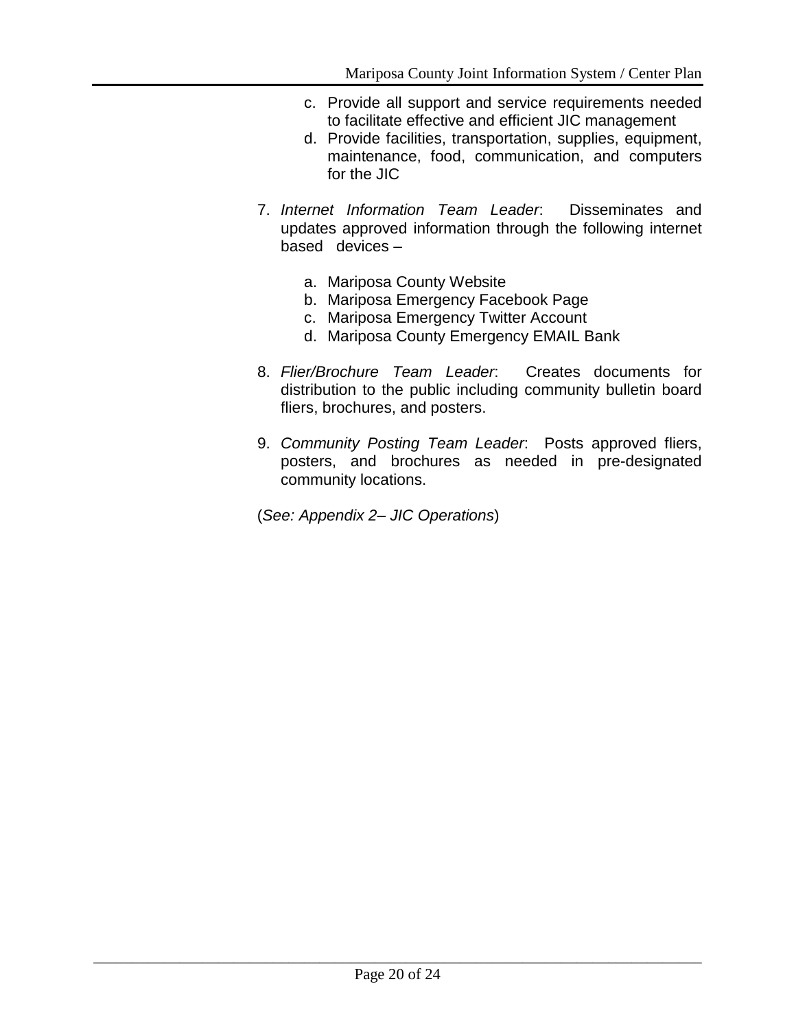c. Provide all support and service requirements needed to facilitate effective and efficient JIC management
   d. Provide facilities, transportation, supplies, equipment, maintenance, food, communication, and computers for the JIC

7. *Internet Information Team Leader*: Disseminates and updates approved information through the following internet based devices –

   a. Mariposa County Website
   b. Mariposa Emergency Facebook Page
   c. Mariposa Emergency Twitter Account
   d. Mariposa County Emergency EMAIL Bank

8. *Flier/Brochure Team Leader*: Creates documents for distribution to the public including community bulletin board fliers, brochures, and posters.

9. *Community Posting Team Leader*: Posts approved fliers, posters, and brochures as needed in pre-designated community locations.

(*See: Appendix 2– JIC Operations*)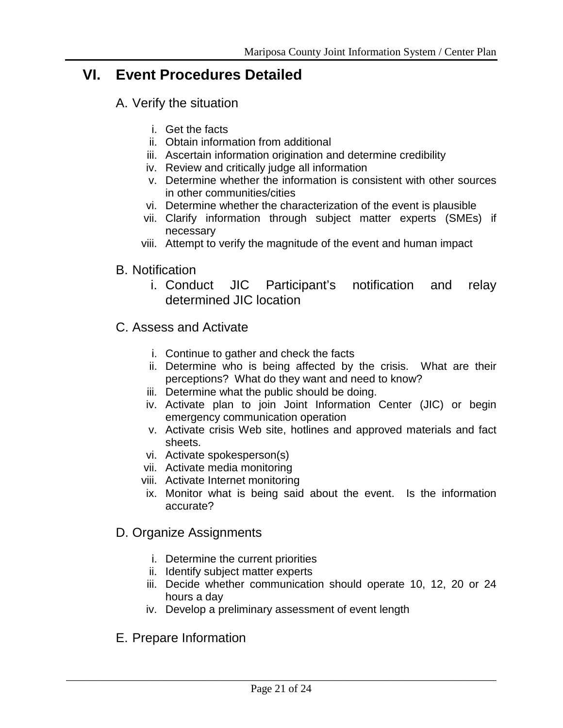# VI. Event Procedures Detailed

## A. Verify the situation

i. Get the facts
ii. Obtain information from additional
iii. Ascertain information origination and determine credibility
iv. Review and critically judge all information
v. Determine whether the information is consistent with other sources in other communities/cities
vi. Determine whether the characterization of the event is plausible
vii. Clarify information through subject matter experts (SMEs) if necessary
viii. Attempt to verify the magnitude of the event and human impact

## B. Notification

i. Conduct JIC Participant's notification and relay determined JIC location

## C. Assess and Activate

i. Continue to gather and check the facts
ii. Determine who is being affected by the crisis. What are their perceptions? What do they want and need to know?
iii. Determine what the public should be doing.
iv. Activate plan to join Joint Information Center (JIC) or begin emergency communication operation
v. Activate crisis Web site, hotlines and approved materials and fact sheets.
vi. Activate spokesperson(s)
vii. Activate media monitoring
viii. Activate Internet monitoring
ix. Monitor what is being said about the event. Is the information accurate?

## D. Organize Assignments

i. Determine the current priorities
ii. Identify subject matter experts
iii. Decide whether communication should operate 10, 12, 20 or 24 hours a day
iv. Develop a preliminary assessment of event length

## E. Prepare Information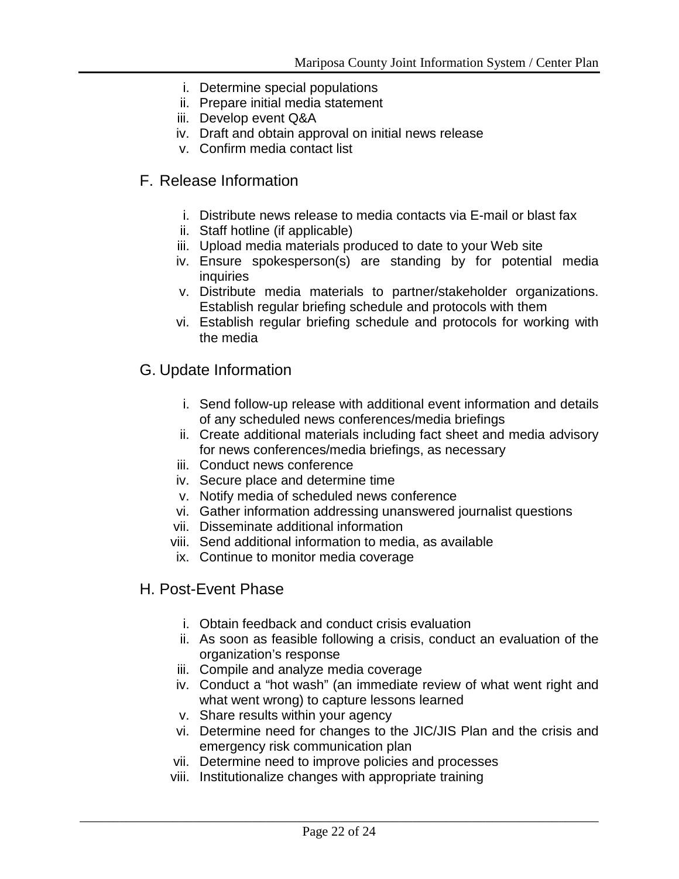i. Determine special populations
ii. Prepare initial media statement
iii. Develop event Q&A
iv. Draft and obtain approval on initial news release
v. Confirm media contact list

## F. Release Information

i. Distribute news release to media contacts via E-mail or blast fax
ii. Staff hotline (if applicable)
iii. Upload media materials produced to date to your Web site
iv. Ensure spokesperson(s) are standing by for potential media inquiries
v. Distribute media materials to partner/stakeholder organizations. Establish regular briefing schedule and protocols with them
vi. Establish regular briefing schedule and protocols for working with the media

## G. Update Information

i. Send follow-up release with additional event information and details of any scheduled news conferences/media briefings
ii. Create additional materials including fact sheet and media advisory for news conferences/media briefings, as necessary
iii. Conduct news conference
iv. Secure place and determine time
v. Notify media of scheduled news conference
vi. Gather information addressing unanswered journalist questions
vii. Disseminate additional information
viii. Send additional information to media, as available
ix. Continue to monitor media coverage

## H. Post-Event Phase

i. Obtain feedback and conduct crisis evaluation
ii. As soon as feasible following a crisis, conduct an evaluation of the organization's response
iii. Compile and analyze media coverage
iv. Conduct a "hot wash" (an immediate review of what went right and what went wrong) to capture lessons learned
v. Share results within your agency
vi. Determine need for changes to the JIC/JIS Plan and the crisis and emergency risk communication plan
vii. Determine need to improve policies and processes
viii. Institutionalize changes with appropriate training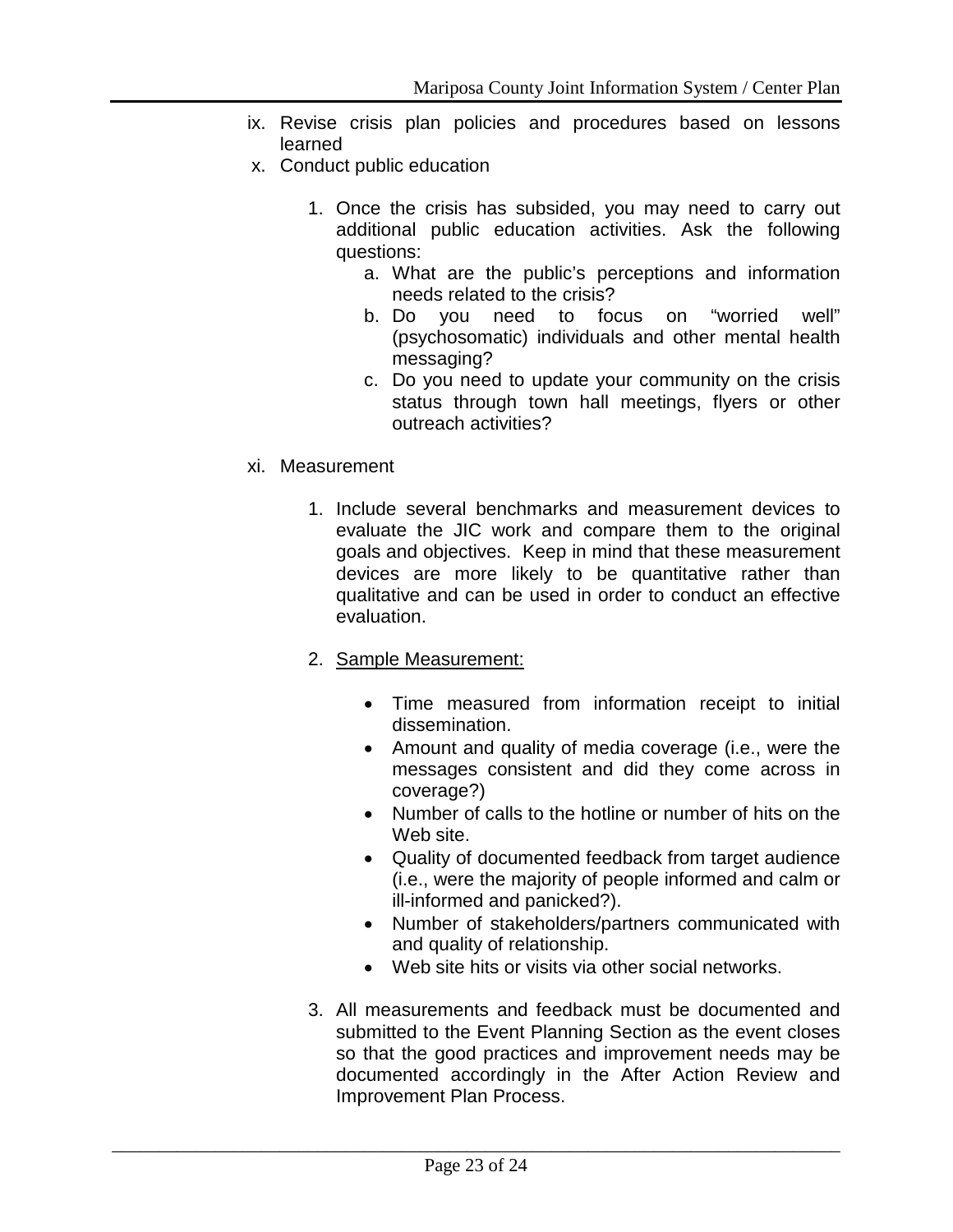ix. Revise crisis plan policies and procedures based on lessons learned

x. Conduct public education

   1. Once the crisis has subsided, you may need to carry out additional public education activities. Ask the following questions:
      a. What are the public's perceptions and information needs related to the crisis?
      b. Do you need to focus on "worried well" (psychosomatic) individuals and other mental health messaging?
      c. Do you need to update your community on the crisis status through town hall meetings, flyers or other outreach activities?

xi. Measurement

   1. Include several benchmarks and measurement devices to evaluate the JIC work and compare them to the original goals and objectives. Keep in mind that these measurement devices are more likely to be quantitative rather than qualitative and can be used in order to conduct an effective evaluation.

   2. <u>Sample Measurement:</u>

      - Time measured from information receipt to initial dissemination.
      - Amount and quality of media coverage (i.e., were the messages consistent and did they come across in coverage?)
      - Number of calls to the hotline or number of hits on the Web site.
      - Quality of documented feedback from target audience (i.e., were the majority of people informed and calm or ill-informed and panicked?).
      - Number of stakeholders/partners communicated with and quality of relationship.
      - Web site hits or visits via other social networks.

   3. All measurements and feedback must be documented and submitted to the Event Planning Section as the event closes so that the good practices and improvement needs may be documented accordingly in the After Action Review and Improvement Plan Process.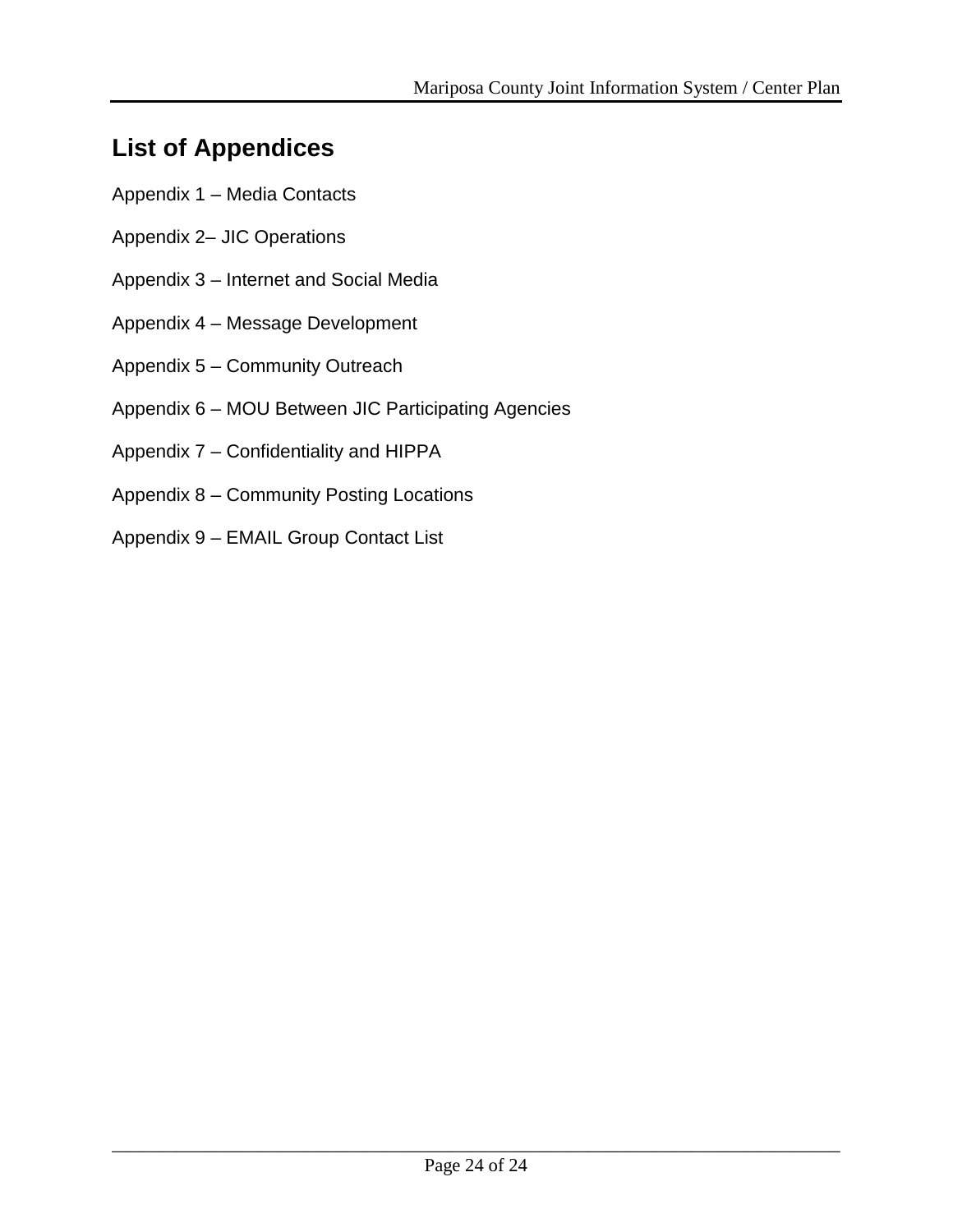## List of Appendices

Appendix 1 – Media Contacts

Appendix 2– JIC Operations

Appendix 3 – Internet and Social Media

Appendix 4 – Message Development

Appendix 5 – Community Outreach

Appendix 6 – MOU Between JIC Participating Agencies

Appendix 7 – Confidentiality and HIPPA

Appendix 8 – Community Posting Locations

Appendix 9 – EMAIL Group Contact List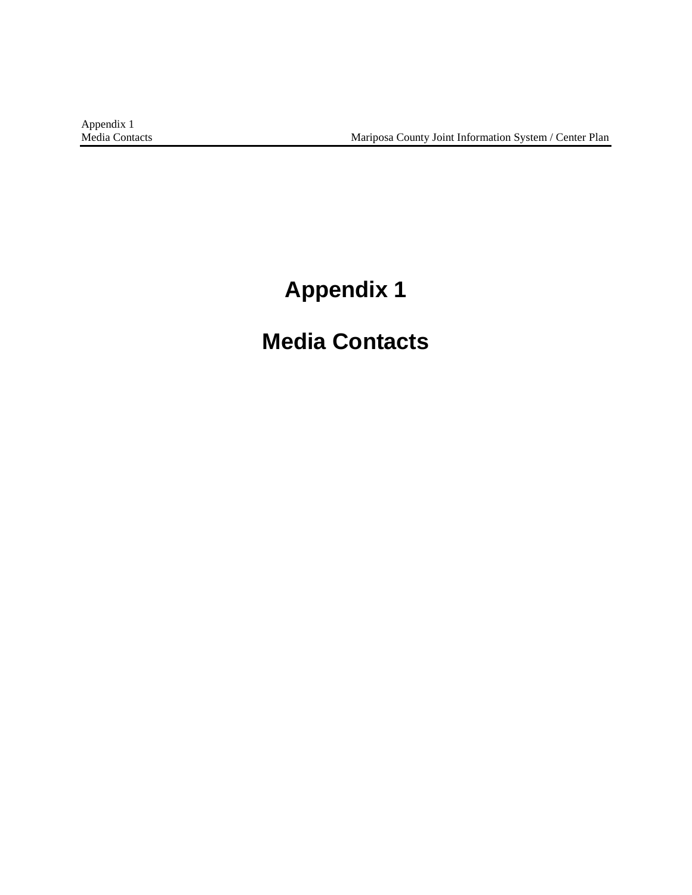# Appendix 1

# Media Contacts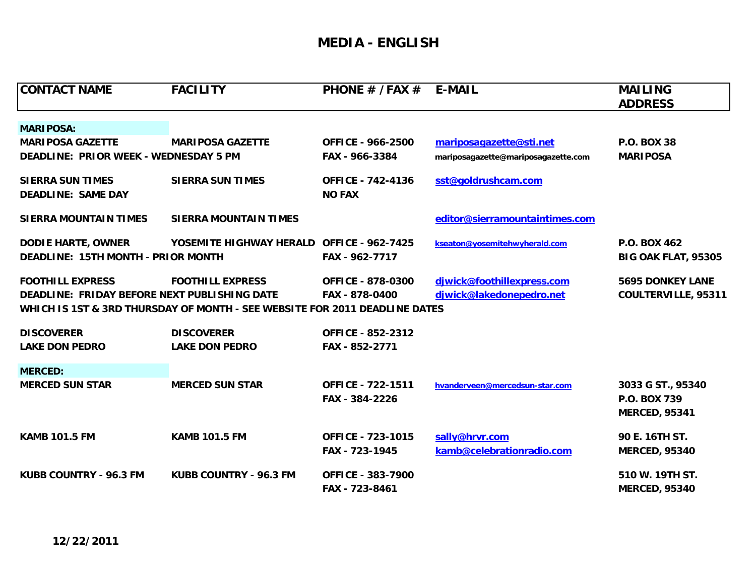# MEDIA - ENGLISH

| CONTACT NAME | FACILITY | PHONE # / FAX # | E-MAIL | MAILING ADDRESS |
|---|---|---|---|---|
| **MARIPOSA:** | | | | |
| MARIPOSA GAZETTE | MARIPOSA GAZETTE | OFFICE - 966-2500 | mariposagazette@sti.net | P.O. BOX 38 |
| DEADLINE: PRIOR WEEK - WEDNESDAY 5 PM | | FAX - 966-3384 | mariposagazette@mariposagazette.com | MARIPOSA |
| SIERRA SUN TIMES | SIERRA SUN TIMES | OFFICE - 742-4136 | sst@goldrushcam.com | |
| DEADLINE: SAME DAY | | NO FAX | | |
| SIERRA MOUNTAIN TIMES | SIERRA MOUNTAIN TIMES | | editor@sierramountaintimes.com | |
| DODIE HARTE, OWNER | YOSEMITE HIGHWAY HERALD | OFFICE - 962-7425 | kseaton@yosemitehwyherald.com | P.O. BOX 462 |
| DEADLINE: 15TH MONTH - PRIOR MONTH | | FAX - 962-7717 | | BIG OAK FLAT, 95305 |
| FOOTHILL EXPRESS | FOOTHILL EXPRESS | OFFICE - 878-0300 | djwick@foothillexpress.com | 5695 DONKEY LANE |
| DEADLINE: FRIDAY BEFORE NEXT PUBLISHING DATE | | FAX - 878-0400 | djwick@lakedonepedro.net | COULTERVILLE, 95311 |
| WHICH IS 1ST & 3RD THURSDAY OF MONTH - SEE WEBSITE FOR 2011 DEADLINE DATES | | | | |
| DISCOVERER | DISCOVERER | OFFICE - 852-2312 | | |
| LAKE DON PEDRO | LAKE DON PEDRO | FAX - 852-2771 | | |
| **MERCED:** | | | | |
| MERCED SUN STAR | MERCED SUN STAR | OFFICE - 722-1511 | hvanderveen@mercedsun-star.com | 3033 G ST., 95340 |
| | | FAX - 384-2226 | | P.O. BOX 739 |
| | | | | MERCED, 95341 |
| KAMB 101.5 FM | KAMB 101.5 FM | OFFICE - 723-1015 | sally@hrvr.com | 90 E. 16TH ST. |
| | | FAX - 723-1945 | kamb@celebrationradio.com | MERCED, 95340 |
| KUBB COUNTRY - 96.3 FM | KUBB COUNTRY - 96.3 FM | OFFICE - 383-7900 | | 510 W. 19TH ST. |
| | | FAX - 723-8461 | | MERCED, 95340 |

12/22/2011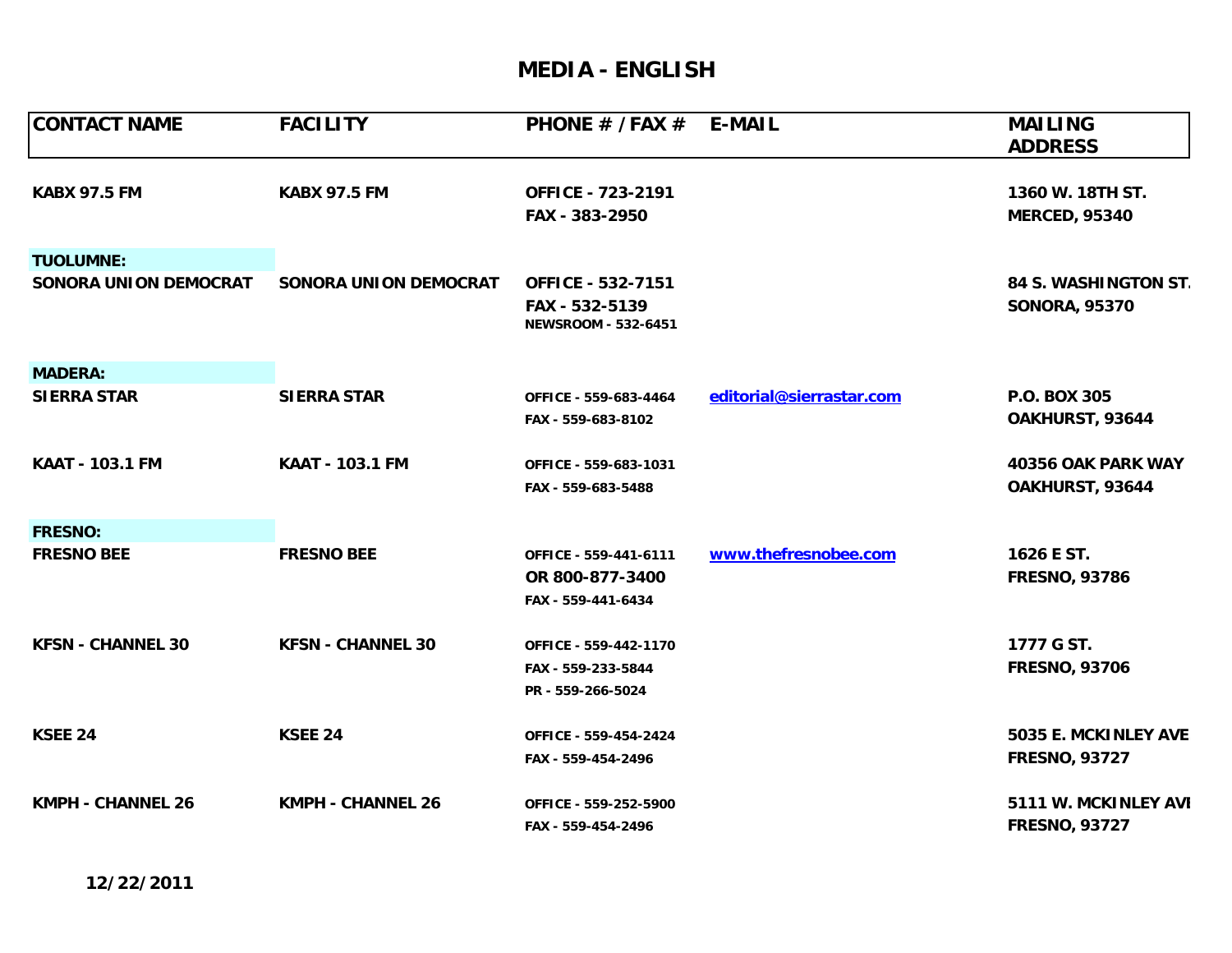# MEDIA - ENGLISH

| CONTACT NAME | FACILITY | PHONE # / FAX # | E-MAIL | MAILING ADDRESS |
|---|---|---|---|---|
| KABX 97.5 FM | KABX 97.5 FM | OFFICE - 723-2191<br>FAX - 383-2950 | | 1360 W. 18TH ST.<br>MERCED, 95340 |
| **TUOLUMNE:** | | | | |
| SONORA UNION DEMOCRAT | SONORA UNION DEMOCRAT | OFFICE - 532-7151<br>FAX - 532-5139<br>NEWSROOM - 532-6451 | | 84 S. WASHINGTON ST.<br>SONORA, 95370 |
| **MADERA:** | | | | |
| SIERRA STAR | SIERRA STAR | OFFICE - 559-683-4464<br>FAX - 559-683-8102 | editorial@sierrastar.com | P.O. BOX 305<br>OAKHURST, 93644 |
| KAAT - 103.1 FM | KAAT - 103.1 FM | OFFICE - 559-683-1031<br>FAX - 559-683-5488 | | 40356 OAK PARK WAY<br>OAKHURST, 93644 |
| **FRESNO:** | | | | |
| FRESNO BEE | FRESNO BEE | OFFICE - 559-441-6111<br>OR 800-877-3400<br>FAX - 559-441-6434 | www.thefresnobee.com | 1626 E ST.<br>FRESNO, 93786 |
| KFSN - CHANNEL 30 | KFSN - CHANNEL 30 | OFFICE - 559-442-1170<br>FAX - 559-233-5844<br>PR - 559-266-5024 | | 1777 G ST.<br>FRESNO, 93706 |
| KSEE 24 | KSEE 24 | OFFICE - 559-454-2424<br>FAX - 559-454-2496 | | 5035 E. MCKINLEY AVE<br>FRESNO, 93727 |
| KMPH - CHANNEL 26 | KMPH - CHANNEL 26 | OFFICE - 559-252-5900<br>FAX - 559-454-2496 | | 5111 W. MCKINLEY AVE<br>FRESNO, 93727 |

12/22/2011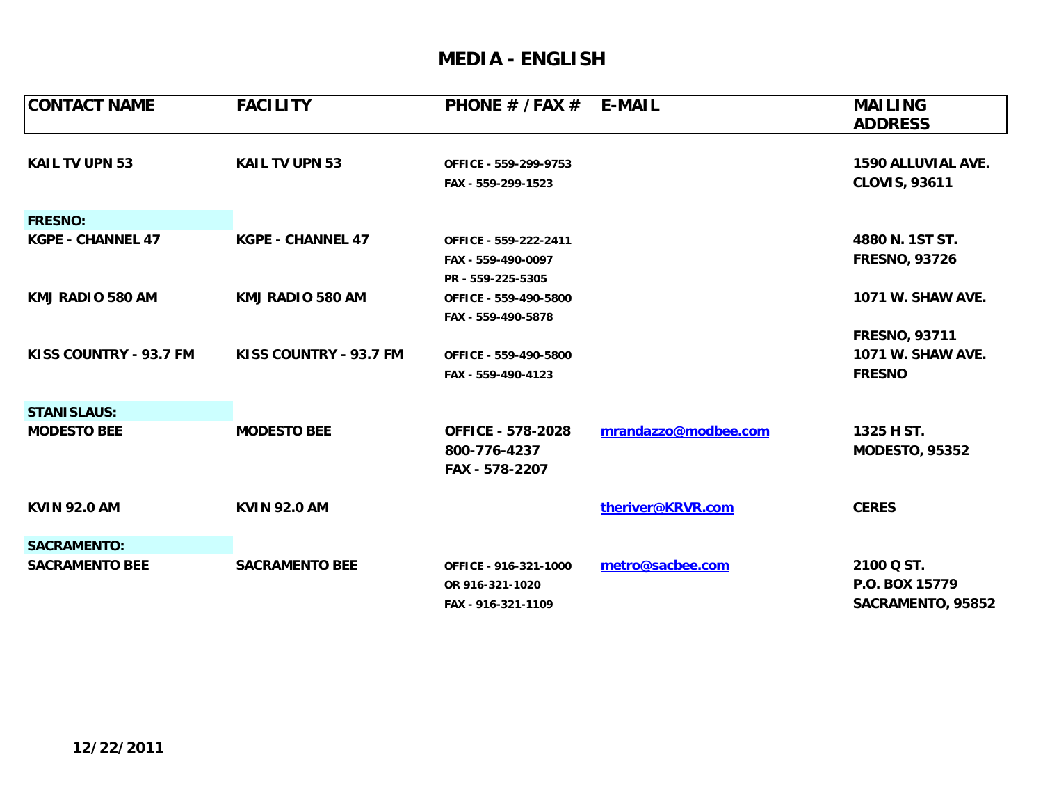# MEDIA - ENGLISH

| CONTACT NAME | FACILITY | PHONE # / FAX # | E-MAIL | MAILING ADDRESS |
|---|---|---|---|---|
| KAIL TV UPN 53 | KAIL TV UPN 53 | OFFICE - 559-299-9753<br>FAX - 559-299-1523 | | 1590 ALLUVIAL AVE.<br>CLOVIS, 93611 |
| **FRESNO:** | | | | |
| KGPE - CHANNEL 47 | KGPE - CHANNEL 47 | OFFICE - 559-222-2411<br>FAX - 559-490-0097<br>PR - 559-225-5305 | | 4880 N. 1ST ST.<br>FRESNO, 93726 |
| KMJ RADIO 580 AM | KMJ RADIO 580 AM | OFFICE - 559-490-5800<br>FAX - 559-490-5878 | | 1071 W. SHAW AVE.<br><br>FRESNO, 93711 |
| KISS COUNTRY - 93.7 FM | KISS COUNTRY - 93.7 FM | OFFICE - 559-490-5800<br>FAX - 559-490-4123 | | 1071 W. SHAW AVE.<br>FRESNO |
| **STANISLAUS:** | | | | |
| MODESTO BEE | MODESTO BEE | OFFICE - 578-2028<br>800-776-4237<br>FAX - 578-2207 | mrandazzo@modbee.com | 1325 H ST.<br>MODESTO, 95352 |
| KVIN 92.0 AM | KVIN 92.0 AM | | theriver@KRVR.com | CERES |
| **SACRAMENTO:** | | | | |
| SACRAMENTO BEE | SACRAMENTO BEE | OFFICE - 916-321-1000<br>OR 916-321-1020<br>FAX - 916-321-1109 | metro@sacbee.com | 2100 Q ST.<br>P.O. BOX 15779<br>SACRAMENTO, 95852 |

12/22/2011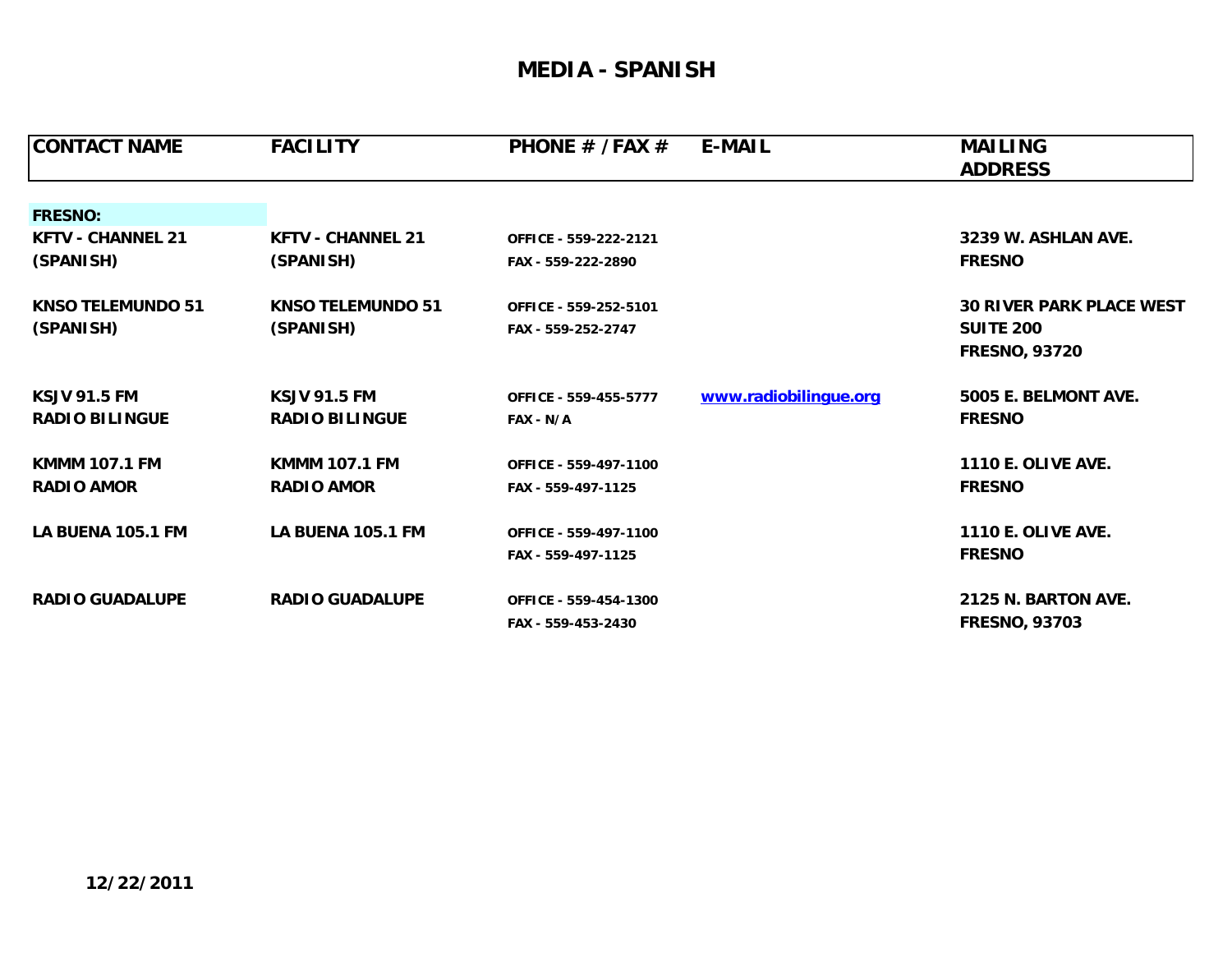# MEDIA - SPANISH

| CONTACT NAME | FACILITY | PHONE # / FAX # | E-MAIL | MAILING ADDRESS |
|---|---|---|---|---|
| **FRESNO:** | | | | |
| KFTV - CHANNEL 21 (SPANISH) | KFTV - CHANNEL 21 (SPANISH) | OFFICE - 559-222-2121<br>FAX - 559-222-2890 | | 3239 W. ASHLAN AVE.<br>FRESNO |
| KNSO TELEMUNDO 51 (SPANISH) | KNSO TELEMUNDO 51 (SPANISH) | OFFICE - 559-252-5101<br>FAX - 559-252-2747 | | 30 RIVER PARK PLACE WEST<br>SUITE 200<br>FRESNO, 93720 |
| KSJV 91.5 FM RADIO BILINGUE | KSJV 91.5 FM RADIO BILINGUE | OFFICE - 559-455-5777<br>FAX - N/A | www.radiobilingue.org | 5005 E. BELMONT AVE.<br>FRESNO |
| KMMM 107.1 FM RADIO AMOR | KMMM 107.1 FM RADIO AMOR | OFFICE - 559-497-1100<br>FAX - 559-497-1125 | | 1110 E. OLIVE AVE.<br>FRESNO |
| LA BUENA 105.1 FM | LA BUENA 105.1 FM | OFFICE - 559-497-1100<br>FAX - 559-497-1125 | | 1110 E. OLIVE AVE.<br>FRESNO |
| RADIO GUADALUPE | RADIO GUADALUPE | OFFICE - 559-454-1300<br>FAX - 559-453-2430 | | 2125 N. BARTON AVE.<br>FRESNO, 93703 |

12/22/2011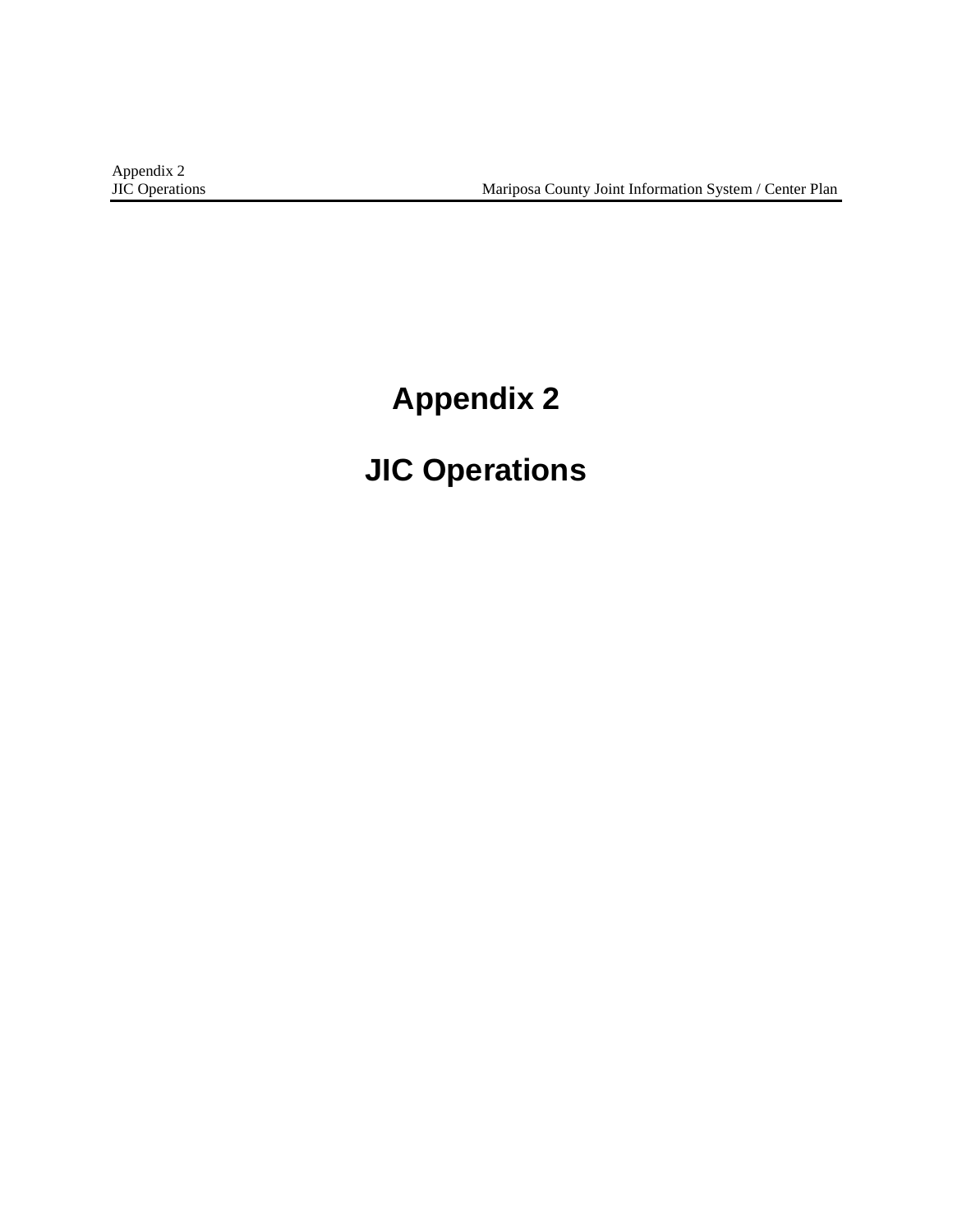# Appendix 2

# JIC Operations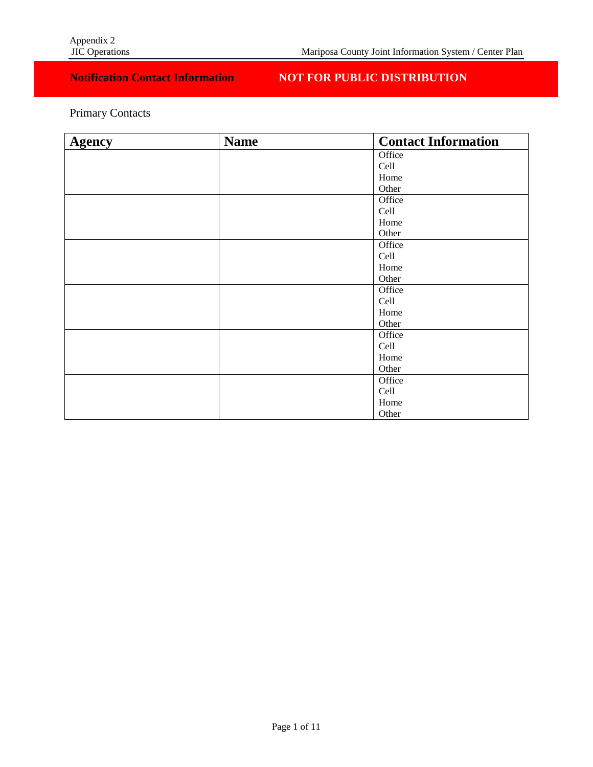**Notification Contact Information** **NOT FOR PUBLIC DISTRIBUTION**

Primary Contacts

| Agency | Name | Contact Information |
|---|---|---|
| | | Office<br>Cell<br>Home<br>Other |
| | | Office<br>Cell<br>Home<br>Other |
| | | Office<br>Cell<br>Home<br>Other |
| | | Office<br>Cell<br>Home<br>Other |
| | | Office<br>Cell<br>Home<br>Other |
| | | Office<br>Cell<br>Home<br>Other |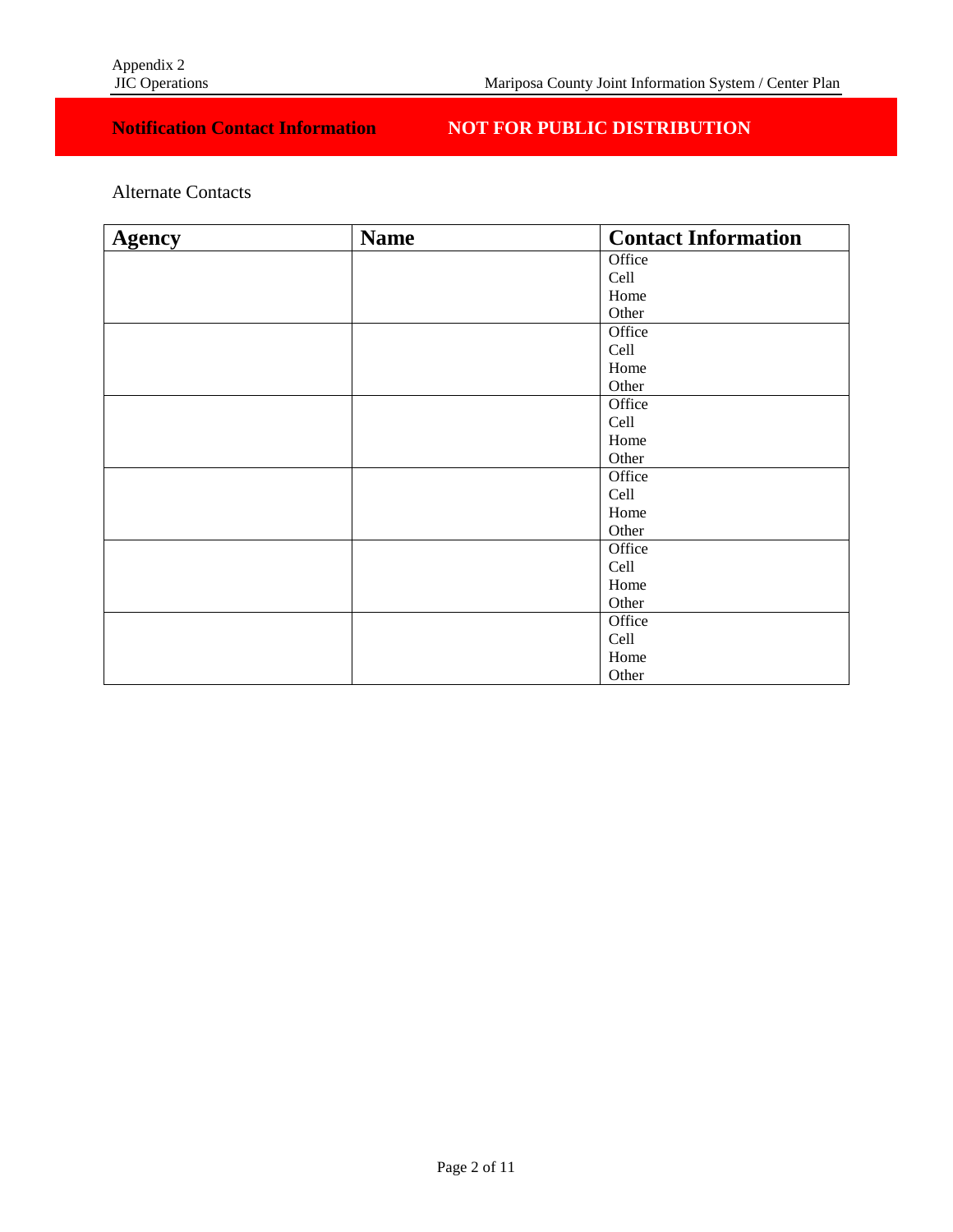**Notification Contact Information** **NOT FOR PUBLIC DISTRIBUTION**

Alternate Contacts

| Agency | Name | Contact Information |
|---|---|---|
| | | Office<br>Cell<br>Home<br>Other |
| | | Office<br>Cell<br>Home<br>Other |
| | | Office<br>Cell<br>Home<br>Other |
| | | Office<br>Cell<br>Home<br>Other |
| | | Office<br>Cell<br>Home<br>Other |
| | | Office<br>Cell<br>Home<br>Other |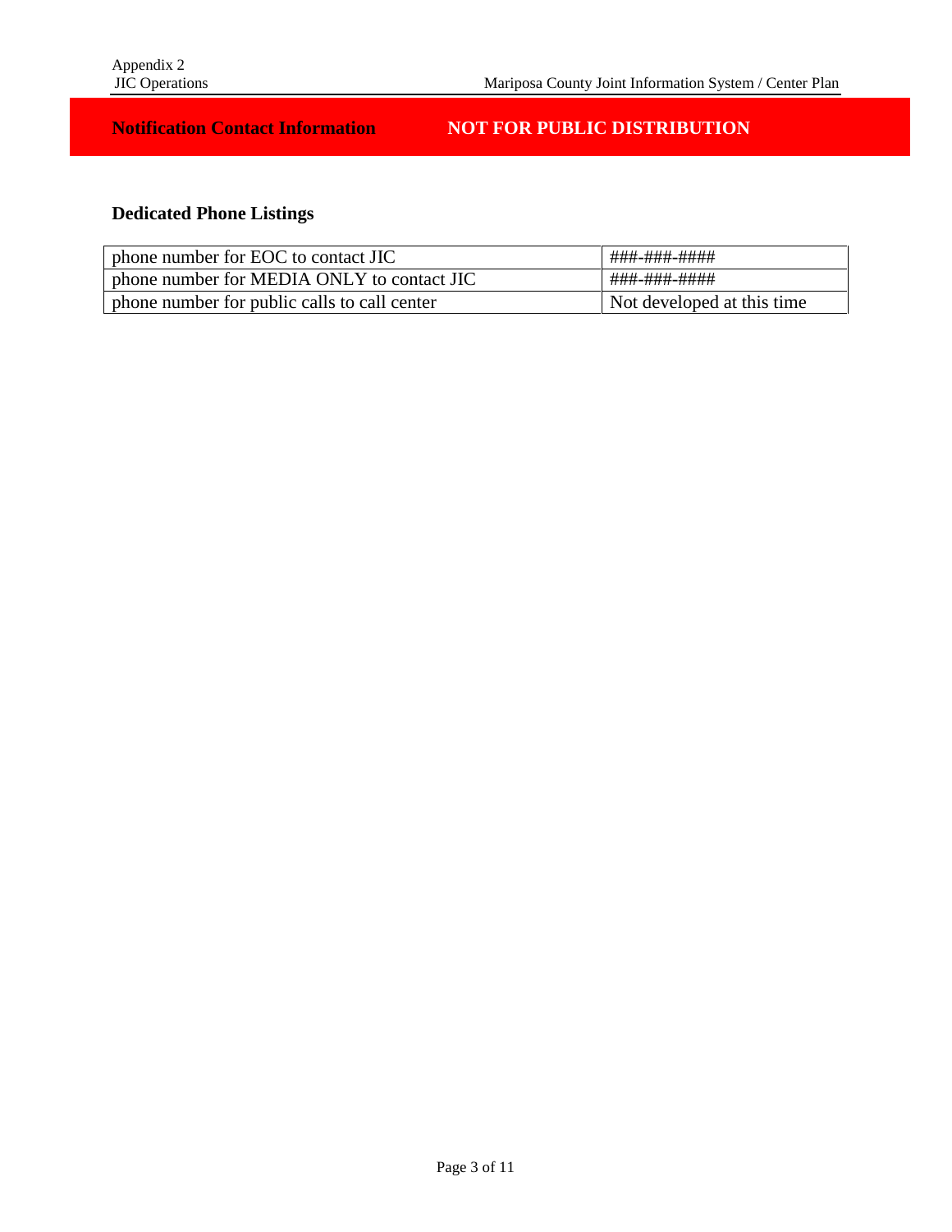**Notification Contact Information** **NOT FOR PUBLIC DISTRIBUTION**

## Dedicated Phone Listings

| | |
|---|---|
| phone number for EOC to contact JIC | ###-###-#### |
| phone number for MEDIA ONLY to contact JIC | ###-###-#### |
| phone number for public calls to call center | Not developed at this time |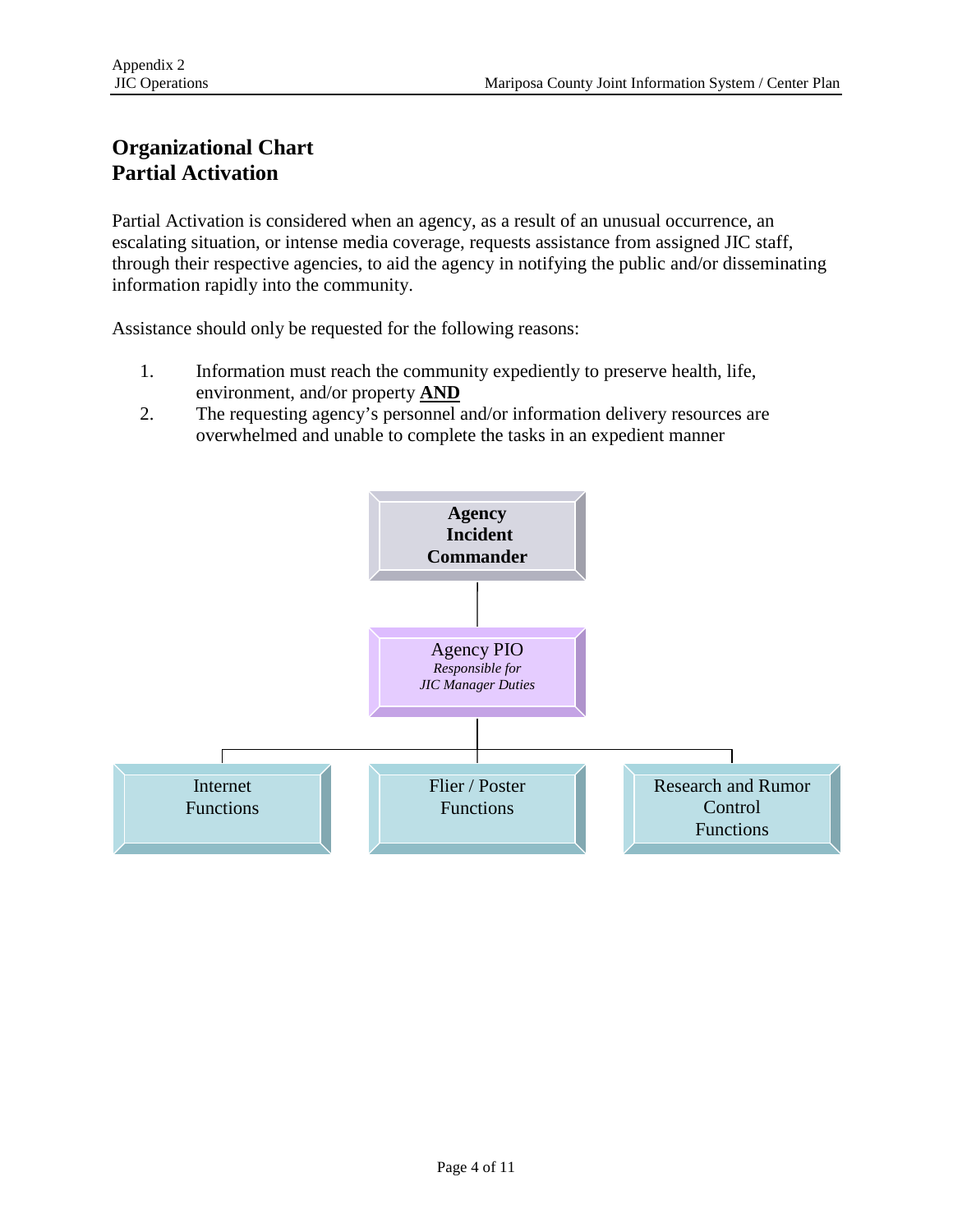# Organizational Chart
# Partial Activation

Partial Activation is considered when an agency, as a result of an unusual occurrence, an escalating situation, or intense media coverage, requests assistance from assigned JIC staff, through their respective agencies, to aid the agency in notifying the public and/or disseminating information rapidly into the community.

Assistance should only be requested for the following reasons:

1. Information must reach the community expediently to preserve health, life, environment, and/or property **AND**
2. The requesting agency's personnel and/or information delivery resources are overwhelmed and unable to complete the tasks in an expedient manner

**Agency Incident Commander**

Agency PIO
*Responsible for JIC Manager Duties*

Internet Functions

Flier / Poster Functions

Research and Rumor Control Functions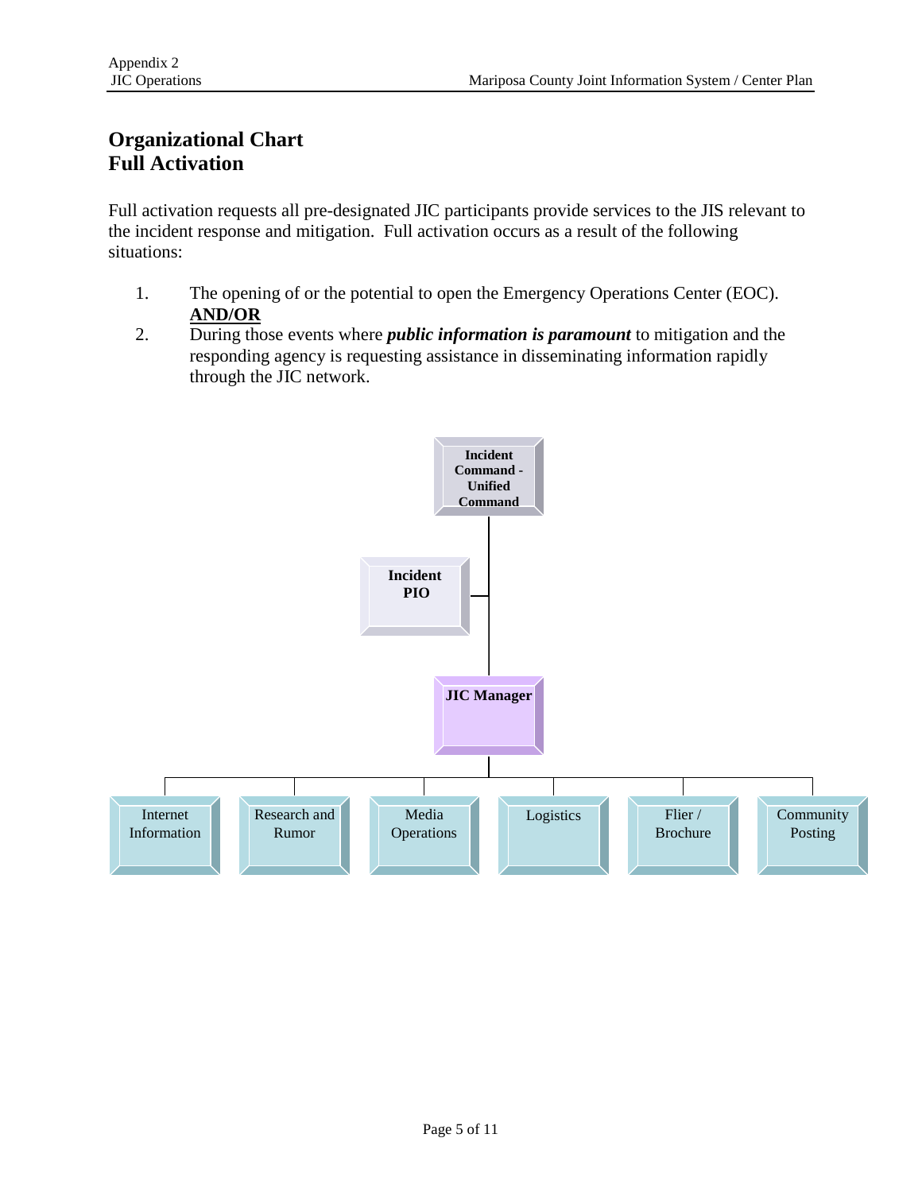## Organizational Chart
## Full Activation

Full activation requests all pre-designated JIC participants provide services to the JIS relevant to the incident response and mitigation. Full activation occurs as a result of the following situations:

1. The opening of or the potential to open the Emergency Operations Center (EOC). **AND/OR**
2. During those events where ***public information is paramount*** to mitigation and the responding agency is requesting assistance in disseminating information rapidly through the JIC network.

**Incident Command - Unified Command**

**Incident PIO**

**JIC Manager**

Internet Information | Research and Rumor | Media Operations | Logistics | Flier / Brochure | Community Posting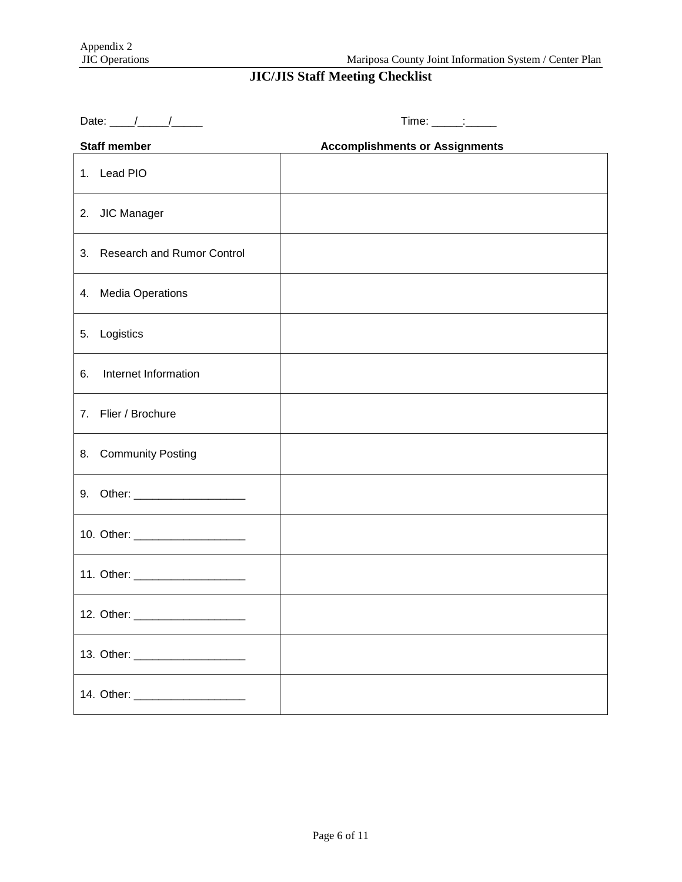## JIC/JIS Staff Meeting Checklist

Date: ____/_____/_____ Time: _____:_____

| Staff member | Accomplishments or Assignments |
|---|---|
| 1. Lead PIO | |
| 2. JIC Manager | |
| 3. Research and Rumor Control | |
| 4. Media Operations | |
| 5. Logistics | |
| 6. Internet Information | |
| 7. Flier / Brochure | |
| 8. Community Posting | |
| 9. Other: __________________ | |
| 10. Other: __________________ | |
| 11. Other: __________________ | |
| 12. Other: __________________ | |
| 13. Other: __________________ | |
| 14. Other: __________________ | |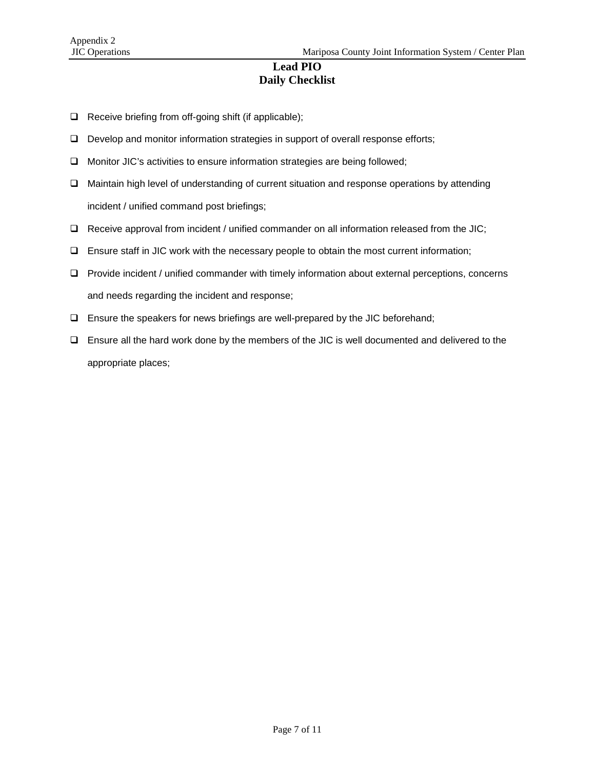# Lead PIO
## Daily Checklist

- ❑ Receive briefing from off-going shift (if applicable);
- ❑ Develop and monitor information strategies in support of overall response efforts;
- ❑ Monitor JIC's activities to ensure information strategies are being followed;
- ❑ Maintain high level of understanding of current situation and response operations by attending incident / unified command post briefings;
- ❑ Receive approval from incident / unified commander on all information released from the JIC;
- ❑ Ensure staff in JIC work with the necessary people to obtain the most current information;
- ❑ Provide incident / unified commander with timely information about external perceptions, concerns and needs regarding the incident and response;
- ❑ Ensure the speakers for news briefings are well-prepared by the JIC beforehand;
- ❑ Ensure all the hard work done by the members of the JIC is well documented and delivered to the appropriate places;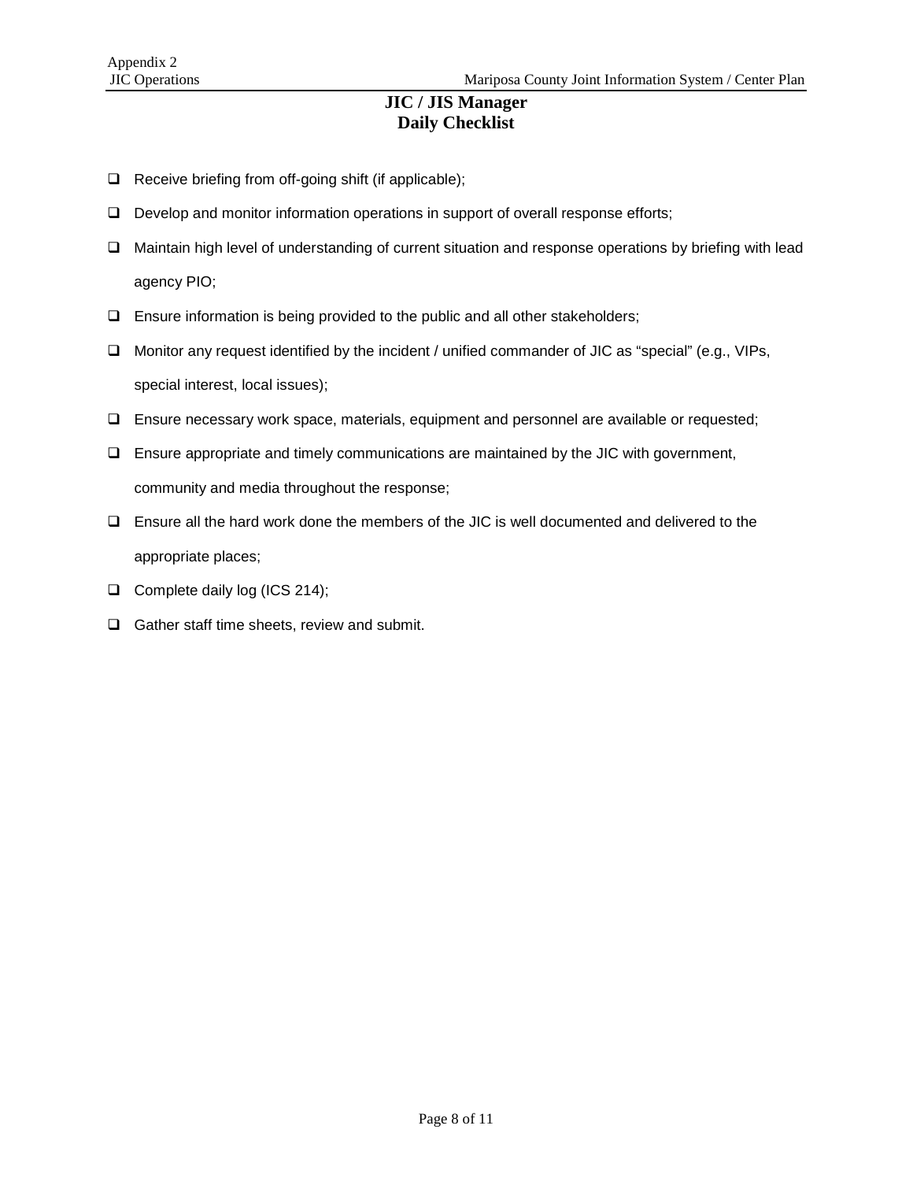## JIC / JIS Manager
## Daily Checklist

- [ ] Receive briefing from off-going shift (if applicable);
- [ ] Develop and monitor information operations in support of overall response efforts;
- [ ] Maintain high level of understanding of current situation and response operations by briefing with lead agency PIO;
- [ ] Ensure information is being provided to the public and all other stakeholders;
- [ ] Monitor any request identified by the incident / unified commander of JIC as "special" (e.g., VIPs, special interest, local issues);
- [ ] Ensure necessary work space, materials, equipment and personnel are available or requested;
- [ ] Ensure appropriate and timely communications are maintained by the JIC with government, community and media throughout the response;
- [ ] Ensure all the hard work done the members of the JIC is well documented and delivered to the appropriate places;
- [ ] Complete daily log (ICS 214);
- [ ] Gather staff time sheets, review and submit.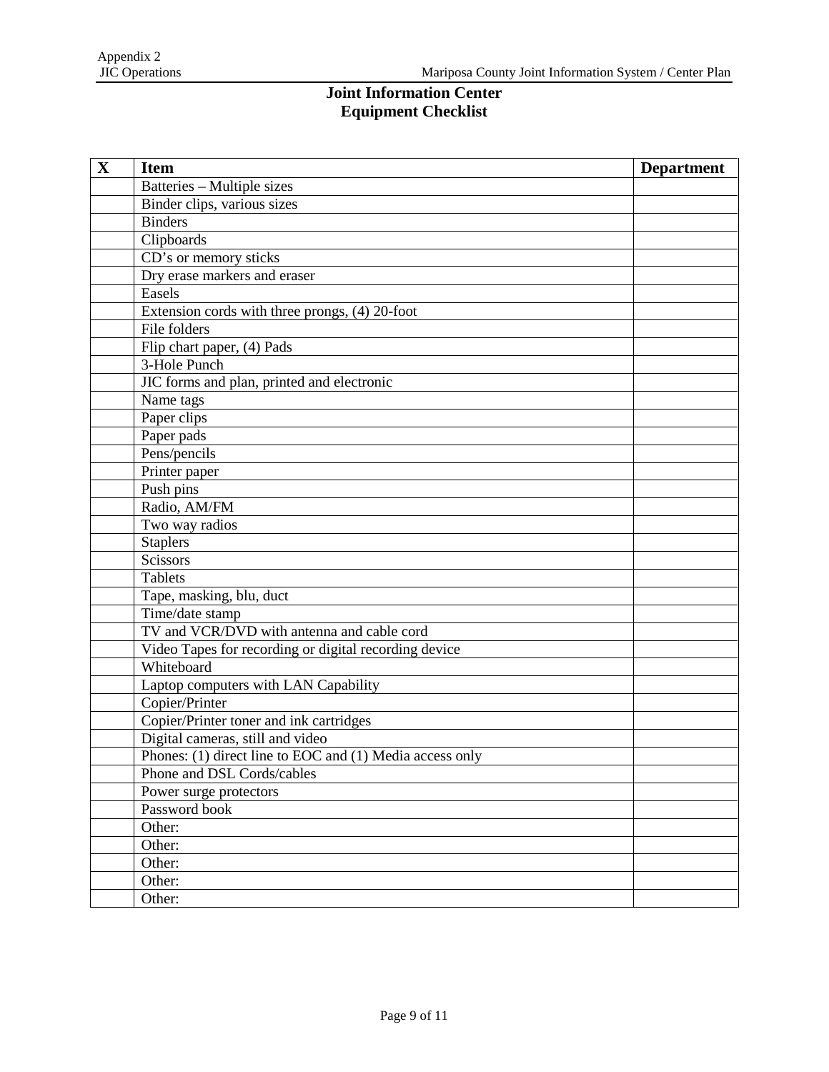# Joint Information Center
# Equipment Checklist

| X | Item | Department |
|---|---|---|
| | Batteries – Multiple sizes | |
| | Binder clips, various sizes | |
| | Binders | |
| | Clipboards | |
| | CD's or memory sticks | |
| | Dry erase markers and eraser | |
| | Easels | |
| | Extension cords with three prongs, (4) 20-foot | |
| | File folders | |
| | Flip chart paper, (4) Pads | |
| | 3-Hole Punch | |
| | JIC forms and plan, printed and electronic | |
| | Name tags | |
| | Paper clips | |
| | Paper pads | |
| | Pens/pencils | |
| | Printer paper | |
| | Push pins | |
| | Radio, AM/FM | |
| | Two way radios | |
| | Staplers | |
| | Scissors | |
| | Tablets | |
| | Tape, masking, blu, duct | |
| | Time/date stamp | |
| | TV and VCR/DVD with antenna and cable cord | |
| | Video Tapes for recording or digital recording device | |
| | Whiteboard | |
| | Laptop computers with LAN Capability | |
| | Copier/Printer | |
| | Copier/Printer toner and ink cartridges | |
| | Digital cameras, still and video | |
| | Phones: (1) direct line to EOC and (1) Media access only | |
| | Phone and DSL Cords/cables | |
| | Power surge protectors | |
| | Password book | |
| | Other: | |
| | Other: | |
| | Other: | |
| | Other: | |
| | Other: | |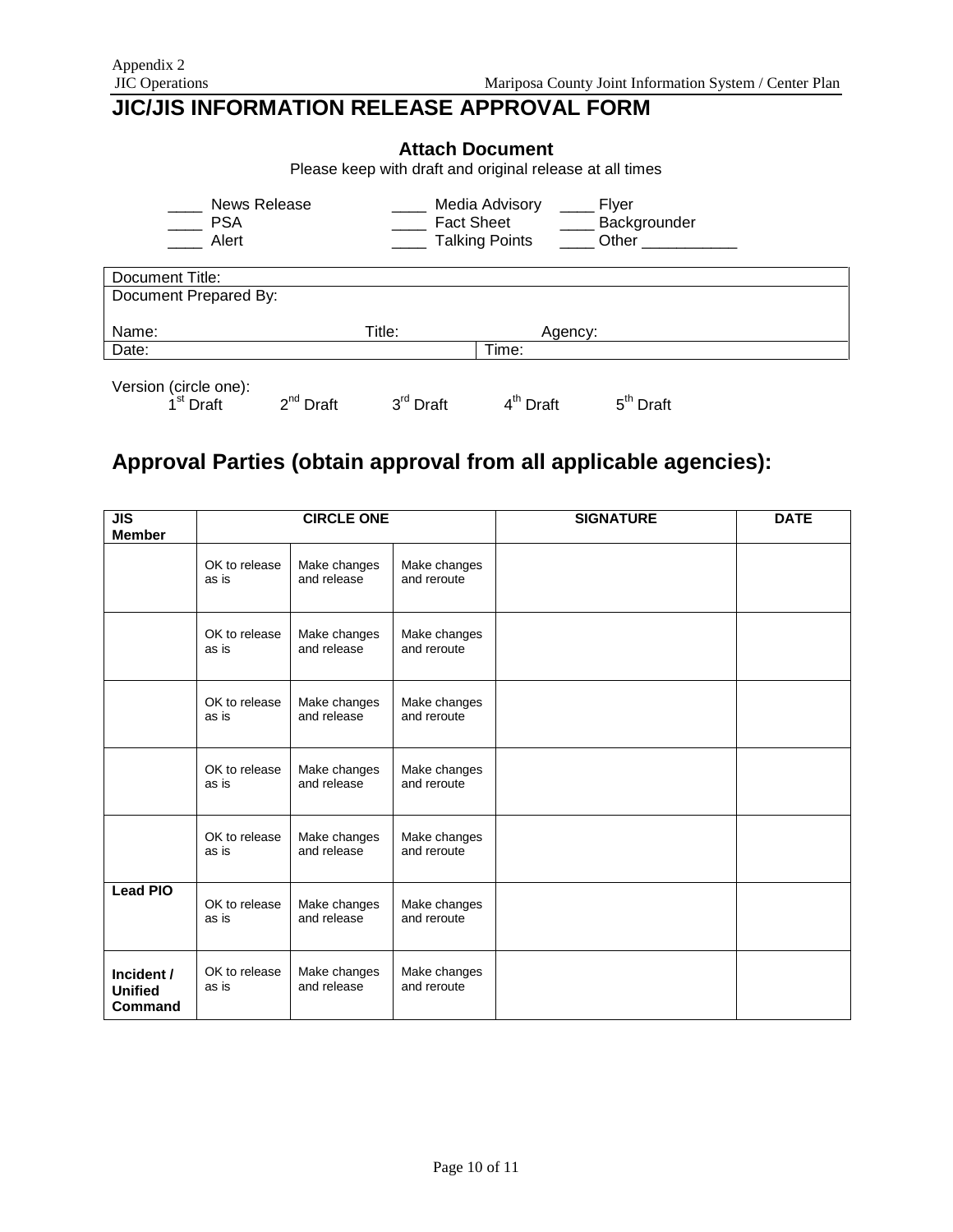Appendix 2

# JIC/JIS INFORMATION RELEASE APPROVAL FORM

**Attach Document**

Please keep with draft and original release at all times

____ News Release ____ Media Advisory ____ Flyer
____ PSA ____ Fact Sheet ____ Backgrounder
____ Alert ____ Talking Points ____ Other ___________

| Document Title: | | |
|---|---|---|
| Document Prepared By:<br><br>Name: | Title: | Agency: |
| Date: | | Time: |

Version (circle one):
1st Draft 2nd Draft 3rd Draft 4th Draft 5th Draft

## Approval Parties (obtain approval from all applicable agencies):

| JIS Member | CIRCLE ONE | | | SIGNATURE | DATE |
|---|---|---|---|---|---|
| | OK to release as is | Make changes and release | Make changes and reroute | | |
| | OK to release as is | Make changes and release | Make changes and reroute | | |
| | OK to release as is | Make changes and release | Make changes and reroute | | |
| | OK to release as is | Make changes and release | Make changes and reroute | | |
| | OK to release as is | Make changes and release | Make changes and reroute | | |
| **Lead PIO** | OK to release as is | Make changes and release | Make changes and reroute | | |
| **Incident / Unified Command** | OK to release as is | Make changes and release | Make changes and reroute | | |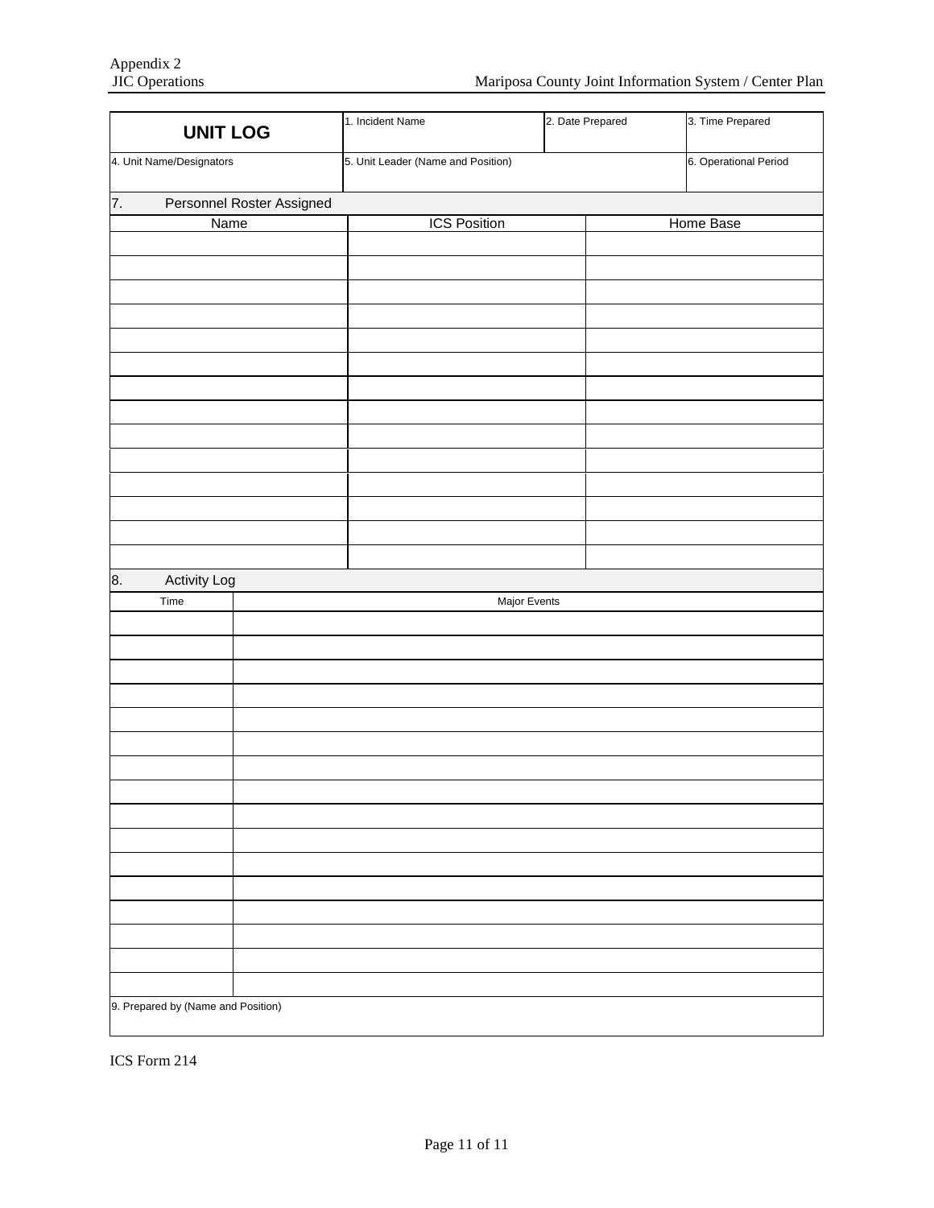Appendix 2
JIC Operations

| **UNIT LOG** | 1. Incident Name | 2. Date Prepared | 3. Time Prepared |
|---|---|---|---|
| 4. Unit Name/Designators | 5. Unit Leader (Name and Position) | | 6. Operational Period |

**7. Personnel Roster Assigned**

| Name | ICS Position | Home Base |
|---|---|---|
| | | |
| | | |
| | | |
| | | |
| | | |
| | | |
| | | |
| | | |
| | | |
| | | |
| | | |
| | | |
| | | |
| | | |

**8. Activity Log**

| Time | Major Events |
|---|---|
| | |
| | |
| | |
| | |
| | |
| | |
| | |
| | |
| | |
| | |
| | |
| | |
| | |
| | |
| | |
| | |

9. Prepared by (Name and Position)

ICS Form 214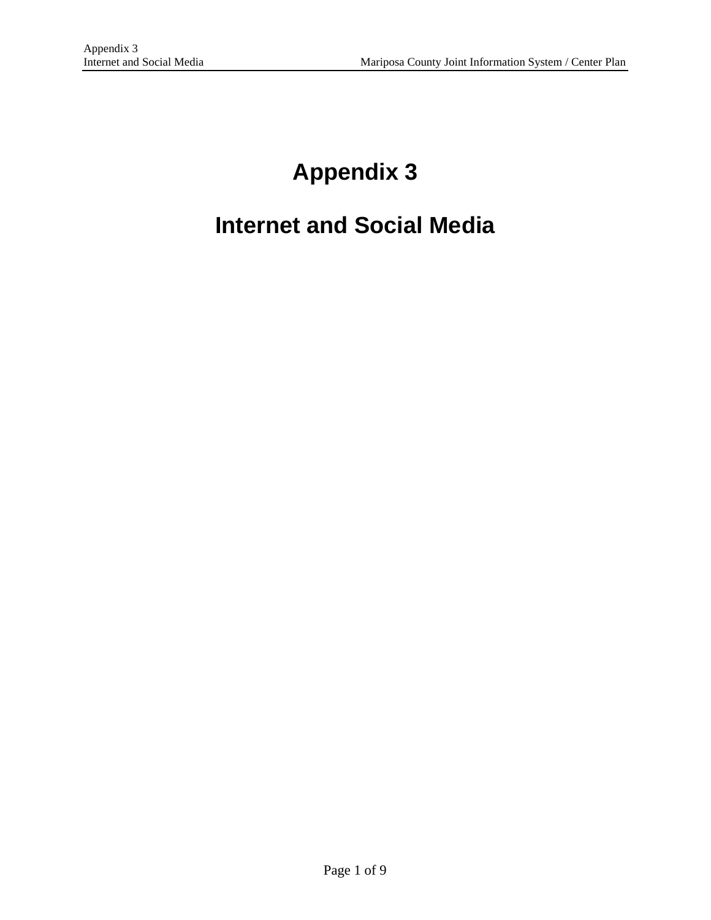# Appendix 3

# Internet and Social Media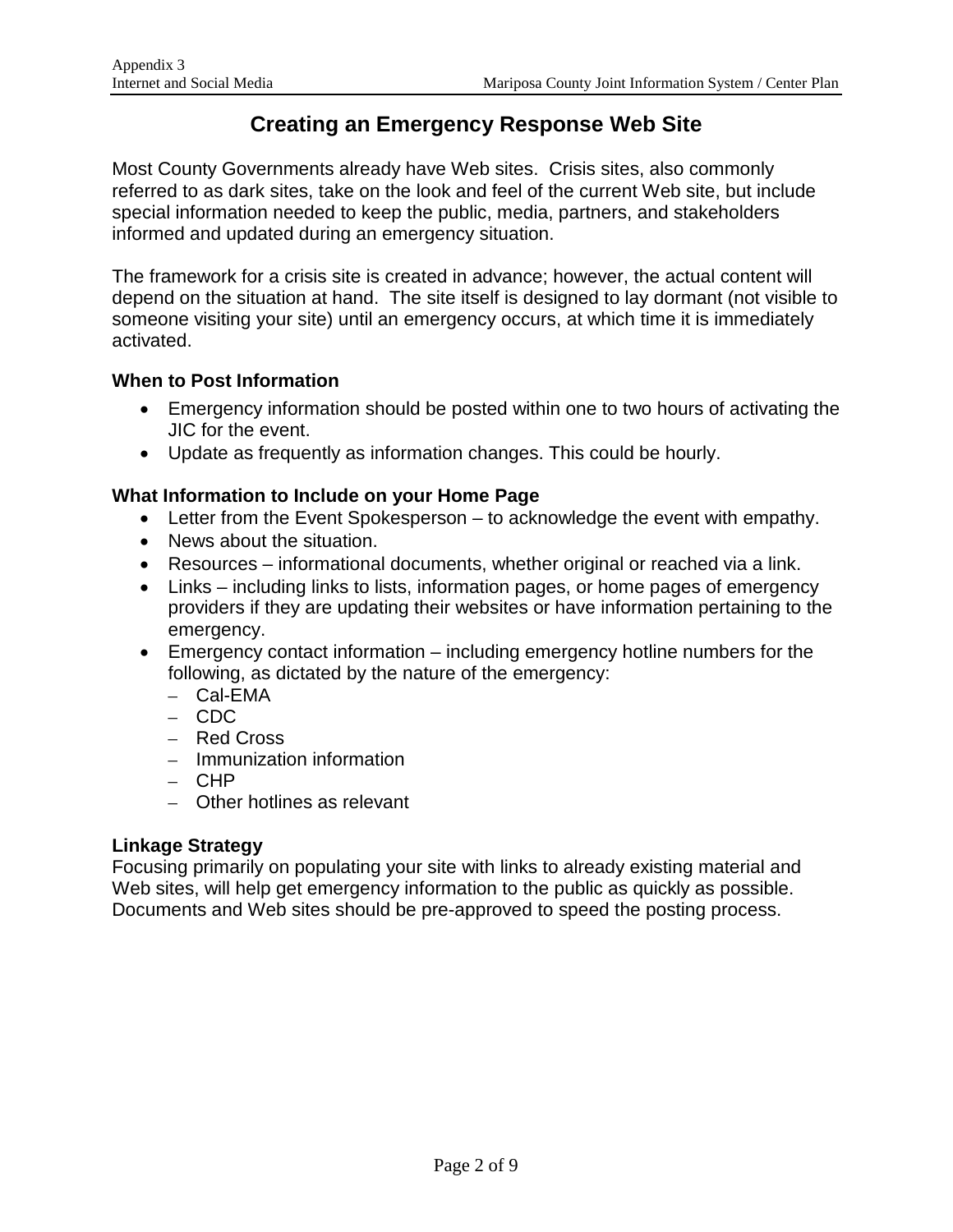# Creating an Emergency Response Web Site

Most County Governments already have Web sites. Crisis sites, also commonly referred to as dark sites, take on the look and feel of the current Web site, but include special information needed to keep the public, media, partners, and stakeholders informed and updated during an emergency situation.

The framework for a crisis site is created in advance; however, the actual content will depend on the situation at hand. The site itself is designed to lay dormant (not visible to someone visiting your site) until an emergency occurs, at which time it is immediately activated.

### When to Post Information

- Emergency information should be posted within one to two hours of activating the JIC for the event.
- Update as frequently as information changes. This could be hourly.

### What Information to Include on your Home Page

- Letter from the Event Spokesperson – to acknowledge the event with empathy.
- News about the situation.
- Resources – informational documents, whether original or reached via a link.
- Links – including links to lists, information pages, or home pages of emergency providers if they are updating their websites or have information pertaining to the emergency.
- Emergency contact information – including emergency hotline numbers for the following, as dictated by the nature of the emergency:
  - Cal-EMA
  - CDC
  - Red Cross
  - Immunization information
  - CHP
  - Other hotlines as relevant

### Linkage Strategy

Focusing primarily on populating your site with links to already existing material and Web sites, will help get emergency information to the public as quickly as possible. Documents and Web sites should be pre-approved to speed the posting process.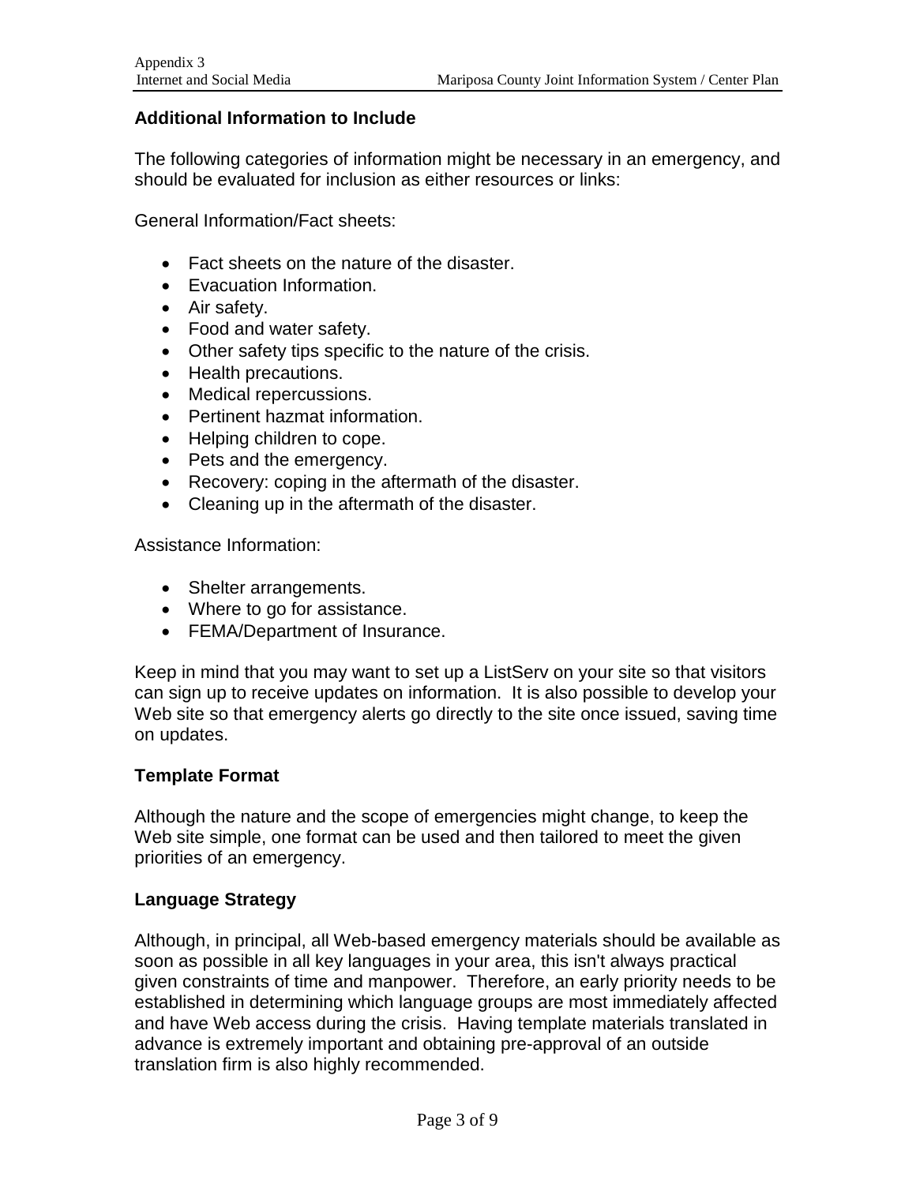## Additional Information to Include

The following categories of information might be necessary in an emergency, and should be evaluated for inclusion as either resources or links:

General Information/Fact sheets:

- Fact sheets on the nature of the disaster.
- Evacuation Information.
- Air safety.
- Food and water safety.
- Other safety tips specific to the nature of the crisis.
- Health precautions.
- Medical repercussions.
- Pertinent hazmat information.
- Helping children to cope.
- Pets and the emergency.
- Recovery: coping in the aftermath of the disaster.
- Cleaning up in the aftermath of the disaster.

Assistance Information:

- Shelter arrangements.
- Where to go for assistance.
- FEMA/Department of Insurance.

Keep in mind that you may want to set up a ListServ on your site so that visitors can sign up to receive updates on information. It is also possible to develop your Web site so that emergency alerts go directly to the site once issued, saving time on updates.

## Template Format

Although the nature and the scope of emergencies might change, to keep the Web site simple, one format can be used and then tailored to meet the given priorities of an emergency.

## Language Strategy

Although, in principal, all Web-based emergency materials should be available as soon as possible in all key languages in your area, this isn't always practical given constraints of time and manpower. Therefore, an early priority needs to be established in determining which language groups are most immediately affected and have Web access during the crisis. Having template materials translated in advance is extremely important and obtaining pre-approval of an outside translation firm is also highly recommended.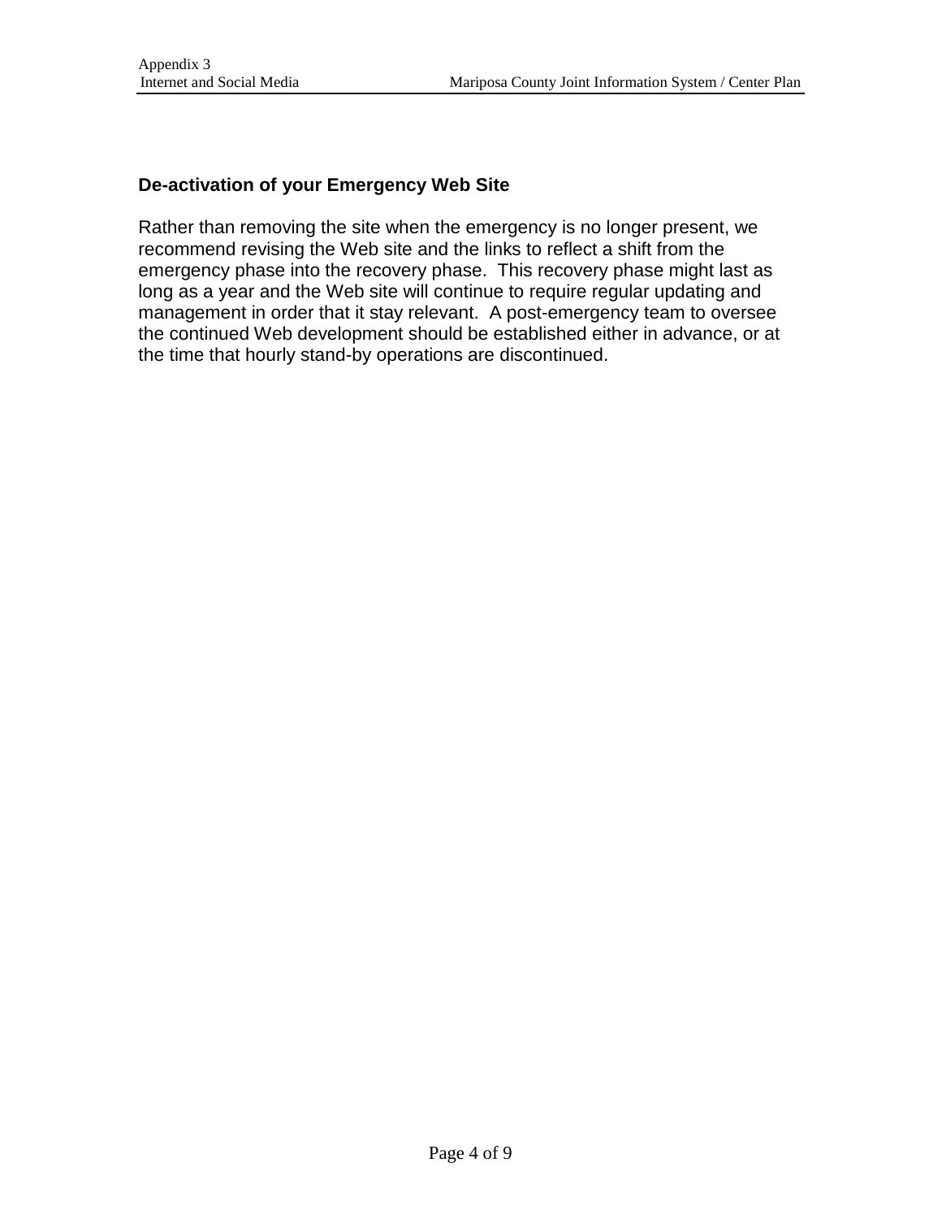### De-activation of your Emergency Web Site

Rather than removing the site when the emergency is no longer present, we recommend revising the Web site and the links to reflect a shift from the emergency phase into the recovery phase. This recovery phase might last as long as a year and the Web site will continue to require regular updating and management in order that it stay relevant. A post-emergency team to oversee the continued Web development should be established either in advance, or at the time that hourly stand-by operations are discontinued.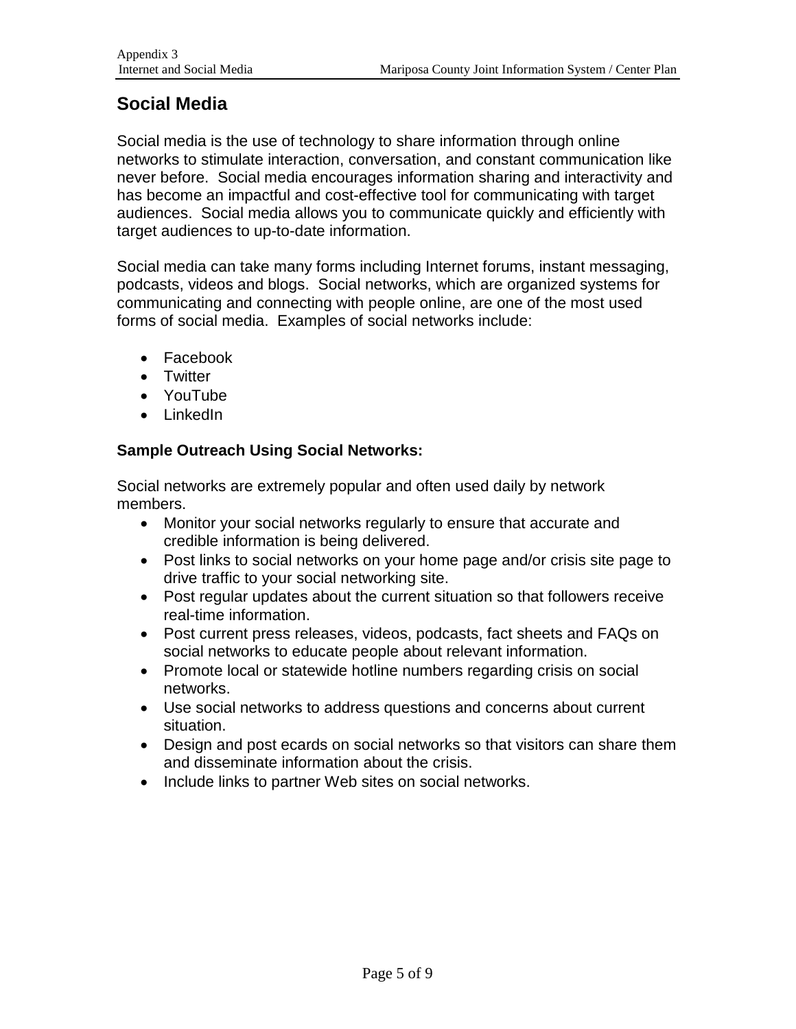## Social Media

Social media is the use of technology to share information through online networks to stimulate interaction, conversation, and constant communication like never before. Social media encourages information sharing and interactivity and has become an impactful and cost-effective tool for communicating with target audiences. Social media allows you to communicate quickly and efficiently with target audiences to up-to-date information.

Social media can take many forms including Internet forums, instant messaging, podcasts, videos and blogs. Social networks, which are organized systems for communicating and connecting with people online, are one of the most used forms of social media. Examples of social networks include:

- Facebook
- Twitter
- YouTube
- LinkedIn

**Sample Outreach Using Social Networks:**

Social networks are extremely popular and often used daily by network members.

- Monitor your social networks regularly to ensure that accurate and credible information is being delivered.
- Post links to social networks on your home page and/or crisis site page to drive traffic to your social networking site.
- Post regular updates about the current situation so that followers receive real-time information.
- Post current press releases, videos, podcasts, fact sheets and FAQs on social networks to educate people about relevant information.
- Promote local or statewide hotline numbers regarding crisis on social networks.
- Use social networks to address questions and concerns about current situation.
- Design and post ecards on social networks so that visitors can share them and disseminate information about the crisis.
- Include links to partner Web sites on social networks.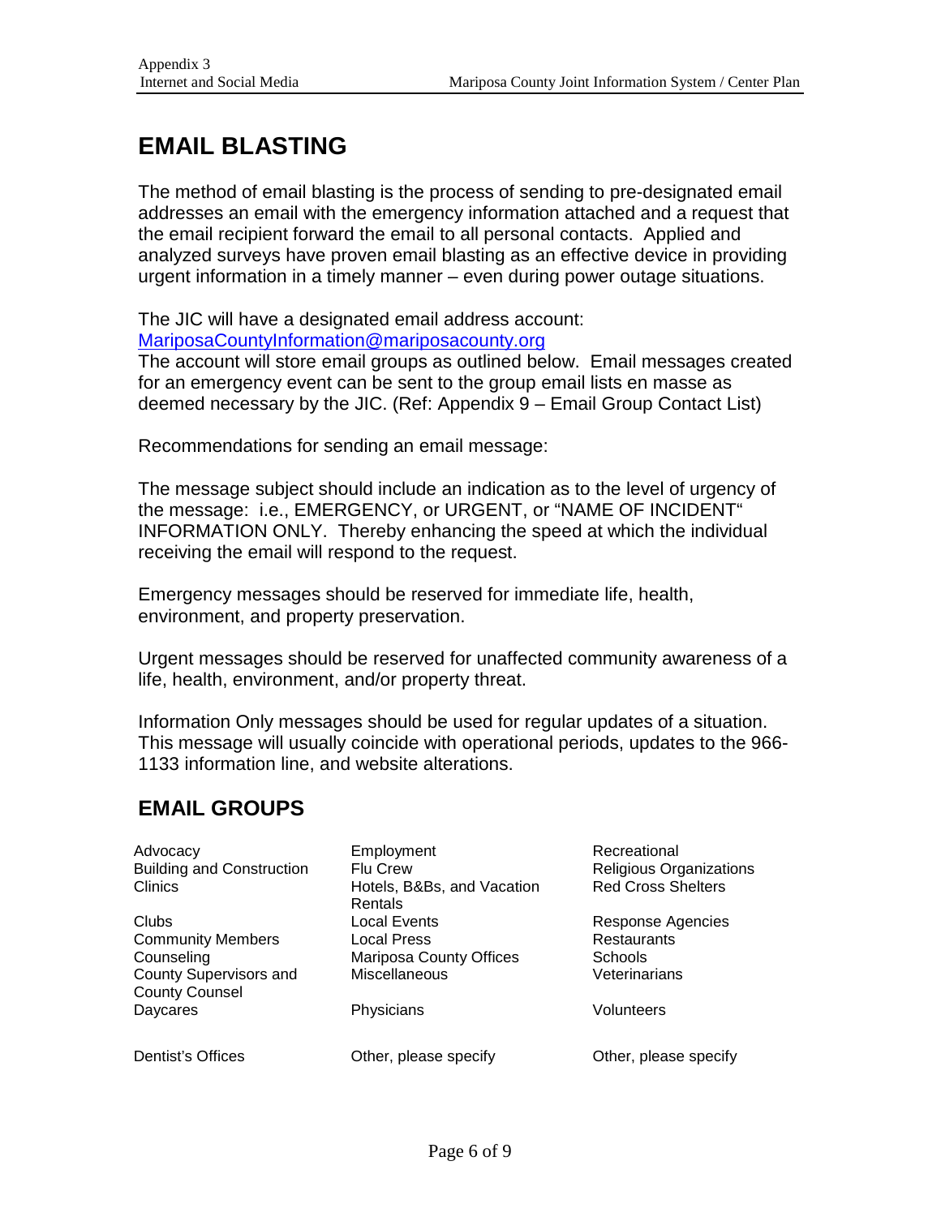# EMAIL BLASTING

The method of email blasting is the process of sending to pre-designated email addresses an email with the emergency information attached and a request that the email recipient forward the email to all personal contacts. Applied and analyzed surveys have proven email blasting as an effective device in providing urgent information in a timely manner – even during power outage situations.

The JIC will have a designated email address account:
MariposaCountyInformation@mariposacounty.org
The account will store email groups as outlined below. Email messages created for an emergency event can be sent to the group email lists en masse as deemed necessary by the JIC. (Ref: Appendix 9 – Email Group Contact List)

Recommendations for sending an email message:

The message subject should include an indication as to the level of urgency of the message: i.e., EMERGENCY, or URGENT, or "NAME OF INCIDENT" INFORMATION ONLY. Thereby enhancing the speed at which the individual receiving the email will respond to the request.

Emergency messages should be reserved for immediate life, health, environment, and property preservation.

Urgent messages should be reserved for unaffected community awareness of a life, health, environment, and/or property threat.

Information Only messages should be used for regular updates of a situation. This message will usually coincide with operational periods, updates to the 966-1133 information line, and website alterations.

# EMAIL GROUPS

| | | |
|---|---|---|
| Advocacy | Employment | Recreational |
| Building and Construction | Flu Crew | Religious Organizations |
| Clinics | Hotels, B&Bs, and Vacation Rentals | Red Cross Shelters |
| Clubs | Local Events | Response Agencies |
| Community Members | Local Press | Restaurants |
| Counseling | Mariposa County Offices | Schools |
| County Supervisors and County Counsel | Miscellaneous | Veterinarians |
| Daycares | Physicians | Volunteers |
| Dentist's Offices | Other, please specify | Other, please specify |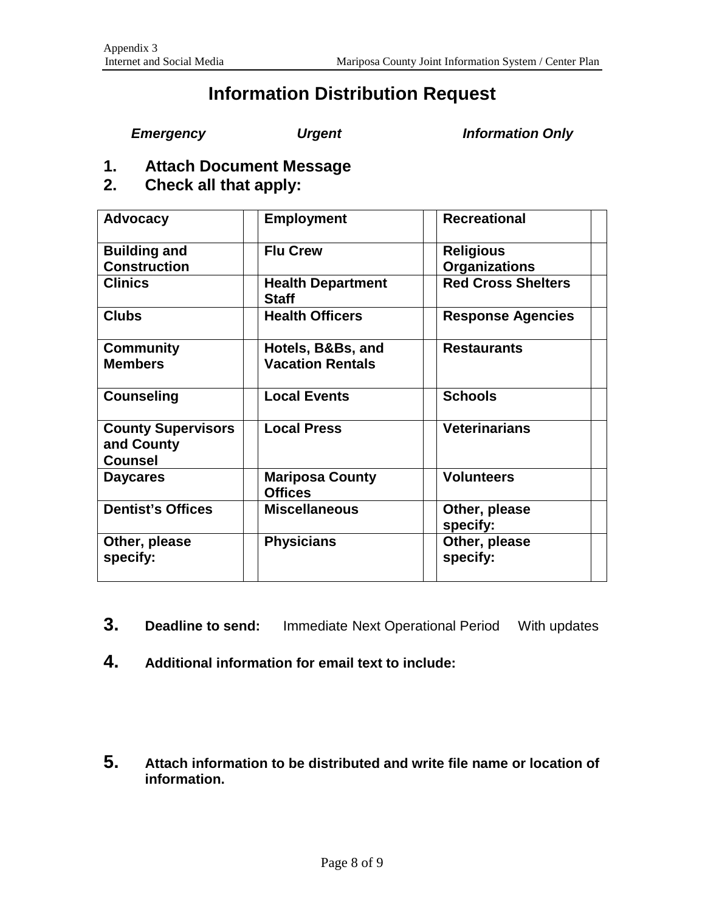# Information Distribution Request

***Emergency*** ***Urgent*** ***Information Only***

1. **Attach Document Message**
2. **Check all that apply:**

| **Advocacy** | | **Employment** | | **Recreational** | |
|---|---|---|---|---|---|
| **Building and Construction** | | **Flu Crew** | | **Religious Organizations** | |
| **Clinics** | | **Health Department Staff** | | **Red Cross Shelters** | |
| **Clubs** | | **Health Officers** | | **Response Agencies** | |
| **Community Members** | | **Hotels, B&Bs, and Vacation Rentals** | | **Restaurants** | |
| **Counseling** | | **Local Events** | | **Schools** | |
| **County Supervisors and County Counsel** | | **Local Press** | | **Veterinarians** | |
| **Daycares** | | **Mariposa County Offices** | | **Volunteers** | |
| **Dentist's Offices** | | **Miscellaneous** | | **Other, please specify:** | |
| **Other, please specify:** | | **Physicians** | | **Other, please specify:** | |

3. **Deadline to send:** Immediate Next Operational Period With updates

4. **Additional information for email text to include:**

5. **Attach information to be distributed and write file name or location of information.**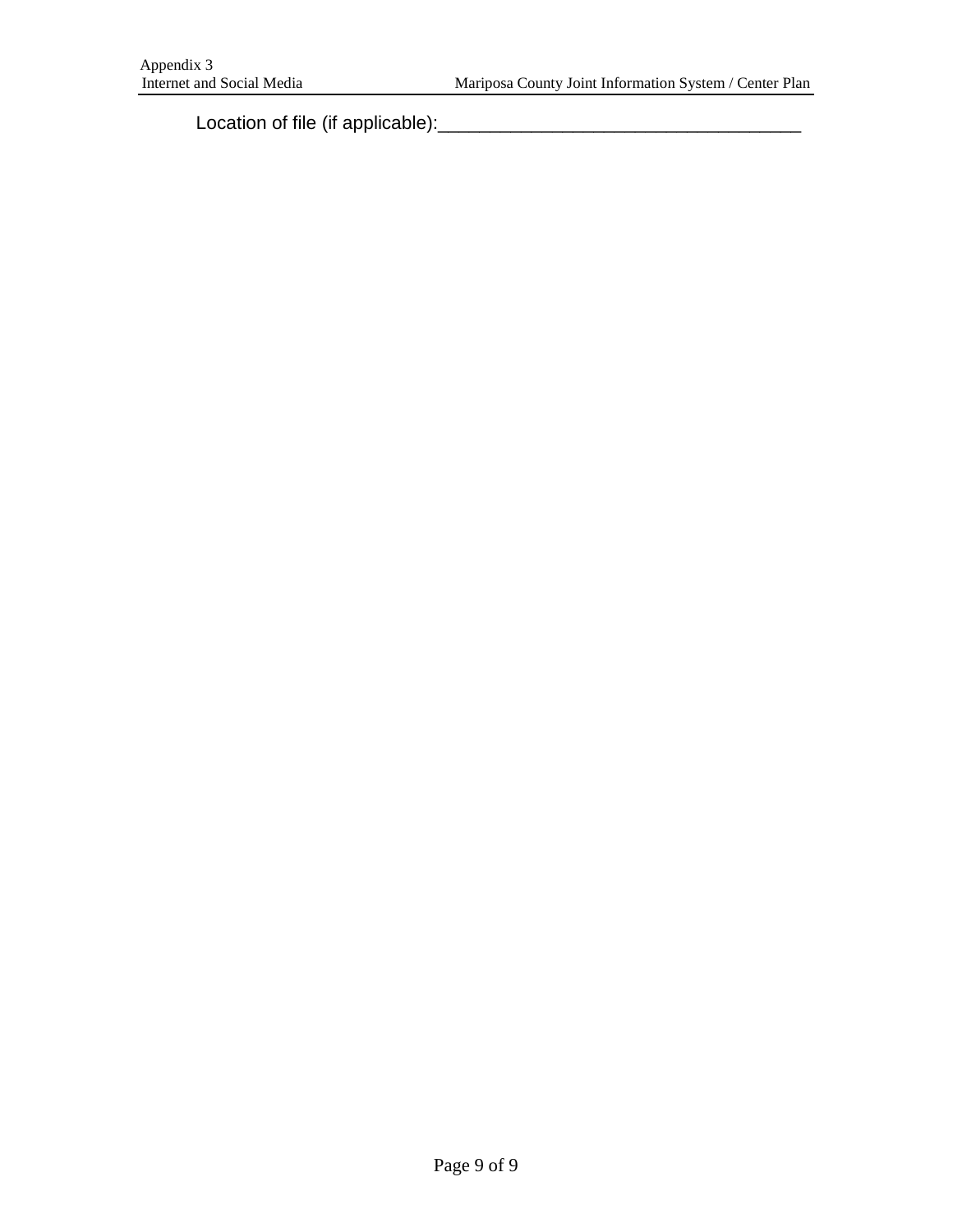Location of file (if applicable):___________________________________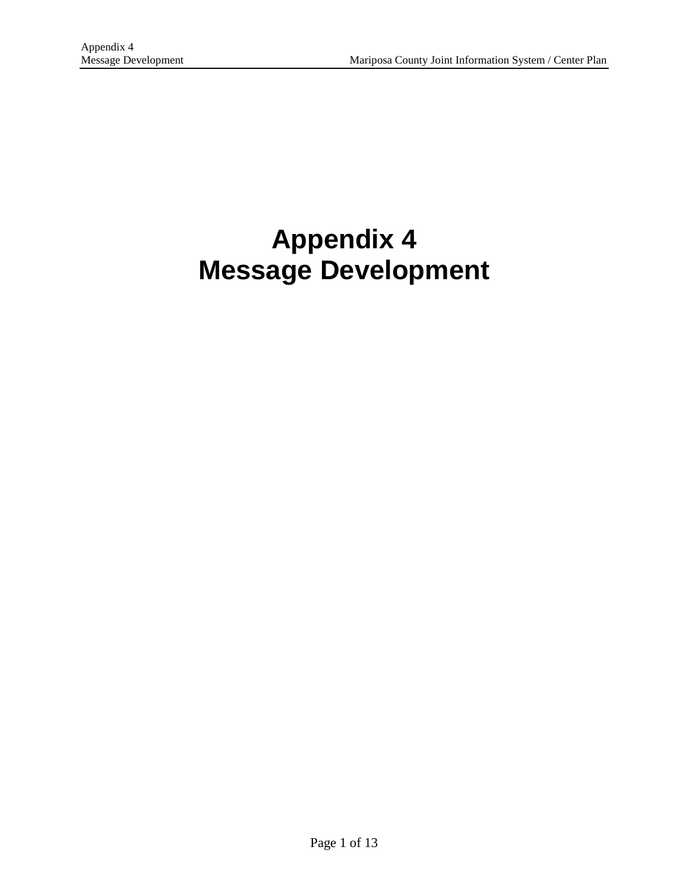# Appendix 4
# Message Development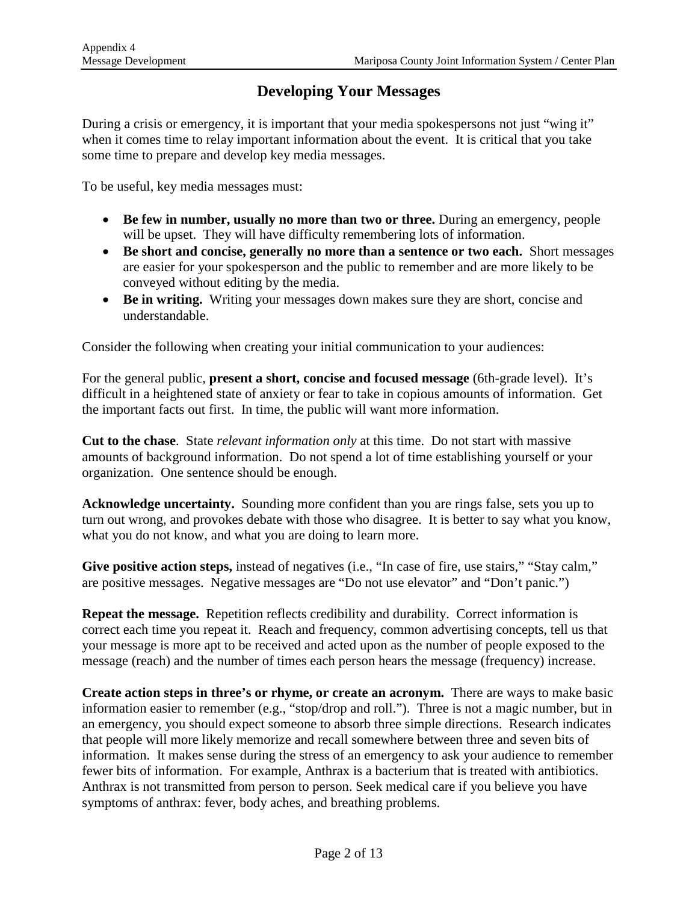# Developing Your Messages

During a crisis or emergency, it is important that your media spokespersons not just "wing it" when it comes time to relay important information about the event. It is critical that you take some time to prepare and develop key media messages.

To be useful, key media messages must:

- **Be few in number, usually no more than two or three.** During an emergency, people will be upset. They will have difficulty remembering lots of information.
- **Be short and concise, generally no more than a sentence or two each.** Short messages are easier for your spokesperson and the public to remember and are more likely to be conveyed without editing by the media.
- **Be in writing.** Writing your messages down makes sure they are short, concise and understandable.

Consider the following when creating your initial communication to your audiences:

For the general public, **present a short, concise and focused message** (6th-grade level). It's difficult in a heightened state of anxiety or fear to take in copious amounts of information. Get the important facts out first. In time, the public will want more information.

**Cut to the chase**. State *relevant information only* at this time. Do not start with massive amounts of background information. Do not spend a lot of time establishing yourself or your organization. One sentence should be enough.

**Acknowledge uncertainty.** Sounding more confident than you are rings false, sets you up to turn out wrong, and provokes debate with those who disagree. It is better to say what you know, what you do not know, and what you are doing to learn more.

**Give positive action steps,** instead of negatives (i.e., "In case of fire, use stairs," "Stay calm," are positive messages. Negative messages are "Do not use elevator" and "Don't panic.")

**Repeat the message.** Repetition reflects credibility and durability. Correct information is correct each time you repeat it. Reach and frequency, common advertising concepts, tell us that your message is more apt to be received and acted upon as the number of people exposed to the message (reach) and the number of times each person hears the message (frequency) increase.

**Create action steps in three's or rhyme, or create an acronym.** There are ways to make basic information easier to remember (e.g., "stop/drop and roll."). Three is not a magic number, but in an emergency, you should expect someone to absorb three simple directions. Research indicates that people will more likely memorize and recall somewhere between three and seven bits of information. It makes sense during the stress of an emergency to ask your audience to remember fewer bits of information. For example, Anthrax is a bacterium that is treated with antibiotics. Anthrax is not transmitted from person to person. Seek medical care if you believe you have symptoms of anthrax: fever, body aches, and breathing problems.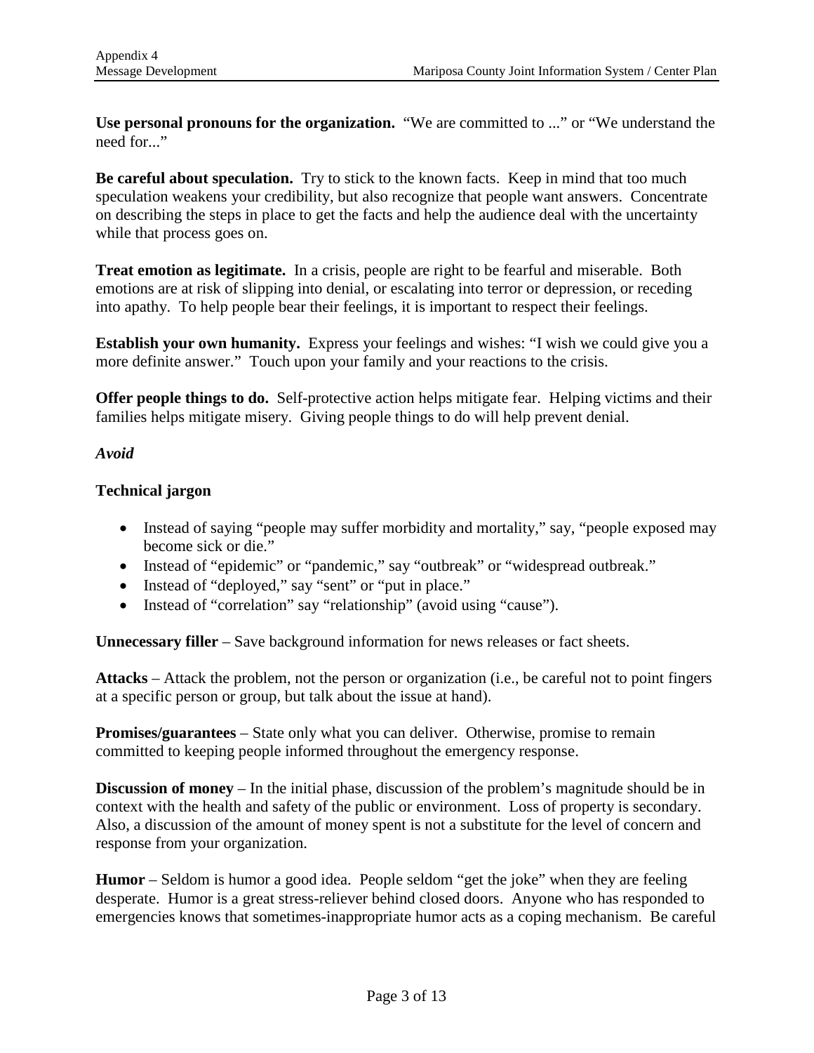**Use personal pronouns for the organization.** "We are committed to ..." or "We understand the need for..."

**Be careful about speculation.** Try to stick to the known facts. Keep in mind that too much speculation weakens your credibility, but also recognize that people want answers. Concentrate on describing the steps in place to get the facts and help the audience deal with the uncertainty while that process goes on.

**Treat emotion as legitimate.** In a crisis, people are right to be fearful and miserable. Both emotions are at risk of slipping into denial, or escalating into terror or depression, or receding into apathy. To help people bear their feelings, it is important to respect their feelings.

**Establish your own humanity.** Express your feelings and wishes: "I wish we could give you a more definite answer." Touch upon your family and your reactions to the crisis.

**Offer people things to do.** Self-protective action helps mitigate fear. Helping victims and their families helps mitigate misery. Giving people things to do will help prevent denial.

***Avoid***

**Technical jargon**

- Instead of saying "people may suffer morbidity and mortality," say, "people exposed may become sick or die."
- Instead of "epidemic" or "pandemic," say "outbreak" or "widespread outbreak."
- Instead of "deployed," say "sent" or "put in place."
- Instead of "correlation" say "relationship" (avoid using "cause").

**Unnecessary filler** – Save background information for news releases or fact sheets.

**Attacks** – Attack the problem, not the person or organization (i.e., be careful not to point fingers at a specific person or group, but talk about the issue at hand).

**Promises/guarantees** – State only what you can deliver. Otherwise, promise to remain committed to keeping people informed throughout the emergency response.

**Discussion of money** – In the initial phase, discussion of the problem's magnitude should be in context with the health and safety of the public or environment. Loss of property is secondary. Also, a discussion of the amount of money spent is not a substitute for the level of concern and response from your organization.

**Humor** – Seldom is humor a good idea. People seldom "get the joke" when they are feeling desperate. Humor is a great stress-reliever behind closed doors. Anyone who has responded to emergencies knows that sometimes-inappropriate humor acts as a coping mechanism. Be careful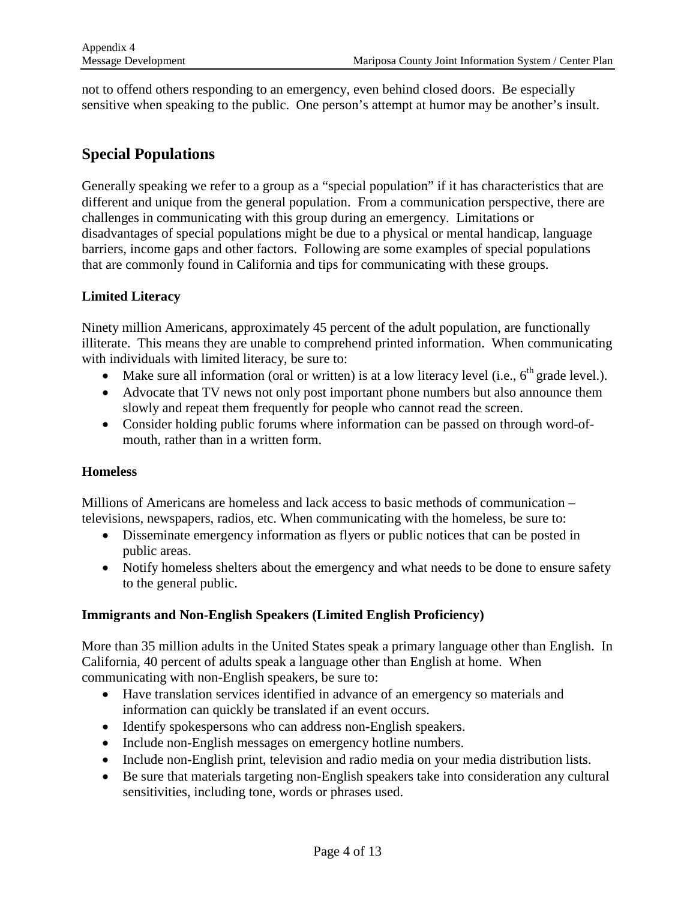not to offend others responding to an emergency, even behind closed doors. Be especially sensitive when speaking to the public. One person's attempt at humor may be another's insult.

## Special Populations

Generally speaking we refer to a group as a "special population" if it has characteristics that are different and unique from the general population. From a communication perspective, there are challenges in communicating with this group during an emergency. Limitations or disadvantages of special populations might be due to a physical or mental handicap, language barriers, income gaps and other factors. Following are some examples of special populations that are commonly found in California and tips for communicating with these groups.

### Limited Literacy

Ninety million Americans, approximately 45 percent of the adult population, are functionally illiterate. This means they are unable to comprehend printed information. When communicating with individuals with limited literacy, be sure to:

- Make sure all information (oral or written) is at a low literacy level (i.e., 6th grade level.).
- Advocate that TV news not only post important phone numbers but also announce them slowly and repeat them frequently for people who cannot read the screen.
- Consider holding public forums where information can be passed on through word-of-mouth, rather than in a written form.

### Homeless

Millions of Americans are homeless and lack access to basic methods of communication – televisions, newspapers, radios, etc. When communicating with the homeless, be sure to:

- Disseminate emergency information as flyers or public notices that can be posted in public areas.
- Notify homeless shelters about the emergency and what needs to be done to ensure safety to the general public.

### Immigrants and Non-English Speakers (Limited English Proficiency)

More than 35 million adults in the United States speak a primary language other than English. In California, 40 percent of adults speak a language other than English at home. When communicating with non-English speakers, be sure to:

- Have translation services identified in advance of an emergency so materials and information can quickly be translated if an event occurs.
- Identify spokespersons who can address non-English speakers.
- Include non-English messages on emergency hotline numbers.
- Include non-English print, television and radio media on your media distribution lists.
- Be sure that materials targeting non-English speakers take into consideration any cultural sensitivities, including tone, words or phrases used.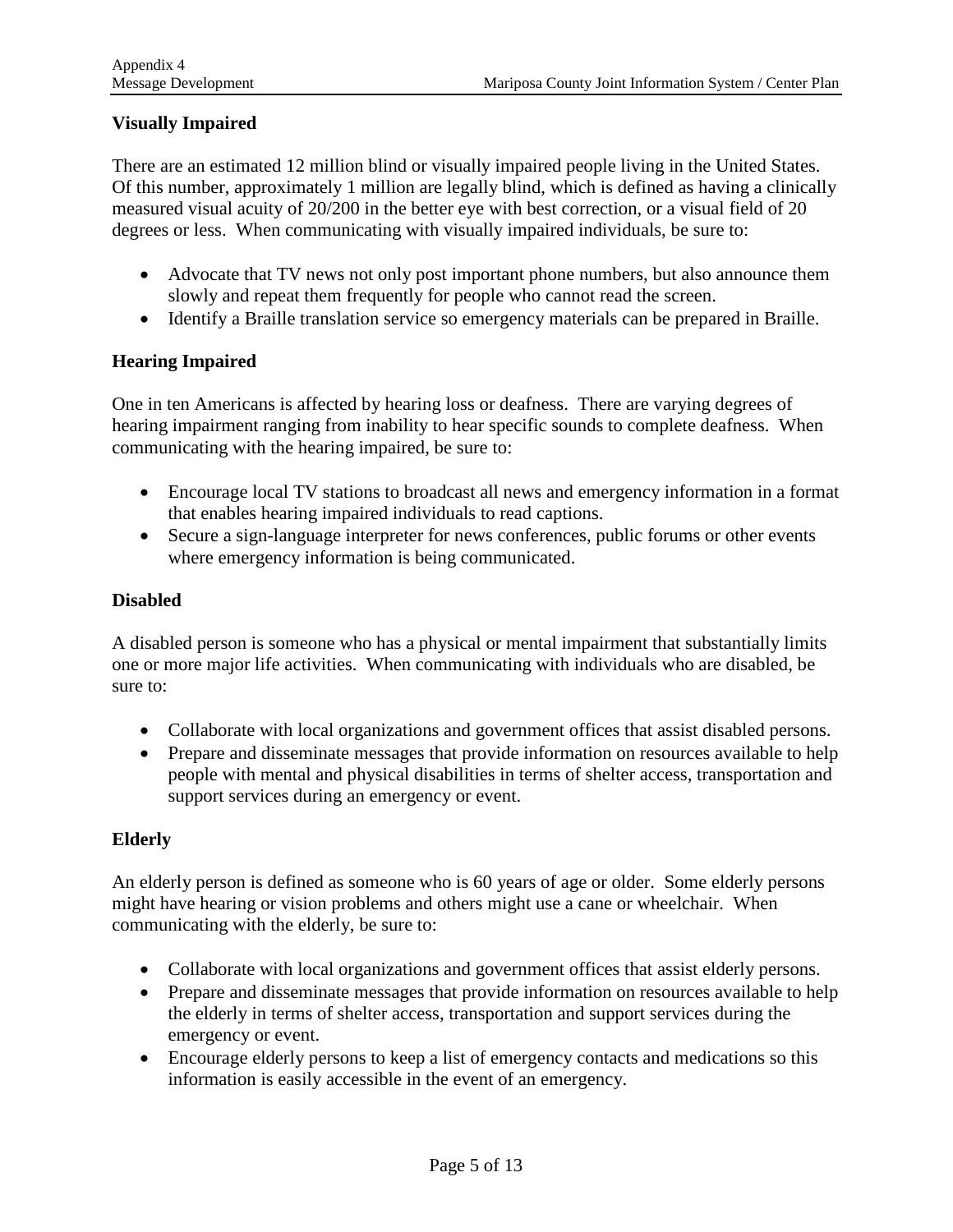### Visually Impaired

There are an estimated 12 million blind or visually impaired people living in the United States. Of this number, approximately 1 million are legally blind, which is defined as having a clinically measured visual acuity of 20/200 in the better eye with best correction, or a visual field of 20 degrees or less. When communicating with visually impaired individuals, be sure to:

- Advocate that TV news not only post important phone numbers, but also announce them slowly and repeat them frequently for people who cannot read the screen.
- Identify a Braille translation service so emergency materials can be prepared in Braille.

### Hearing Impaired

One in ten Americans is affected by hearing loss or deafness. There are varying degrees of hearing impairment ranging from inability to hear specific sounds to complete deafness. When communicating with the hearing impaired, be sure to:

- Encourage local TV stations to broadcast all news and emergency information in a format that enables hearing impaired individuals to read captions.
- Secure a sign-language interpreter for news conferences, public forums or other events where emergency information is being communicated.

### Disabled

A disabled person is someone who has a physical or mental impairment that substantially limits one or more major life activities. When communicating with individuals who are disabled, be sure to:

- Collaborate with local organizations and government offices that assist disabled persons.
- Prepare and disseminate messages that provide information on resources available to help people with mental and physical disabilities in terms of shelter access, transportation and support services during an emergency or event.

### Elderly

An elderly person is defined as someone who is 60 years of age or older. Some elderly persons might have hearing or vision problems and others might use a cane or wheelchair. When communicating with the elderly, be sure to:

- Collaborate with local organizations and government offices that assist elderly persons.
- Prepare and disseminate messages that provide information on resources available to help the elderly in terms of shelter access, transportation and support services during the emergency or event.
- Encourage elderly persons to keep a list of emergency contacts and medications so this information is easily accessible in the event of an emergency.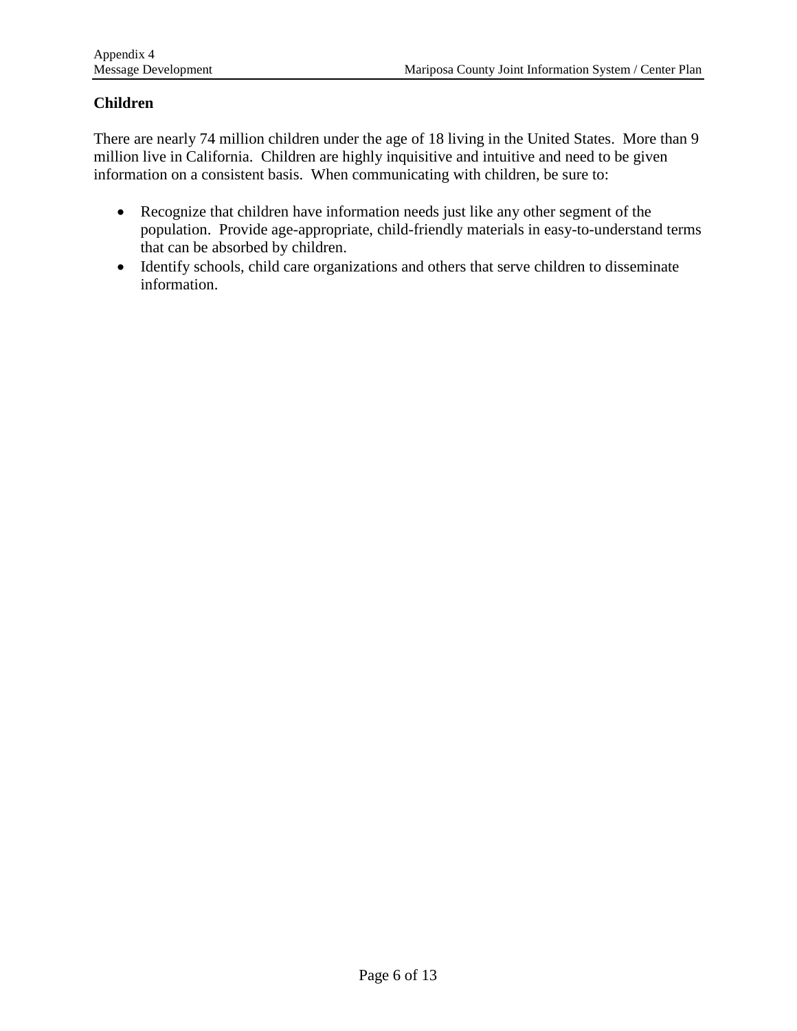## Children

There are nearly 74 million children under the age of 18 living in the United States. More than 9 million live in California. Children are highly inquisitive and intuitive and need to be given information on a consistent basis. When communicating with children, be sure to:

- Recognize that children have information needs just like any other segment of the population. Provide age-appropriate, child-friendly materials in easy-to-understand terms that can be absorbed by children.
- Identify schools, child care organizations and others that serve children to disseminate information.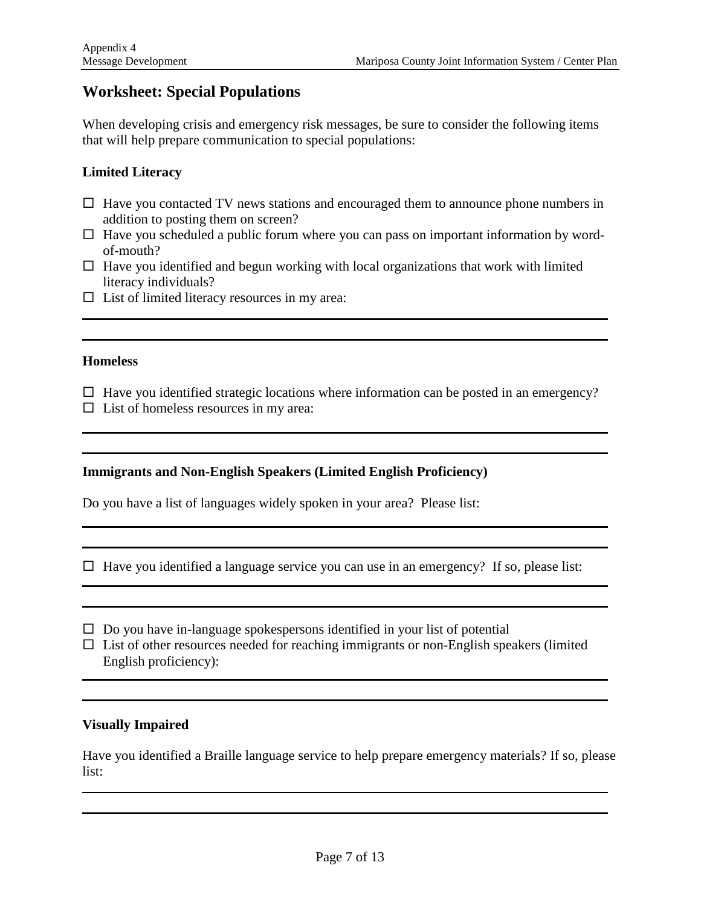## Worksheet: Special Populations

When developing crisis and emergency risk messages, be sure to consider the following items that will help prepare communication to special populations:

### Limited Literacy

- ☐ Have you contacted TV news stations and encouraged them to announce phone numbers in addition to posting them on screen?
- ☐ Have you scheduled a public forum where you can pass on important information by word-of-mouth?
- ☐ Have you identified and begun working with local organizations that work with limited literacy individuals?
- ☐ List of limited literacy resources in my area:

---

---

### Homeless

- ☐ Have you identified strategic locations where information can be posted in an emergency?
- ☐ List of homeless resources in my area:

---

---

### Immigrants and Non-English Speakers (Limited English Proficiency)

Do you have a list of languages widely spoken in your area? Please list:

---

---

- ☐ Have you identified a language service you can use in an emergency? If so, please list:

---

---

- ☐ Do you have in-language spokespersons identified in your list of potential
- ☐ List of other resources needed for reaching immigrants or non-English speakers (limited English proficiency):

---

---

### Visually Impaired

Have you identified a Braille language service to help prepare emergency materials? If so, please list:

---

---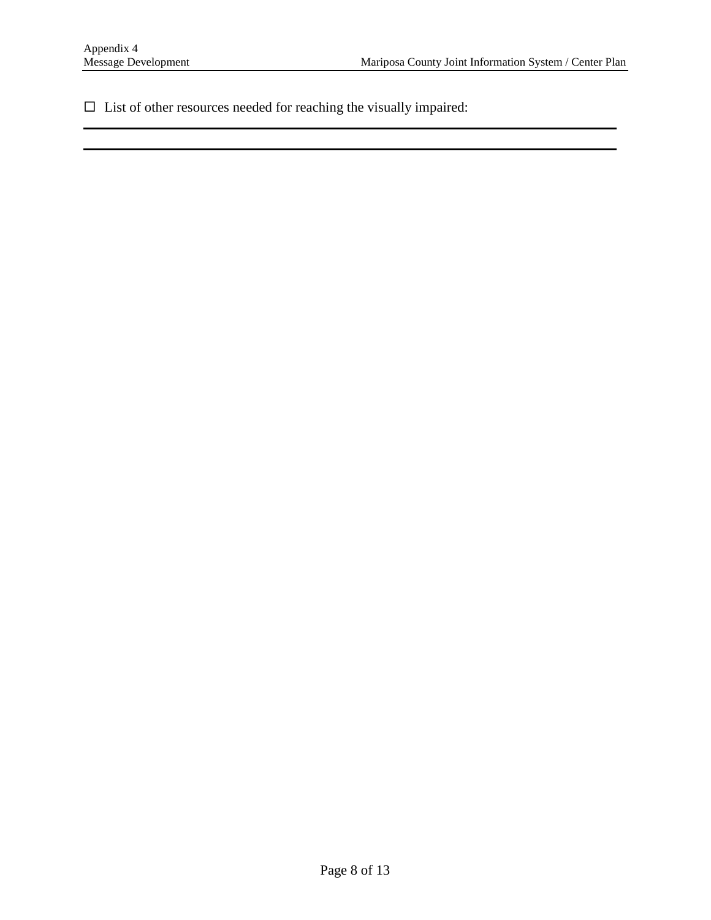☐ List of other resources needed for reaching the visually impaired:

\_\_\_\_\_\_\_\_\_\_\_\_\_\_\_\_\_\_\_\_\_\_\_\_\_\_\_\_\_\_\_\_\_\_\_\_\_\_\_\_\_\_\_\_\_\_\_\_\_\_\_\_\_\_\_\_\_\_\_\_\_\_\_\_\_\_\_\_\_\_\_\_\_\_\_\_

\_\_\_\_\_\_\_\_\_\_\_\_\_\_\_\_\_\_\_\_\_\_\_\_\_\_\_\_\_\_\_\_\_\_\_\_\_\_\_\_\_\_\_\_\_\_\_\_\_\_\_\_\_\_\_\_\_\_\_\_\_\_\_\_\_\_\_\_\_\_\_\_\_\_\_\_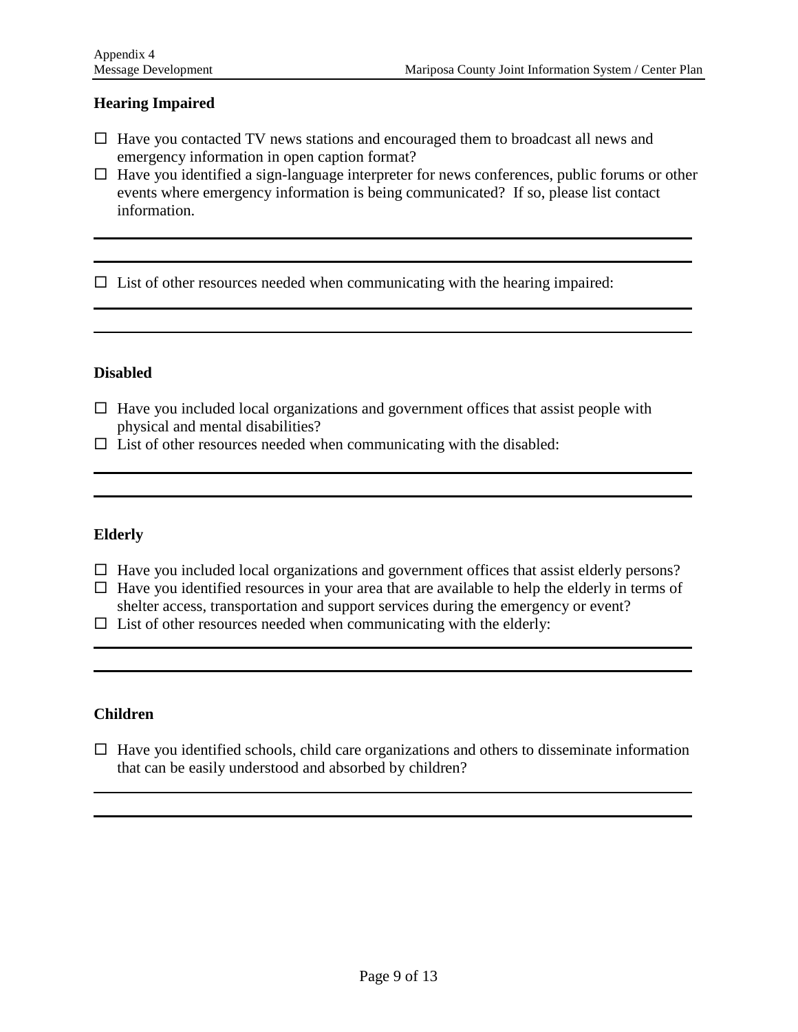**Hearing Impaired**

- ☐ Have you contacted TV news stations and encouraged them to broadcast all news and emergency information in open caption format?
- ☐ Have you identified a sign-language interpreter for news conferences, public forums or other events where emergency information is being communicated? If so, please list contact information.

---

---

- ☐ List of other resources needed when communicating with the hearing impaired:

---

---

**Disabled**

- ☐ Have you included local organizations and government offices that assist people with physical and mental disabilities?
- ☐ List of other resources needed when communicating with the disabled:

---

---

**Elderly**

- ☐ Have you included local organizations and government offices that assist elderly persons?
- ☐ Have you identified resources in your area that are available to help the elderly in terms of shelter access, transportation and support services during the emergency or event?
- ☐ List of other resources needed when communicating with the elderly:

---

---

**Children**

- ☐ Have you identified schools, child care organizations and others to disseminate information that can be easily understood and absorbed by children?

---

---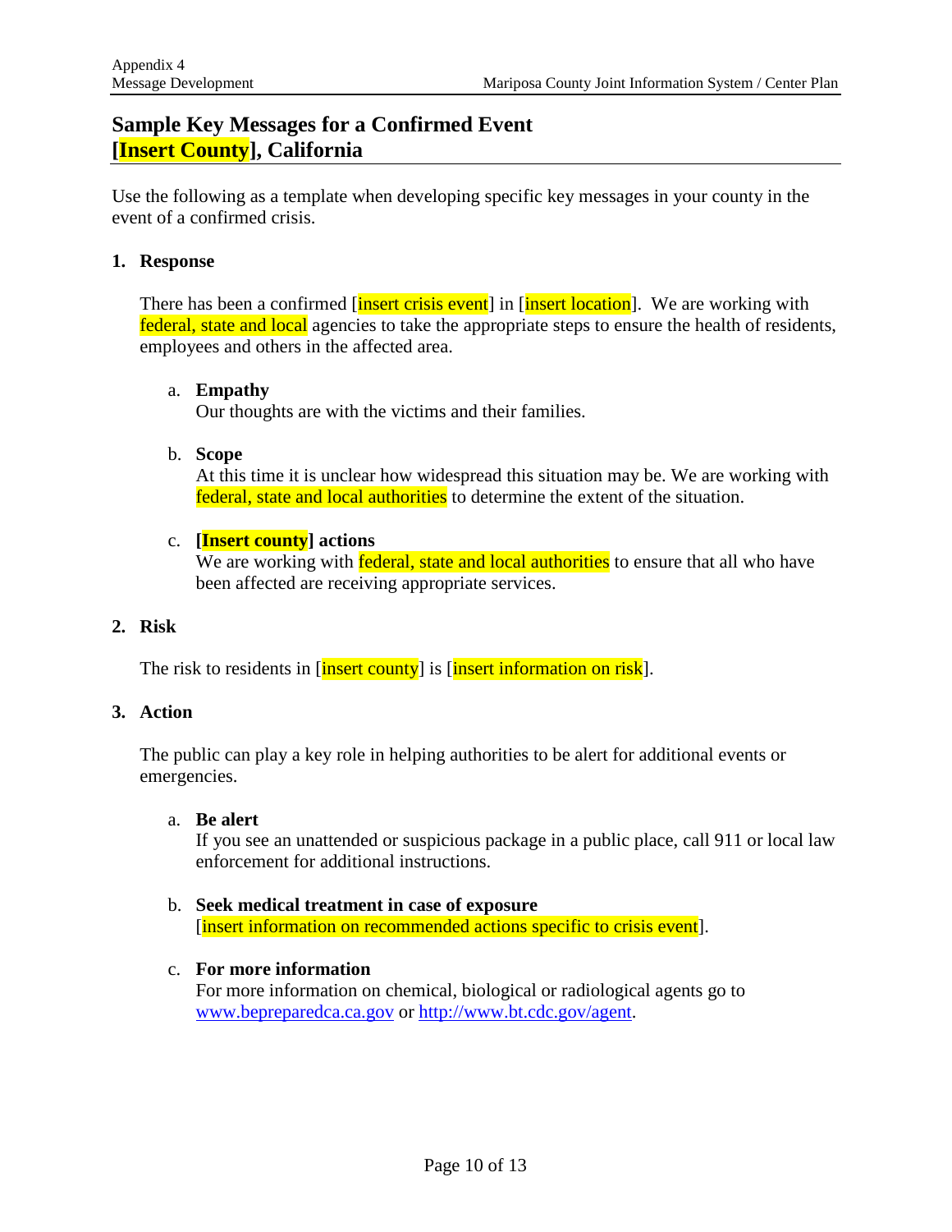## Sample Key Messages for a Confirmed Event [Insert County], California

Use the following as a template when developing specific key messages in your county in the event of a confirmed crisis.

1. **Response**

   There has been a confirmed [insert crisis event] in [insert location]. We are working with federal, state and local agencies to take the appropriate steps to ensure the health of residents, employees and others in the affected area.

   a. **Empathy**
   Our thoughts are with the victims and their families.

   b. **Scope**
   At this time it is unclear how widespread this situation may be. We are working with federal, state and local authorities to determine the extent of the situation.

   c. **[Insert county] actions**
   We are working with federal, state and local authorities to ensure that all who have been affected are receiving appropriate services.

2. **Risk**

   The risk to residents in [insert county] is [insert information on risk].

3. **Action**

   The public can play a key role in helping authorities to be alert for additional events or emergencies.

   a. **Be alert**
   If you see an unattended or suspicious package in a public place, call 911 or local law enforcement for additional instructions.

   b. **Seek medical treatment in case of exposure**
   [insert information on recommended actions specific to crisis event].

   c. **For more information**
   For more information on chemical, biological or radiological agents go to www.bepreparedca.ca.gov or http://www.bt.cdc.gov/agent.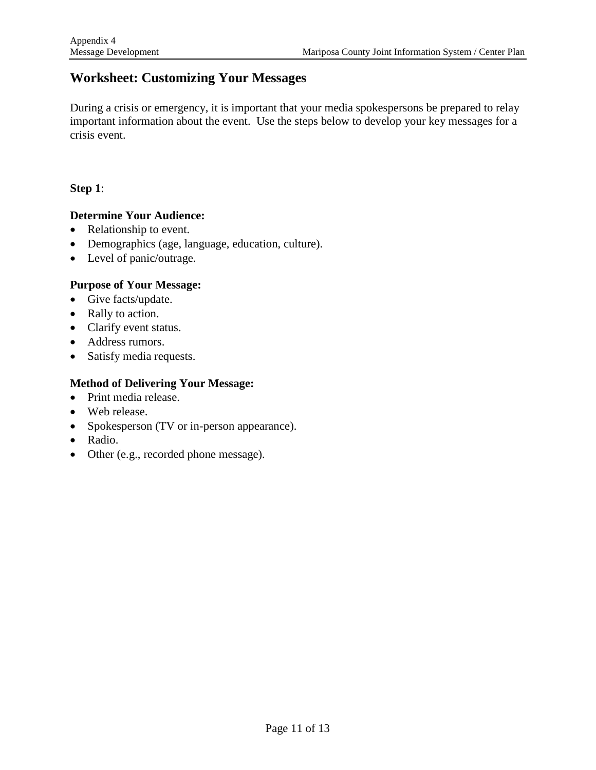# Worksheet: Customizing Your Messages

During a crisis or emergency, it is important that your media spokespersons be prepared to relay important information about the event. Use the steps below to develop your key messages for a crisis event.

**Step 1**:

**Determine Your Audience:**

- Relationship to event.
- Demographics (age, language, education, culture).
- Level of panic/outrage.

**Purpose of Your Message:**

- Give facts/update.
- Rally to action.
- Clarify event status.
- Address rumors.
- Satisfy media requests.

**Method of Delivering Your Message:**

- Print media release.
- Web release.
- Spokesperson (TV or in-person appearance).
- Radio.
- Other (e.g., recorded phone message).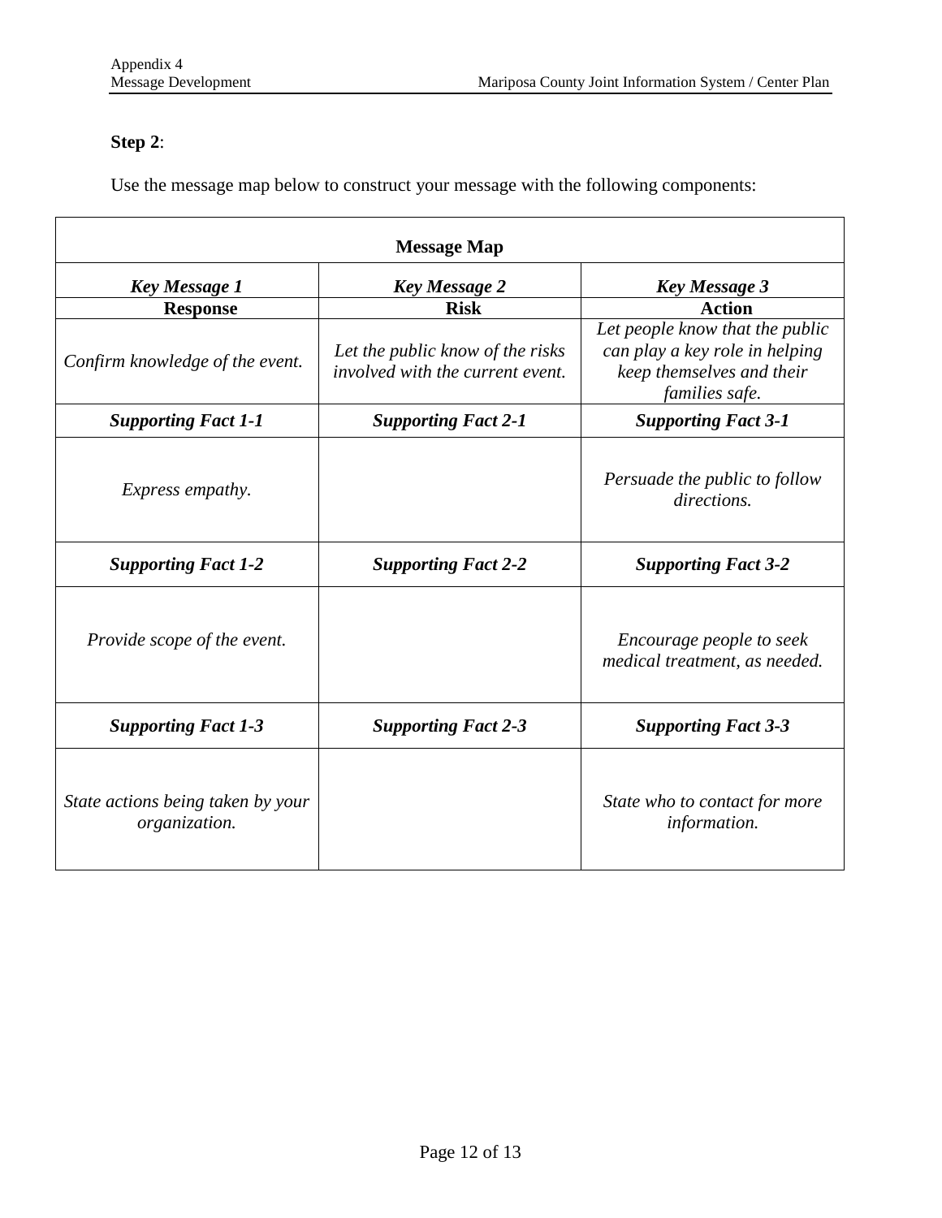**Step 2**:

Use the message map below to construct your message with the following components:

| Message Map | | |
|---|---|---|
| ***Key Message 1*** | ***Key Message 2*** | ***Key Message 3*** |
| **Response** | **Risk** | **Action** |
| *Confirm knowledge of the event.* | *Let the public know of the risks involved with the current event.* | *Let people know that the public can play a key role in helping keep themselves and their families safe.* |
| ***Supporting Fact 1-1*** | ***Supporting Fact 2-1*** | ***Supporting Fact 3-1*** |
| *Express empathy.* | | *Persuade the public to follow directions.* |
| ***Supporting Fact 1-2*** | ***Supporting Fact 2-2*** | ***Supporting Fact 3-2*** |
| *Provide scope of the event.* | | *Encourage people to seek medical treatment, as needed.* |
| ***Supporting Fact 1-3*** | ***Supporting Fact 2-3*** | ***Supporting Fact 3-3*** |
| *State actions being taken by your organization.* | | *State who to contact for more information.* |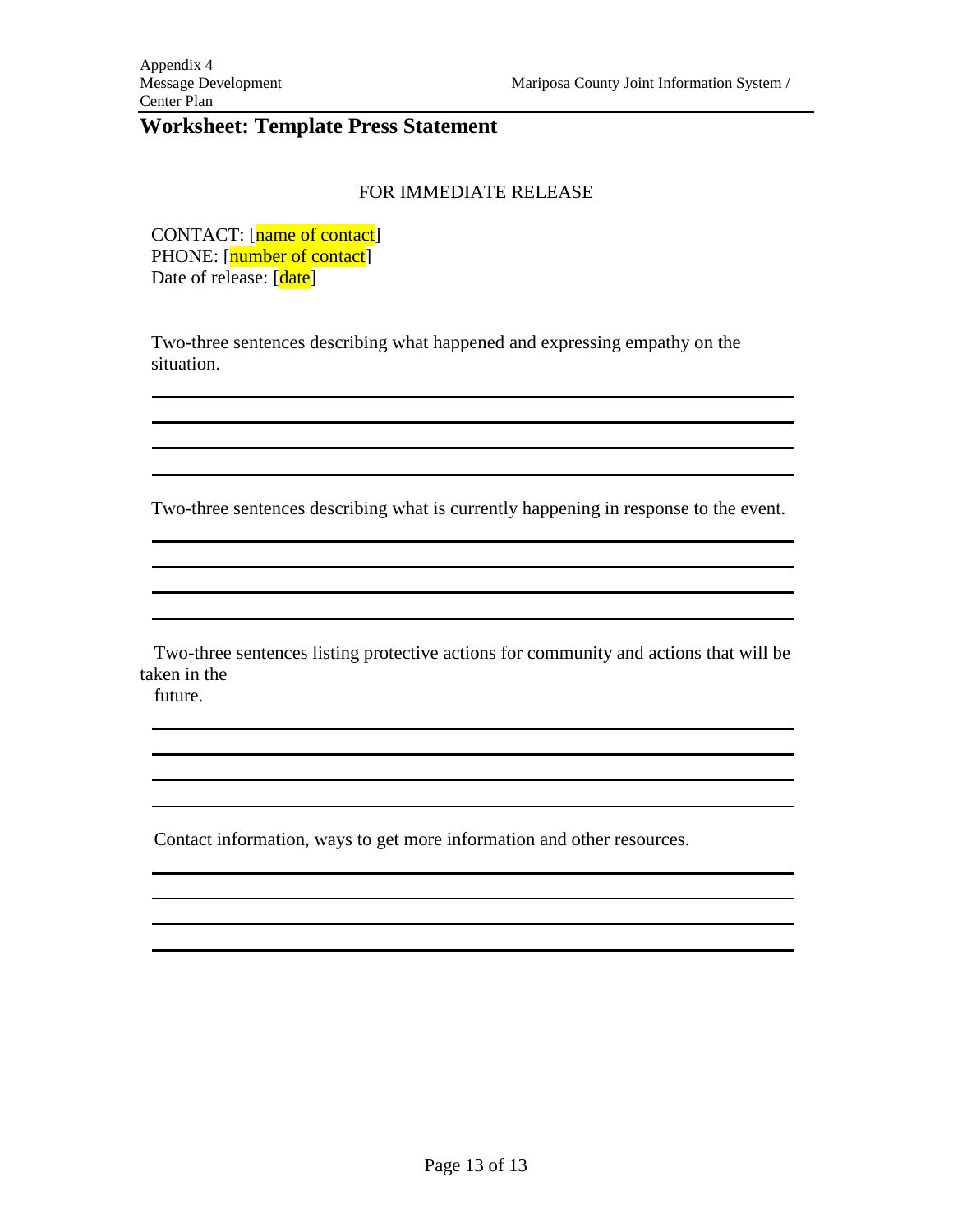## Worksheet: Template Press Statement

FOR IMMEDIATE RELEASE

CONTACT: [name of contact]
PHONE: [number of contact]
Date of release: [date]

Two-three sentences describing what happened and expressing empathy on the situation.

________________________________________________________________________________
________________________________________________________________________________
________________________________________________________________________________
________________________________________________________________________________

Two-three sentences describing what is currently happening in response to the event.

________________________________________________________________________________
________________________________________________________________________________
________________________________________________________________________________
________________________________________________________________________________

Two-three sentences listing protective actions for community and actions that will be taken in the future.

________________________________________________________________________________
________________________________________________________________________________
________________________________________________________________________________
________________________________________________________________________________

Contact information, ways to get more information and other resources.

________________________________________________________________________________
________________________________________________________________________________
________________________________________________________________________________
________________________________________________________________________________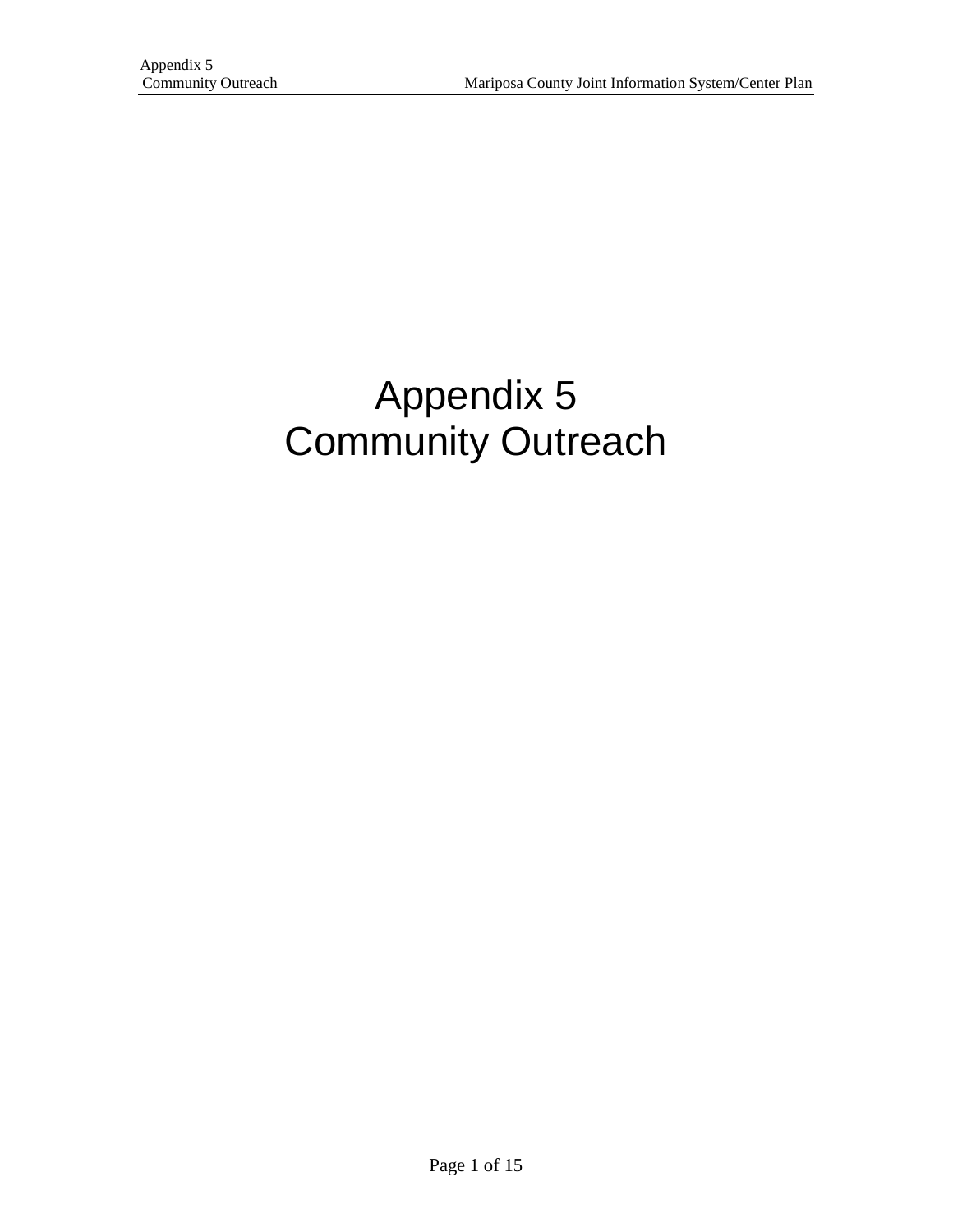# Appendix 5
# Community Outreach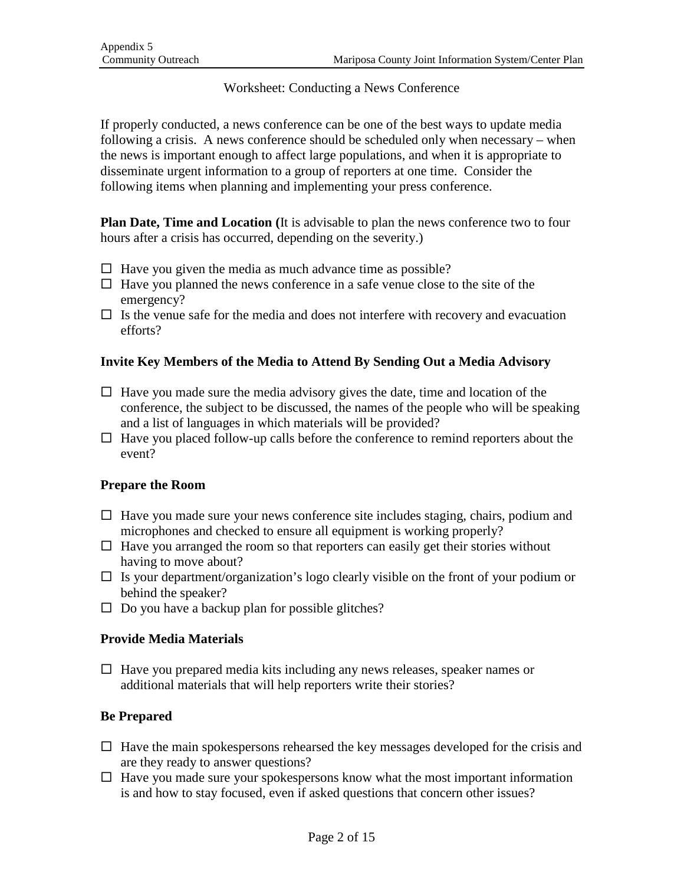Worksheet: Conducting a News Conference

If properly conducted, a news conference can be one of the best ways to update media following a crisis. A news conference should be scheduled only when necessary – when the news is important enough to affect large populations, and when it is appropriate to disseminate urgent information to a group of reporters at one time. Consider the following items when planning and implementing your press conference.

**Plan Date, Time and Location (**It is advisable to plan the news conference two to four hours after a crisis has occurred, depending on the severity.)

- ☐ Have you given the media as much advance time as possible?
- ☐ Have you planned the news conference in a safe venue close to the site of the emergency?
- ☐ Is the venue safe for the media and does not interfere with recovery and evacuation efforts?

### Invite Key Members of the Media to Attend By Sending Out a Media Advisory

- ☐ Have you made sure the media advisory gives the date, time and location of the conference, the subject to be discussed, the names of the people who will be speaking and a list of languages in which materials will be provided?
- ☐ Have you placed follow-up calls before the conference to remind reporters about the event?

### Prepare the Room

- ☐ Have you made sure your news conference site includes staging, chairs, podium and microphones and checked to ensure all equipment is working properly?
- ☐ Have you arranged the room so that reporters can easily get their stories without having to move about?
- ☐ Is your department/organization's logo clearly visible on the front of your podium or behind the speaker?
- ☐ Do you have a backup plan for possible glitches?

### Provide Media Materials

- ☐ Have you prepared media kits including any news releases, speaker names or additional materials that will help reporters write their stories?

### Be Prepared

- ☐ Have the main spokespersons rehearsed the key messages developed for the crisis and are they ready to answer questions?
- ☐ Have you made sure your spokespersons know what the most important information is and how to stay focused, even if asked questions that concern other issues?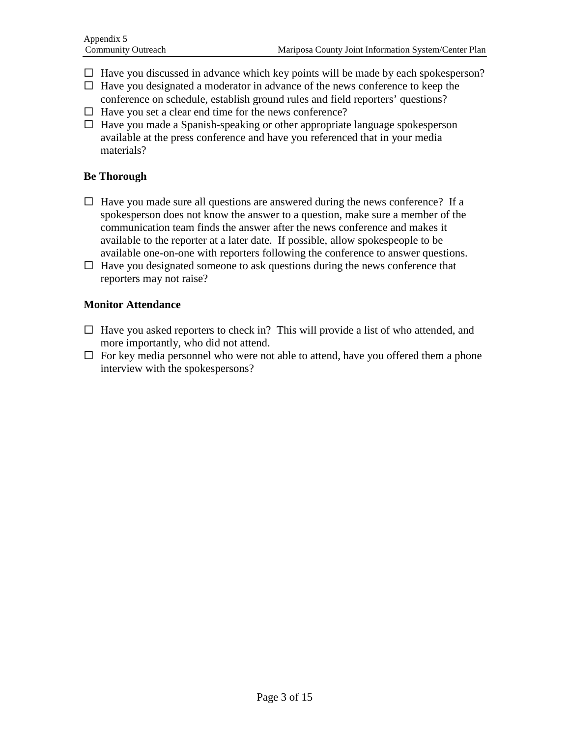- ☐ Have you discussed in advance which key points will be made by each spokesperson?
- ☐ Have you designated a moderator in advance of the news conference to keep the conference on schedule, establish ground rules and field reporters' questions?
- ☐ Have you set a clear end time for the news conference?
- ☐ Have you made a Spanish-speaking or other appropriate language spokesperson available at the press conference and have you referenced that in your media materials?

**Be Thorough**

- ☐ Have you made sure all questions are answered during the news conference? If a spokesperson does not know the answer to a question, make sure a member of the communication team finds the answer after the news conference and makes it available to the reporter at a later date. If possible, allow spokespeople to be available one-on-one with reporters following the conference to answer questions.
- ☐ Have you designated someone to ask questions during the news conference that reporters may not raise?

**Monitor Attendance**

- ☐ Have you asked reporters to check in? This will provide a list of who attended, and more importantly, who did not attend.
- ☐ For key media personnel who were not able to attend, have you offered them a phone interview with the spokespersons?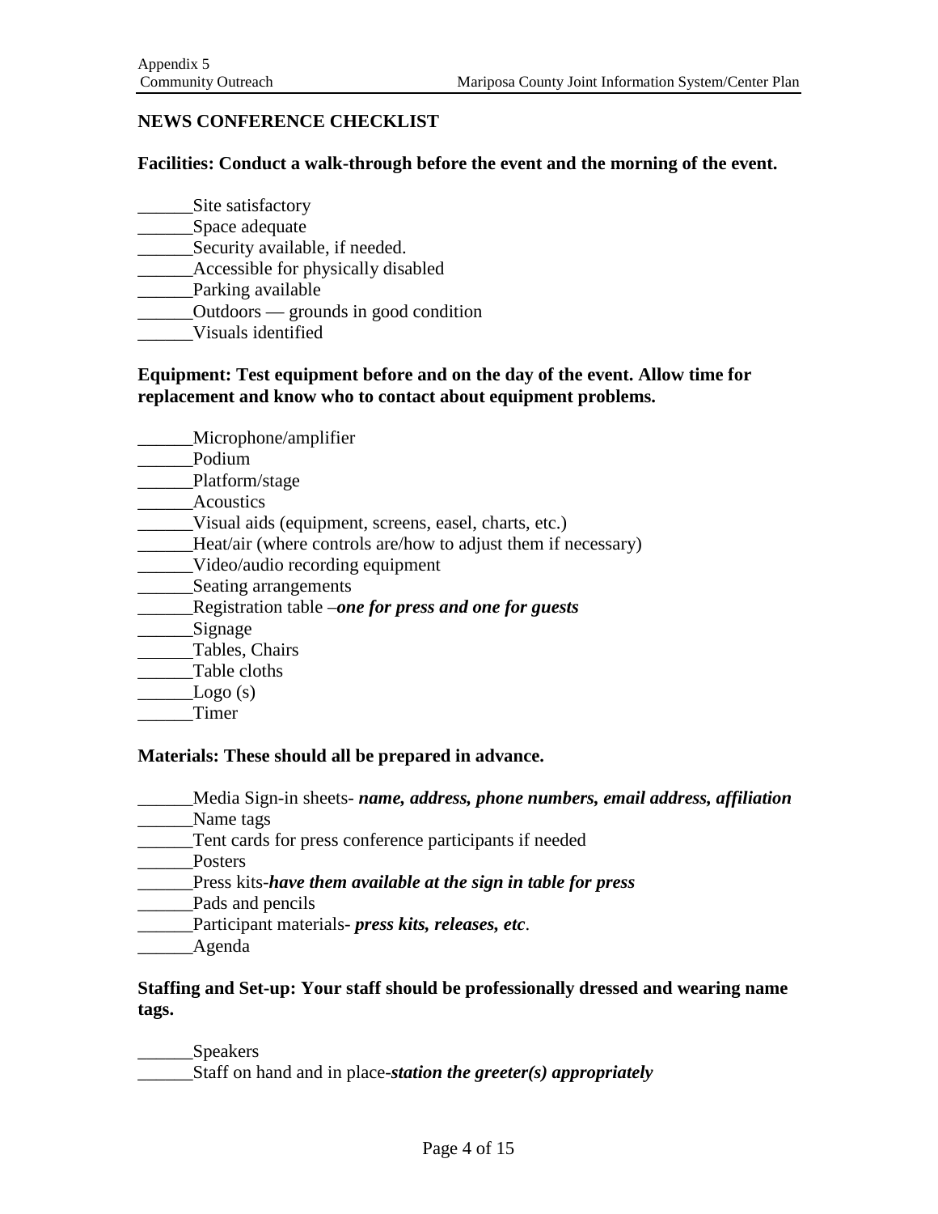## NEWS CONFERENCE CHECKLIST

**Facilities: Conduct a walk-through before the event and the morning of the event.**

______Site satisfactory
______Space adequate
______Security available, if needed.
______Accessible for physically disabled
______Parking available
______Outdoors — grounds in good condition
______Visuals identified

**Equipment: Test equipment before and on the day of the event. Allow time for replacement and know who to contact about equipment problems.**

______Microphone/amplifier
______Podium
______Platform/stage
______Acoustics
______Visual aids (equipment, screens, easel, charts, etc.)
______Heat/air (where controls are/how to adjust them if necessary)
______Video/audio recording equipment
______Seating arrangements
______Registration table –***one for press and one for guests***
______Signage
______Tables, Chairs
______Table cloths
______Logo (s)
______Timer

**Materials: These should all be prepared in advance.**

______Media Sign-in sheets- ***name, address, phone numbers, email address, affiliation***
______Name tags
______Tent cards for press conference participants if needed
______Posters
______Press kits-***have them available at the sign in table for press***
______Pads and pencils
______Participant materials- ***press kits, releases, etc***.
______Agenda

**Staffing and Set-up: Your staff should be professionally dressed and wearing name tags.**

______Speakers
______Staff on hand and in place-***station the greeter(s) appropriately***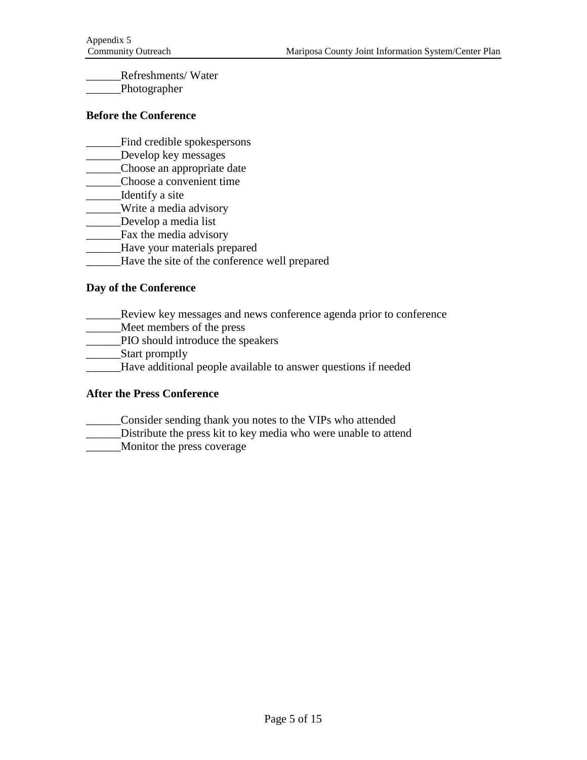______Refreshments/ Water
______Photographer

**Before the Conference**

______Find credible spokespersons
______Develop key messages
______Choose an appropriate date
______Choose a convenient time
______Identify a site
______Write a media advisory
______Develop a media list
______Fax the media advisory
______Have your materials prepared
______Have the site of the conference well prepared

**Day of the Conference**

______Review key messages and news conference agenda prior to conference
______Meet members of the press
______PIO should introduce the speakers
______Start promptly
______Have additional people available to answer questions if needed

**After the Press Conference**

______Consider sending thank you notes to the VIPs who attended
______Distribute the press kit to key media who were unable to attend
______Monitor the press coverage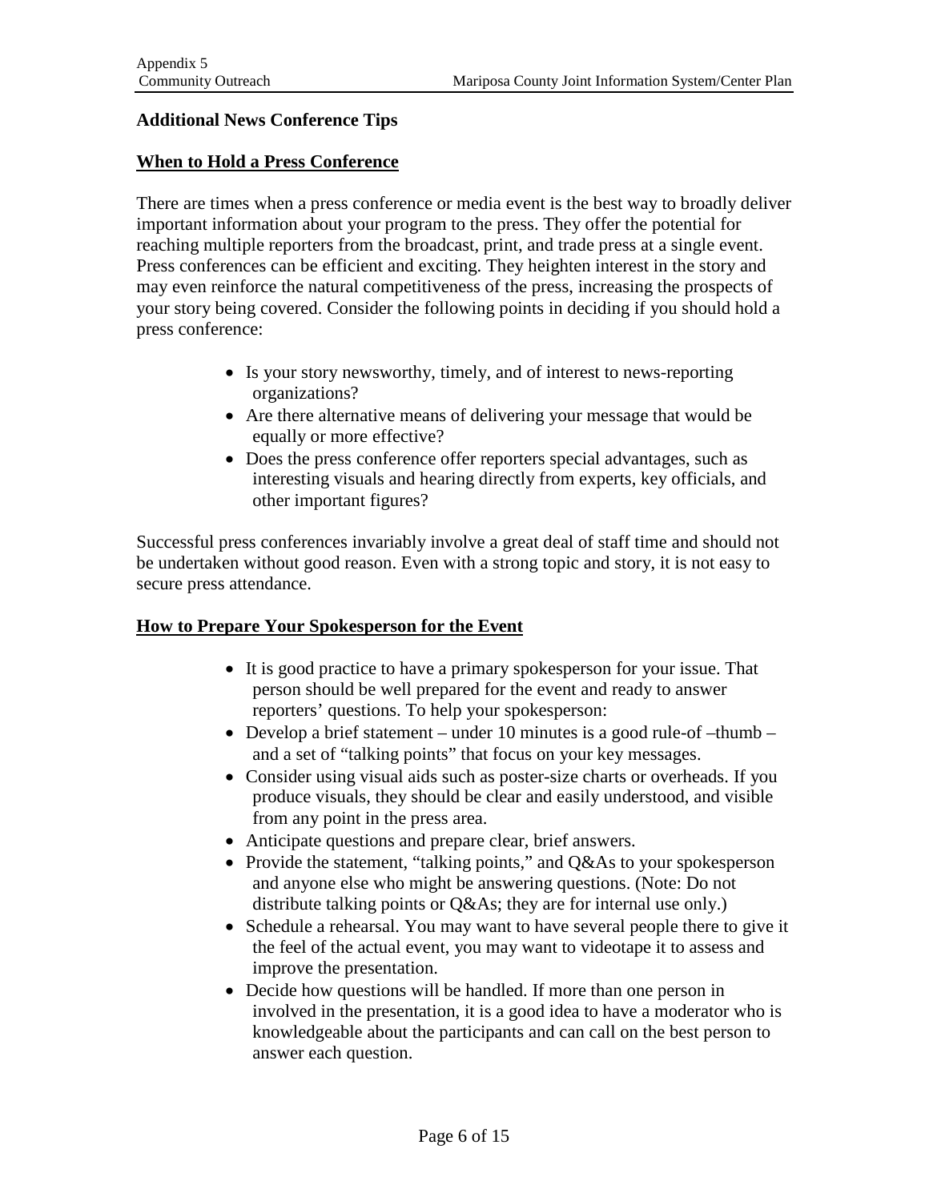**Additional News Conference Tips**

**When to Hold a Press Conference**

There are times when a press conference or media event is the best way to broadly deliver important information about your program to the press. They offer the potential for reaching multiple reporters from the broadcast, print, and trade press at a single event. Press conferences can be efficient and exciting. They heighten interest in the story and may even reinforce the natural competitiveness of the press, increasing the prospects of your story being covered. Consider the following points in deciding if you should hold a press conference:

- Is your story newsworthy, timely, and of interest to news-reporting organizations?
- Are there alternative means of delivering your message that would be equally or more effective?
- Does the press conference offer reporters special advantages, such as interesting visuals and hearing directly from experts, key officials, and other important figures?

Successful press conferences invariably involve a great deal of staff time and should not be undertaken without good reason. Even with a strong topic and story, it is not easy to secure press attendance.

**How to Prepare Your Spokesperson for the Event**

- It is good practice to have a primary spokesperson for your issue. That person should be well prepared for the event and ready to answer reporters' questions. To help your spokesperson:
- Develop a brief statement – under 10 minutes is a good rule-of –thumb – and a set of "talking points" that focus on your key messages.
- Consider using visual aids such as poster-size charts or overheads. If you produce visuals, they should be clear and easily understood, and visible from any point in the press area.
- Anticipate questions and prepare clear, brief answers.
- Provide the statement, "talking points," and Q&As to your spokesperson and anyone else who might be answering questions. (Note: Do not distribute talking points or Q&As; they are for internal use only.)
- Schedule a rehearsal. You may want to have several people there to give it the feel of the actual event, you may want to videotape it to assess and improve the presentation.
- Decide how questions will be handled. If more than one person in involved in the presentation, it is a good idea to have a moderator who is knowledgeable about the participants and can call on the best person to answer each question.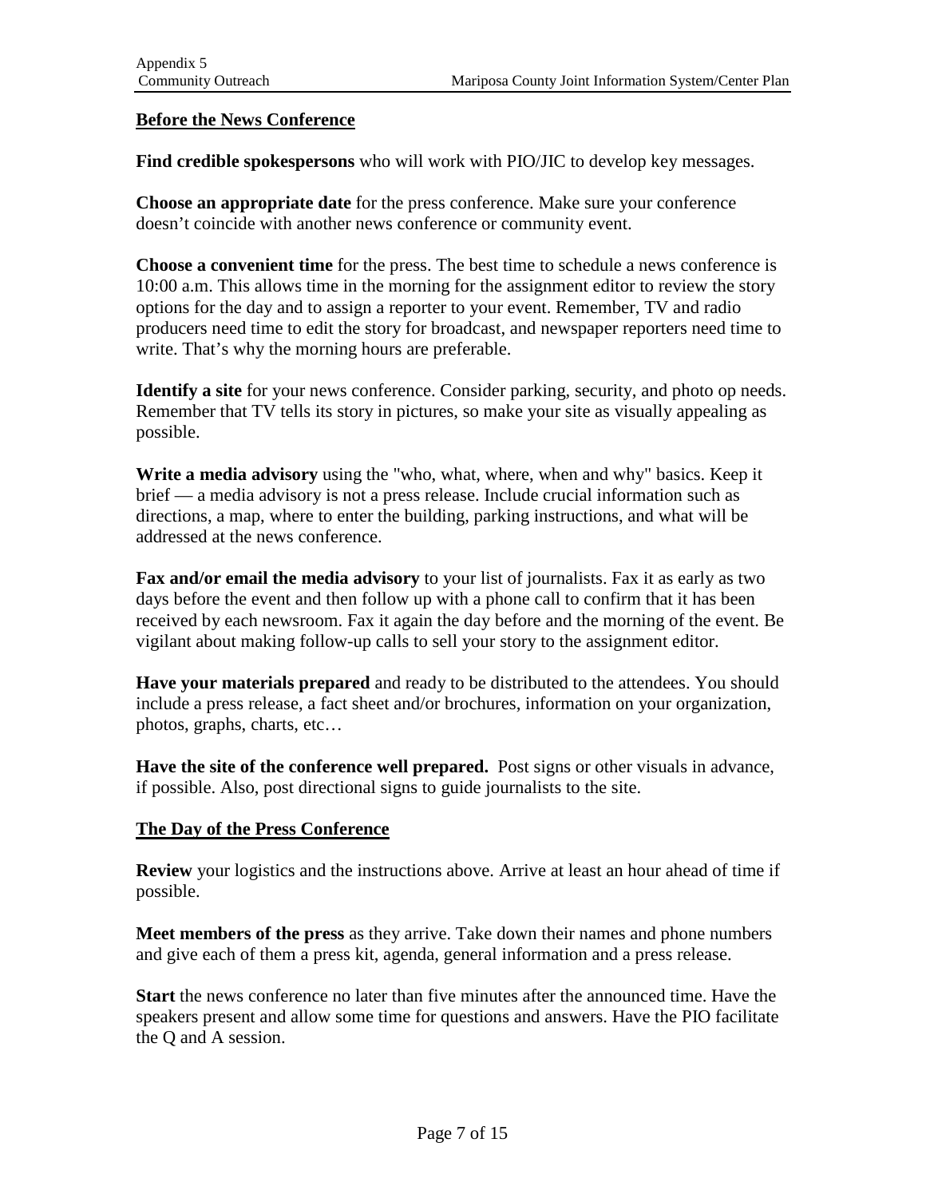## Before the News Conference

**Find credible spokespersons** who will work with PIO/JIC to develop key messages.

**Choose an appropriate date** for the press conference. Make sure your conference doesn't coincide with another news conference or community event.

**Choose a convenient time** for the press. The best time to schedule a news conference is 10:00 a.m. This allows time in the morning for the assignment editor to review the story options for the day and to assign a reporter to your event. Remember, TV and radio producers need time to edit the story for broadcast, and newspaper reporters need time to write. That's why the morning hours are preferable.

**Identify a site** for your news conference. Consider parking, security, and photo op needs. Remember that TV tells its story in pictures, so make your site as visually appealing as possible.

**Write a media advisory** using the "who, what, where, when and why" basics. Keep it brief — a media advisory is not a press release. Include crucial information such as directions, a map, where to enter the building, parking instructions, and what will be addressed at the news conference.

**Fax and/or email the media advisory** to your list of journalists. Fax it as early as two days before the event and then follow up with a phone call to confirm that it has been received by each newsroom. Fax it again the day before and the morning of the event. Be vigilant about making follow-up calls to sell your story to the assignment editor.

**Have your materials prepared** and ready to be distributed to the attendees. You should include a press release, a fact sheet and/or brochures, information on your organization, photos, graphs, charts, etc…

**Have the site of the conference well prepared.** Post signs or other visuals in advance, if possible. Also, post directional signs to guide journalists to the site.

## The Day of the Press Conference

**Review** your logistics and the instructions above. Arrive at least an hour ahead of time if possible.

**Meet members of the press** as they arrive. Take down their names and phone numbers and give each of them a press kit, agenda, general information and a press release.

**Start** the news conference no later than five minutes after the announced time. Have the speakers present and allow some time for questions and answers. Have the PIO facilitate the Q and A session.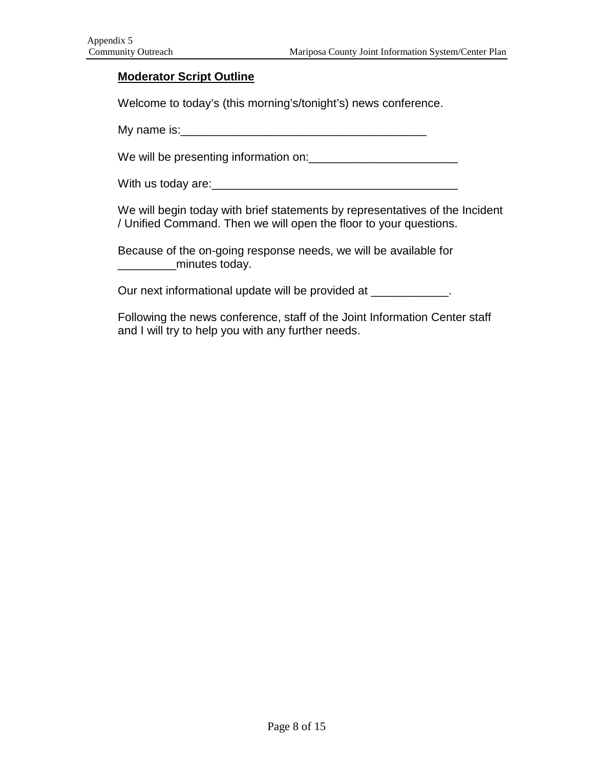**Moderator Script Outline**

Welcome to today's (this morning's/tonight's) news conference.

My name is:______________________________________

We will be presenting information on:_______________________

With us today are:______________________________________

We will begin today with brief statements by representatives of the Incident / Unified Command. Then we will open the floor to your questions.

Because of the on-going response needs, we will be available for _________minutes today.

Our next informational update will be provided at ____________.

Following the news conference, staff of the Joint Information Center staff and I will try to help you with any further needs.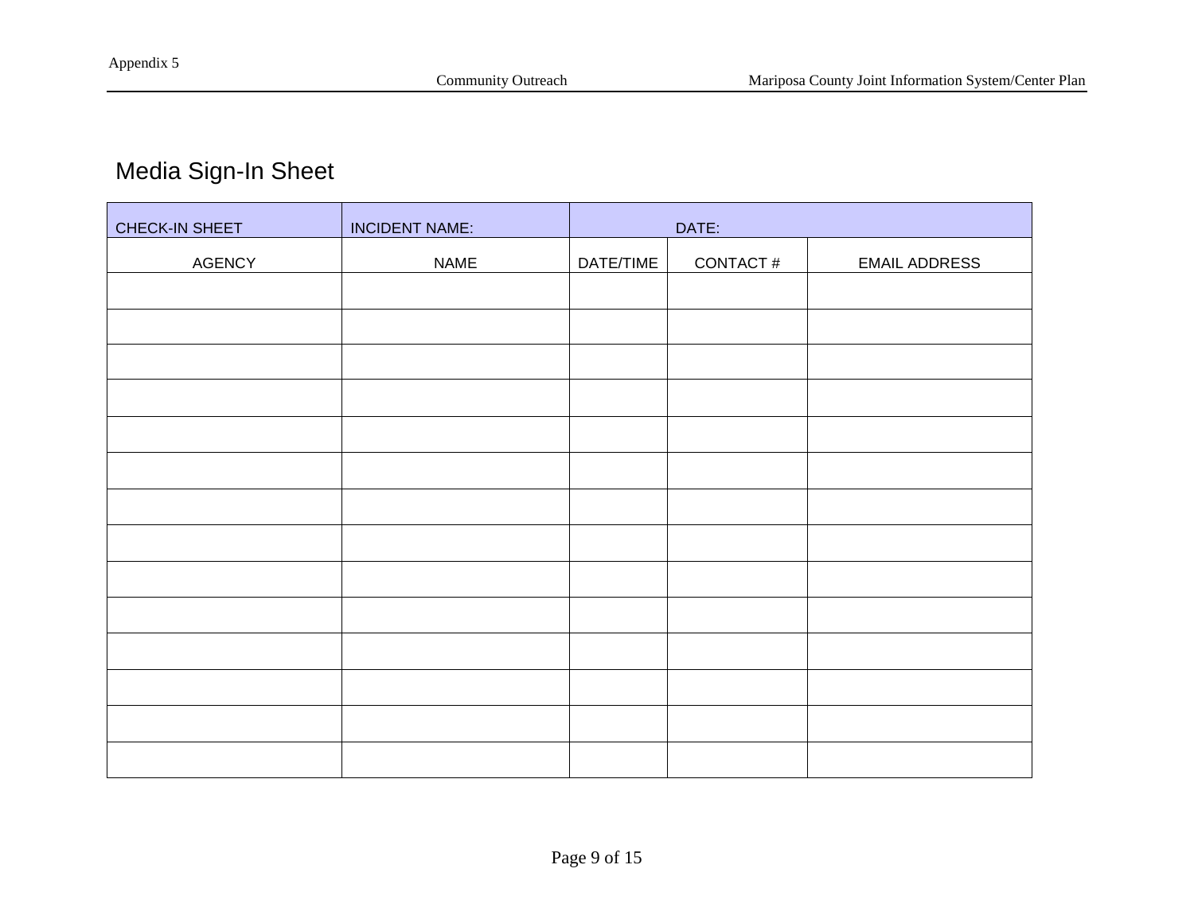## Media Sign-In Sheet

| CHECK-IN SHEET | INCIDENT NAME: | DATE: | | |
|---|---|---|---|---|
| AGENCY | NAME | DATE/TIME | CONTACT # | EMAIL ADDRESS |
| | | | | |
| | | | | |
| | | | | |
| | | | | |
| | | | | |
| | | | | |
| | | | | |
| | | | | |
| | | | | |
| | | | | |
| | | | | |
| | | | | |
| | | | | |
| | | | | |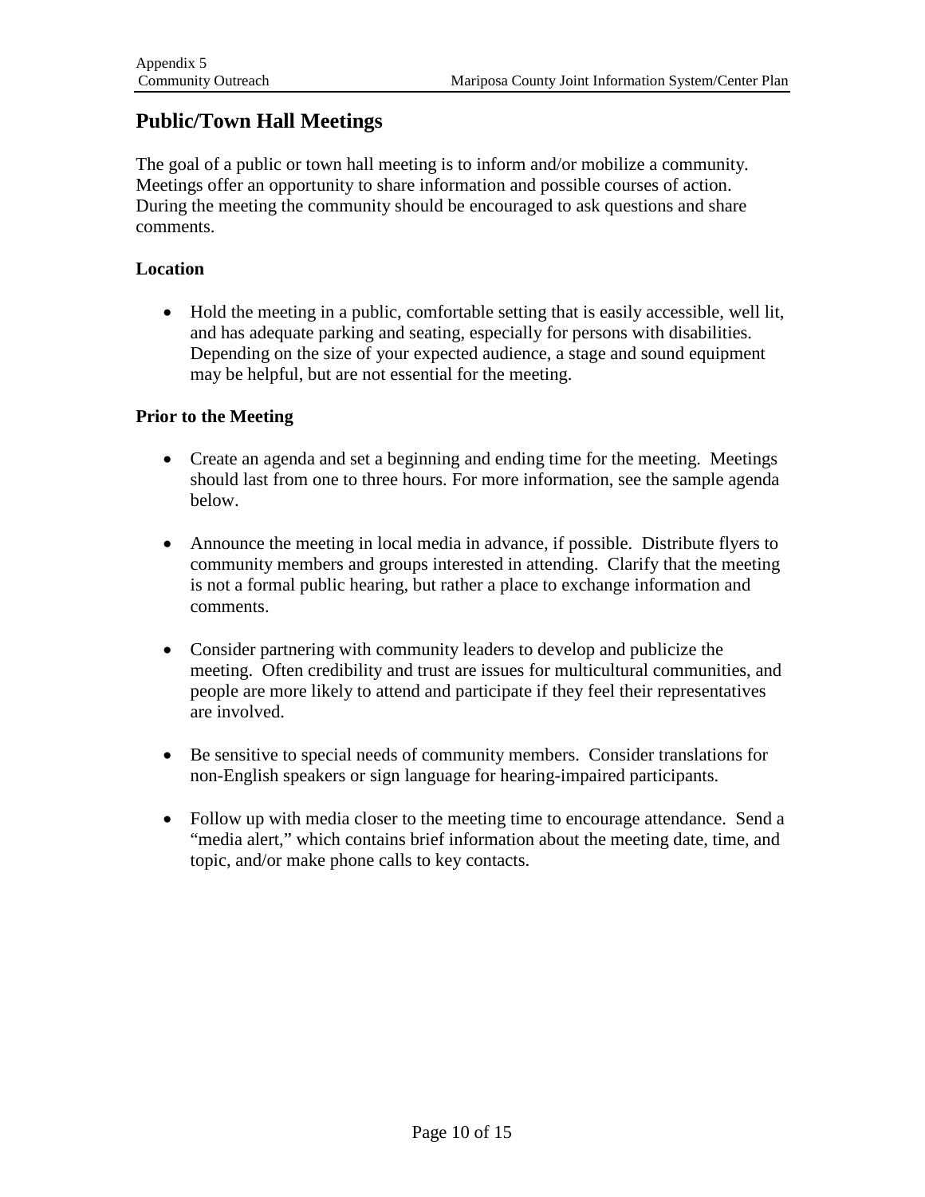## Public/Town Hall Meetings

The goal of a public or town hall meeting is to inform and/or mobilize a community. Meetings offer an opportunity to share information and possible courses of action. During the meeting the community should be encouraged to ask questions and share comments.

### Location

- Hold the meeting in a public, comfortable setting that is easily accessible, well lit, and has adequate parking and seating, especially for persons with disabilities. Depending on the size of your expected audience, a stage and sound equipment may be helpful, but are not essential for the meeting.

### Prior to the Meeting

- Create an agenda and set a beginning and ending time for the meeting. Meetings should last from one to three hours. For more information, see the sample agenda below.

- Announce the meeting in local media in advance, if possible. Distribute flyers to community members and groups interested in attending. Clarify that the meeting is not a formal public hearing, but rather a place to exchange information and comments.

- Consider partnering with community leaders to develop and publicize the meeting. Often credibility and trust are issues for multicultural communities, and people are more likely to attend and participate if they feel their representatives are involved.

- Be sensitive to special needs of community members. Consider translations for non-English speakers or sign language for hearing-impaired participants.

- Follow up with media closer to the meeting time to encourage attendance. Send a "media alert," which contains brief information about the meeting date, time, and topic, and/or make phone calls to key contacts.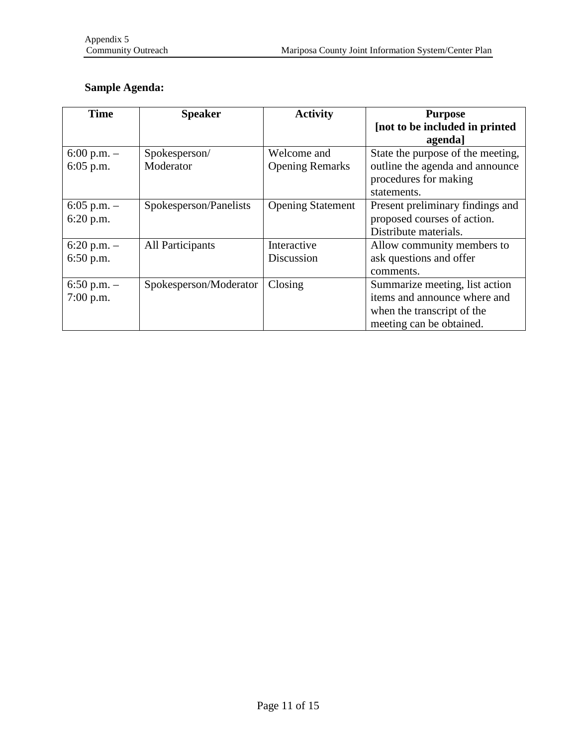**Sample Agenda:**

| Time | Speaker | Activity | Purpose [not to be included in printed agenda] |
|---|---|---|---|
| 6:00 p.m. – 6:05 p.m. | Spokesperson/ Moderator | Welcome and Opening Remarks | State the purpose of the meeting, outline the agenda and announce procedures for making statements. |
| 6:05 p.m. – 6:20 p.m. | Spokesperson/Panelists | Opening Statement | Present preliminary findings and proposed courses of action. Distribute materials. |
| 6:20 p.m. – 6:50 p.m. | All Participants | Interactive Discussion | Allow community members to ask questions and offer comments. |
| 6:50 p.m. – 7:00 p.m. | Spokesperson/Moderator | Closing | Summarize meeting, list action items and announce where and when the transcript of the meeting can be obtained. |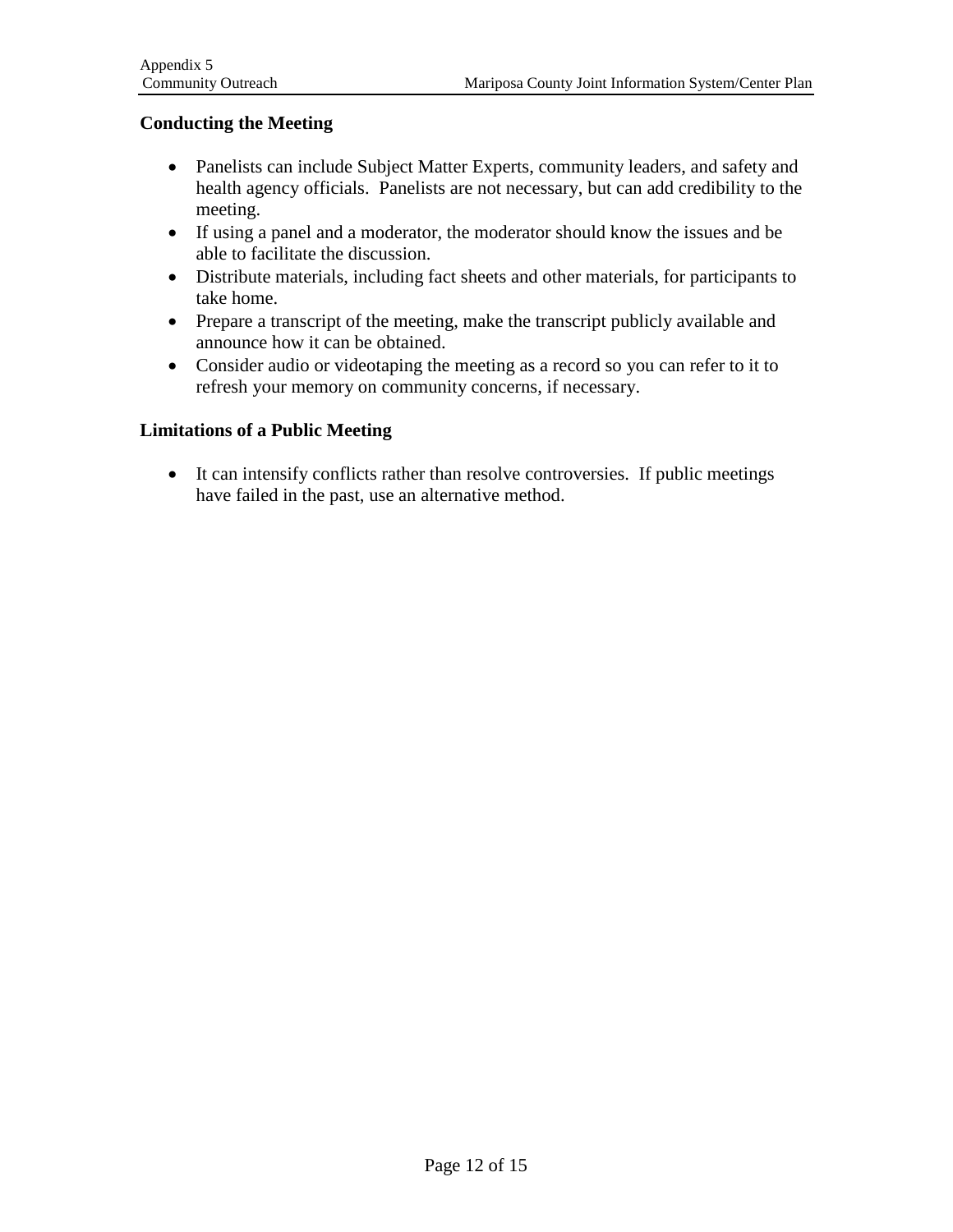**Conducting the Meeting**

- Panelists can include Subject Matter Experts, community leaders, and safety and health agency officials. Panelists are not necessary, but can add credibility to the meeting.
- If using a panel and a moderator, the moderator should know the issues and be able to facilitate the discussion.
- Distribute materials, including fact sheets and other materials, for participants to take home.
- Prepare a transcript of the meeting, make the transcript publicly available and announce how it can be obtained.
- Consider audio or videotaping the meeting as a record so you can refer to it to refresh your memory on community concerns, if necessary.

**Limitations of a Public Meeting**

- It can intensify conflicts rather than resolve controversies. If public meetings have failed in the past, use an alternative method.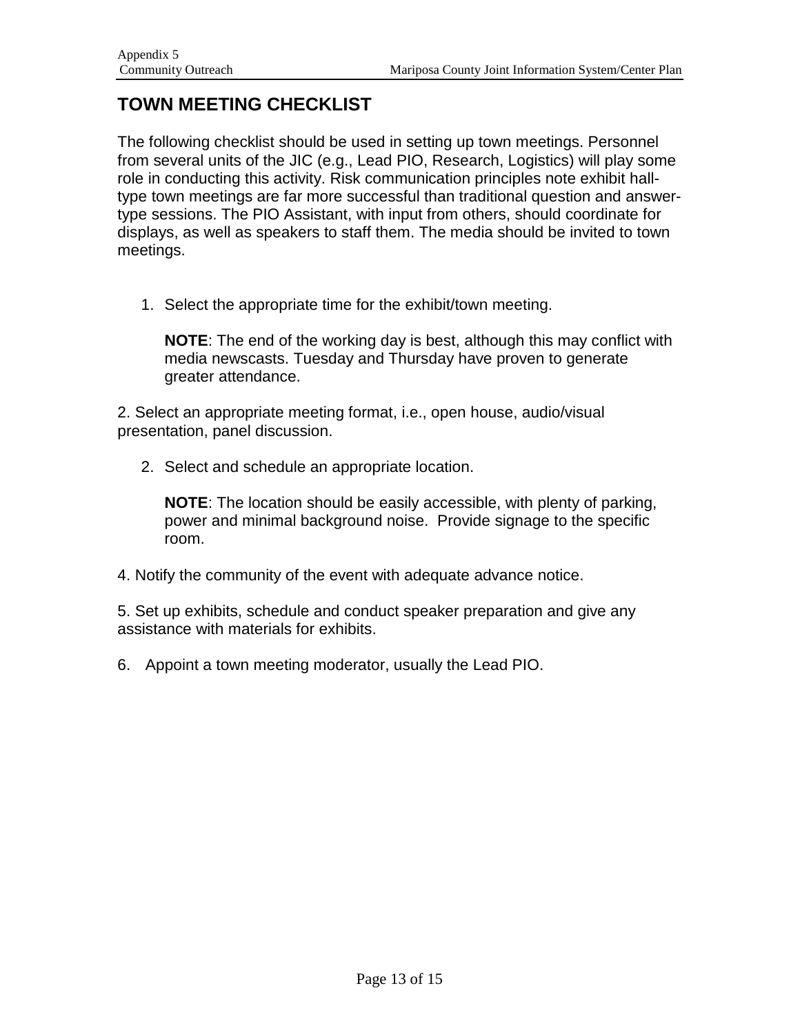# TOWN MEETING CHECKLIST

The following checklist should be used in setting up town meetings. Personnel from several units of the JIC (e.g., Lead PIO, Research, Logistics) will play some role in conducting this activity. Risk communication principles note exhibit hall-type town meetings are far more successful than traditional question and answer-type sessions. The PIO Assistant, with input from others, should coordinate for displays, as well as speakers to staff them. The media should be invited to town meetings.

1. Select the appropriate time for the exhibit/town meeting.

   **NOTE**: The end of the working day is best, although this may conflict with media newscasts. Tuesday and Thursday have proven to generate greater attendance.

2. Select an appropriate meeting format, i.e., open house, audio/visual presentation, panel discussion.

2. Select and schedule an appropriate location.

   **NOTE**: The location should be easily accessible, with plenty of parking, power and minimal background noise. Provide signage to the specific room.

4. Notify the community of the event with adequate advance notice.

5. Set up exhibits, schedule and conduct speaker preparation and give any assistance with materials for exhibits.

6. Appoint a town meeting moderator, usually the Lead PIO.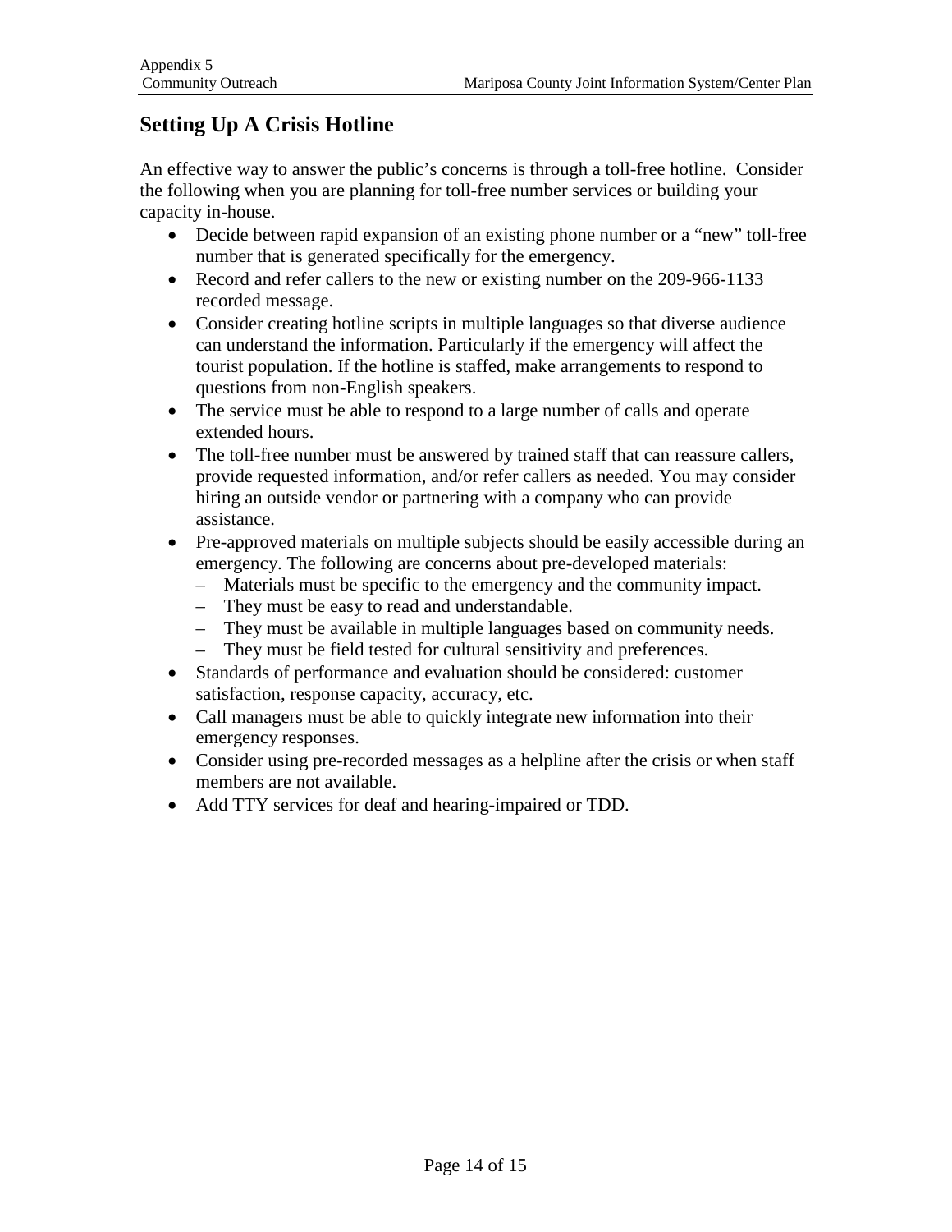## Setting Up A Crisis Hotline

An effective way to answer the public's concerns is through a toll-free hotline. Consider the following when you are planning for toll-free number services or building your capacity in-house.

- Decide between rapid expansion of an existing phone number or a "new" toll-free number that is generated specifically for the emergency.
- Record and refer callers to the new or existing number on the 209-966-1133 recorded message.
- Consider creating hotline scripts in multiple languages so that diverse audience can understand the information. Particularly if the emergency will affect the tourist population. If the hotline is staffed, make arrangements to respond to questions from non-English speakers.
- The service must be able to respond to a large number of calls and operate extended hours.
- The toll-free number must be answered by trained staff that can reassure callers, provide requested information, and/or refer callers as needed. You may consider hiring an outside vendor or partnering with a company who can provide assistance.
- Pre-approved materials on multiple subjects should be easily accessible during an emergency. The following are concerns about pre-developed materials:
  - Materials must be specific to the emergency and the community impact.
  - They must be easy to read and understandable.
  - They must be available in multiple languages based on community needs.
  - They must be field tested for cultural sensitivity and preferences.
- Standards of performance and evaluation should be considered: customer satisfaction, response capacity, accuracy, etc.
- Call managers must be able to quickly integrate new information into their emergency responses.
- Consider using pre-recorded messages as a helpline after the crisis or when staff members are not available.
- Add TTY services for deaf and hearing-impaired or TDD.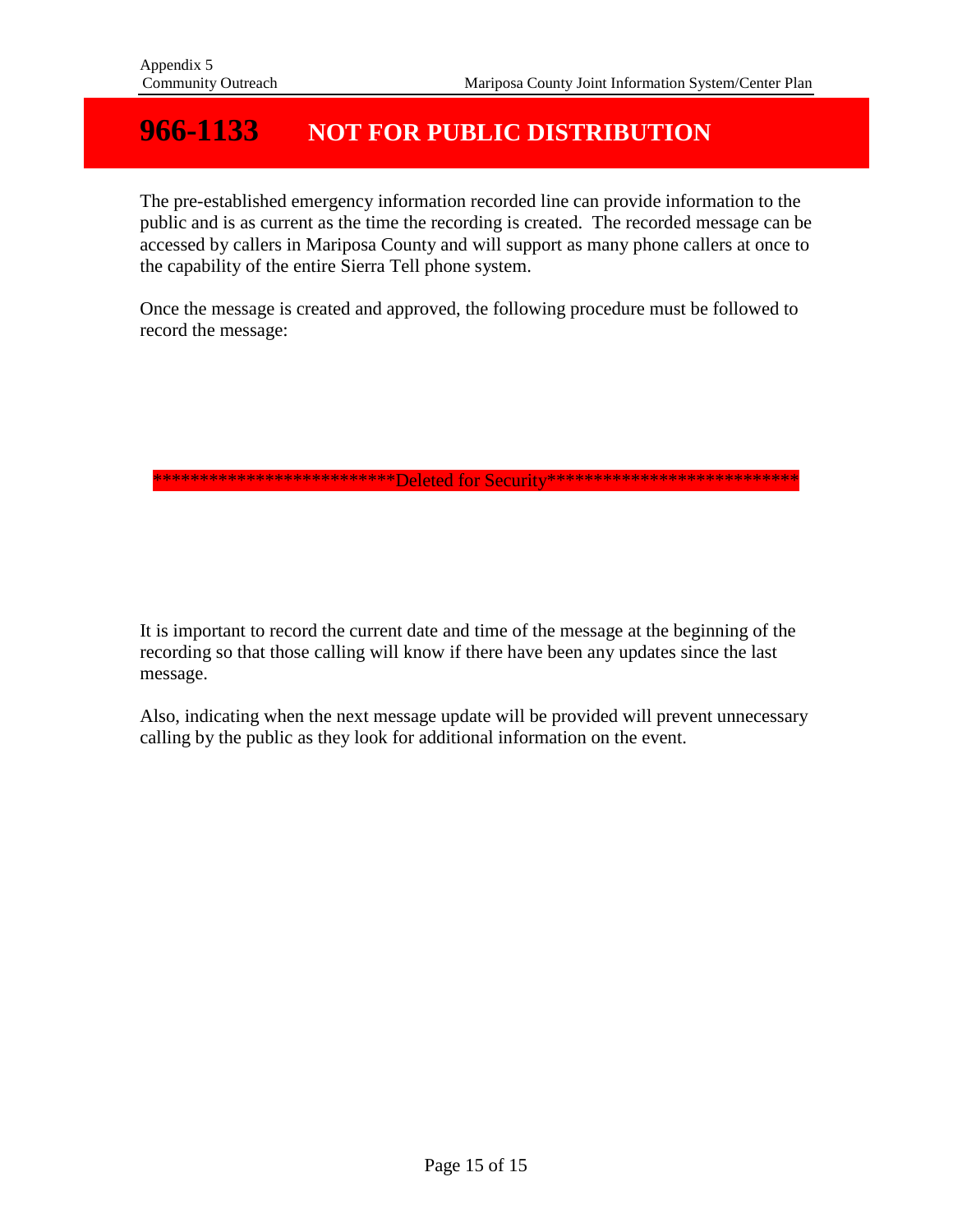# 966-1133 NOT FOR PUBLIC DISTRIBUTION

The pre-established emergency information recorded line can provide information to the public and is as current as the time the recording is created. The recorded message can be accessed by callers in Mariposa County and will support as many phone callers at once to the capability of the entire Sierra Tell phone system.

Once the message is created and approved, the following procedure must be followed to record the message:

**************************Deleted for Security****************************

It is important to record the current date and time of the message at the beginning of the recording so that those calling will know if there have been any updates since the last message.

Also, indicating when the next message update will be provided will prevent unnecessary calling by the public as they look for additional information on the event.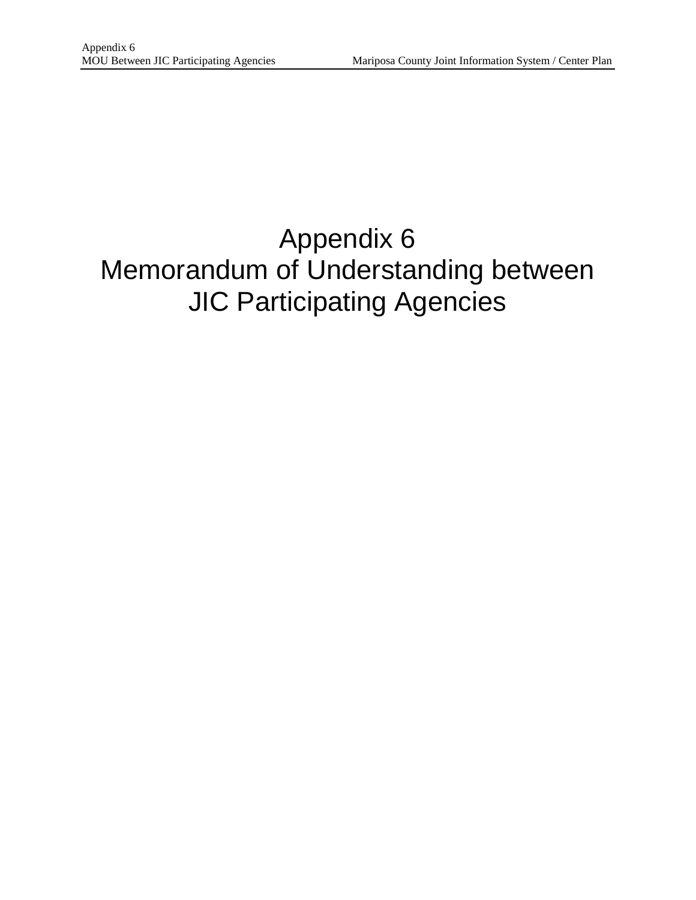# Appendix 6
# Memorandum of Understanding between JIC Participating Agencies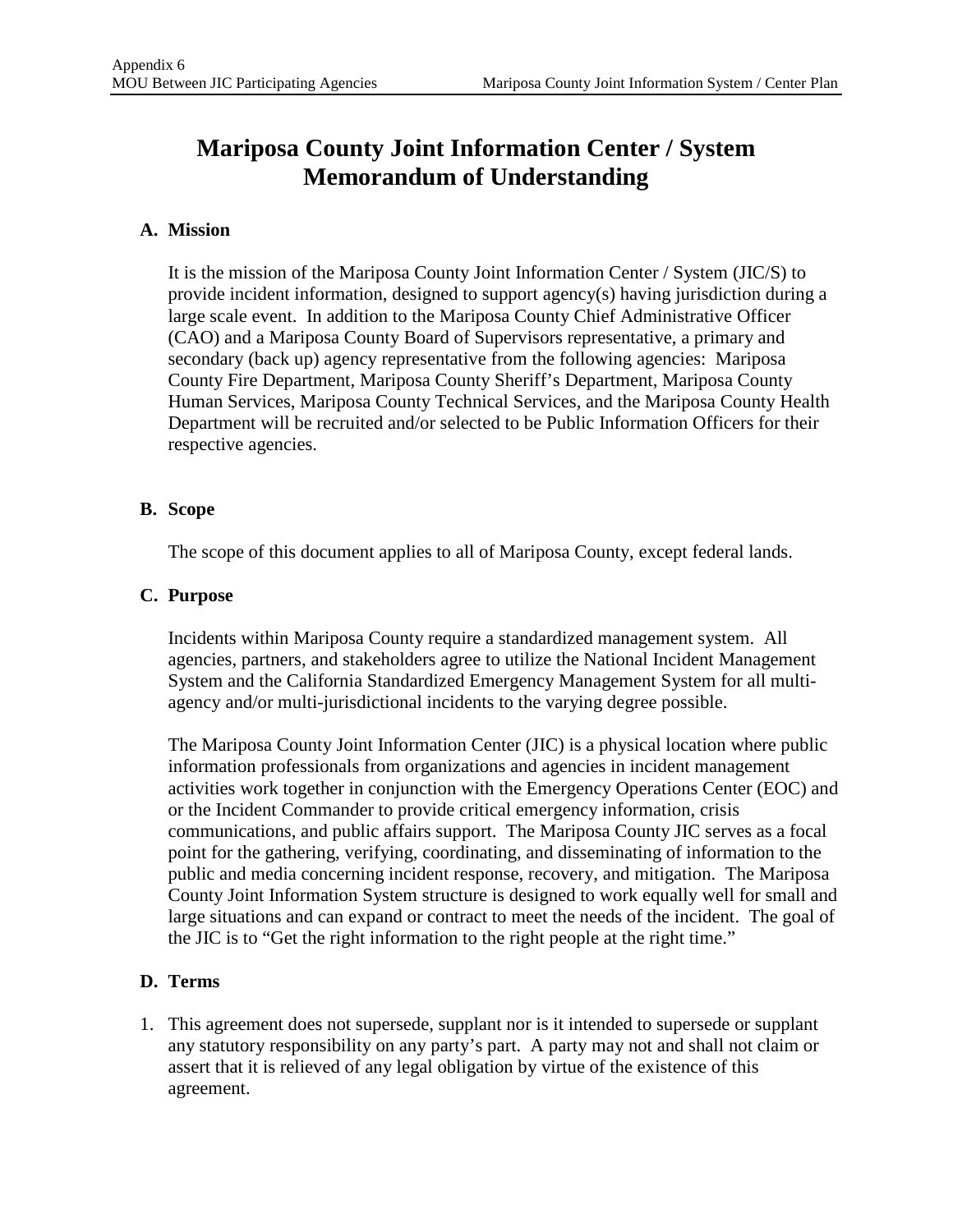# Mariposa County Joint Information Center / System Memorandum of Understanding

**A. Mission**

It is the mission of the Mariposa County Joint Information Center / System (JIC/S) to provide incident information, designed to support agency(s) having jurisdiction during a large scale event. In addition to the Mariposa County Chief Administrative Officer (CAO) and a Mariposa County Board of Supervisors representative, a primary and secondary (back up) agency representative from the following agencies: Mariposa County Fire Department, Mariposa County Sheriff's Department, Mariposa County Human Services, Mariposa County Technical Services, and the Mariposa County Health Department will be recruited and/or selected to be Public Information Officers for their respective agencies.

**B. Scope**

The scope of this document applies to all of Mariposa County, except federal lands.

**C. Purpose**

Incidents within Mariposa County require a standardized management system. All agencies, partners, and stakeholders agree to utilize the National Incident Management System and the California Standardized Emergency Management System for all multi-agency and/or multi-jurisdictional incidents to the varying degree possible.

The Mariposa County Joint Information Center (JIC) is a physical location where public information professionals from organizations and agencies in incident management activities work together in conjunction with the Emergency Operations Center (EOC) and or the Incident Commander to provide critical emergency information, crisis communications, and public affairs support. The Mariposa County JIC serves as a focal point for the gathering, verifying, coordinating, and disseminating of information to the public and media concerning incident response, recovery, and mitigation. The Mariposa County Joint Information System structure is designed to work equally well for small and large situations and can expand or contract to meet the needs of the incident. The goal of the JIC is to "Get the right information to the right people at the right time."

**D. Terms**

1. This agreement does not supersede, supplant nor is it intended to supersede or supplant any statutory responsibility on any party's part. A party may not and shall not claim or assert that it is relieved of any legal obligation by virtue of the existence of this agreement.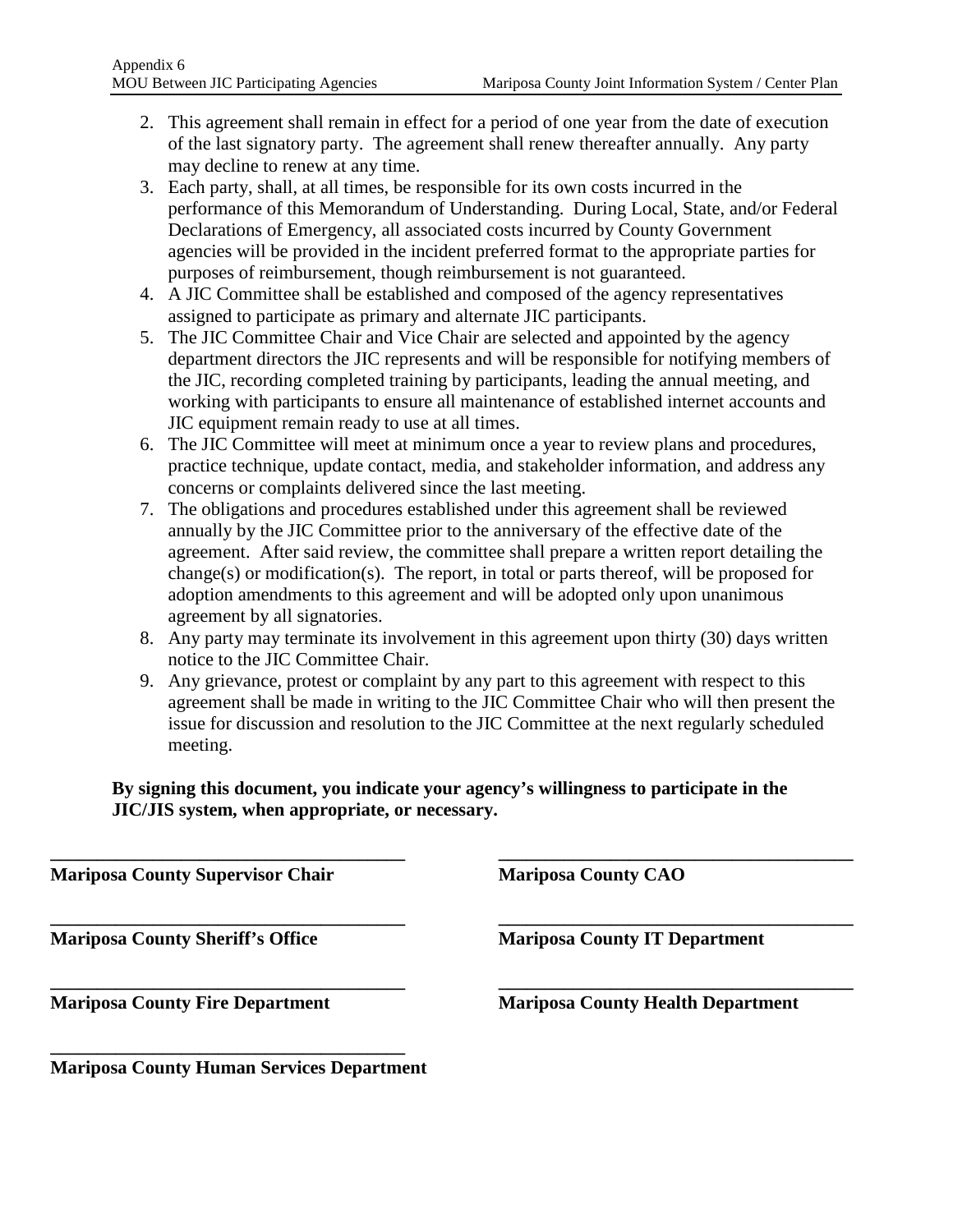2. This agreement shall remain in effect for a period of one year from the date of execution of the last signatory party. The agreement shall renew thereafter annually. Any party may decline to renew at any time.
3. Each party, shall, at all times, be responsible for its own costs incurred in the performance of this Memorandum of Understanding. During Local, State, and/or Federal Declarations of Emergency, all associated costs incurred by County Government agencies will be provided in the incident preferred format to the appropriate parties for purposes of reimbursement, though reimbursement is not guaranteed.
4. A JIC Committee shall be established and composed of the agency representatives assigned to participate as primary and alternate JIC participants.
5. The JIC Committee Chair and Vice Chair are selected and appointed by the agency department directors the JIC represents and will be responsible for notifying members of the JIC, recording completed training by participants, leading the annual meeting, and working with participants to ensure all maintenance of established internet accounts and JIC equipment remain ready to use at all times.
6. The JIC Committee will meet at minimum once a year to review plans and procedures, practice technique, update contact, media, and stakeholder information, and address any concerns or complaints delivered since the last meeting.
7. The obligations and procedures established under this agreement shall be reviewed annually by the JIC Committee prior to the anniversary of the effective date of the agreement. After said review, the committee shall prepare a written report detailing the change(s) or modification(s). The report, in total or parts thereof, will be proposed for adoption amendments to this agreement and will be adopted only upon unanimous agreement by all signatories.
8. Any party may terminate its involvement in this agreement upon thirty (30) days written notice to the JIC Committee Chair.
9. Any grievance, protest or complaint by any part to this agreement with respect to this agreement shall be made in writing to the JIC Committee Chair who will then present the issue for discussion and resolution to the JIC Committee at the next regularly scheduled meeting.

**By signing this document, you indicate your agency's willingness to participate in the JIC/JIS system, when appropriate, or necessary.**

______________________________________

**Mariposa County Supervisor Chair**

______________________________________

**Mariposa County CAO**

______________________________________

**Mariposa County Sheriff's Office**

______________________________________

**Mariposa County IT Department**

______________________________________

**Mariposa County Fire Department**

______________________________________

**Mariposa County Health Department**

______________________________________

**Mariposa County Human Services Department**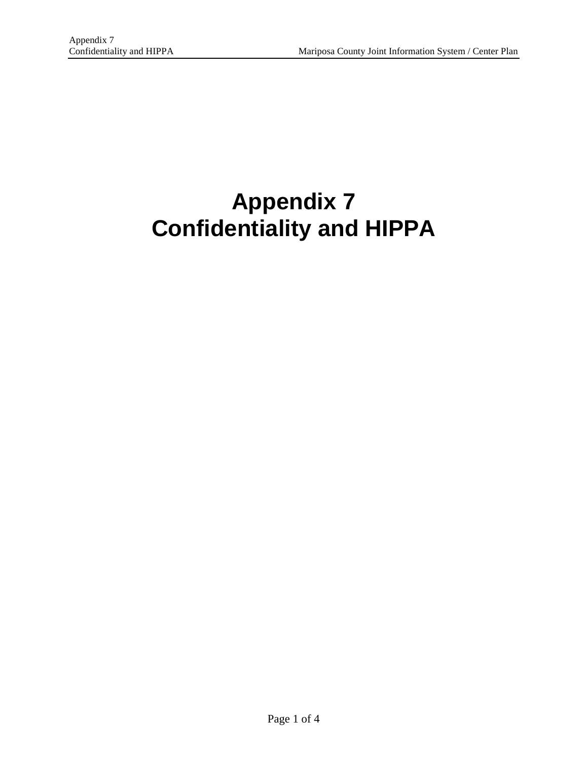# Appendix 7
# Confidentiality and HIPPA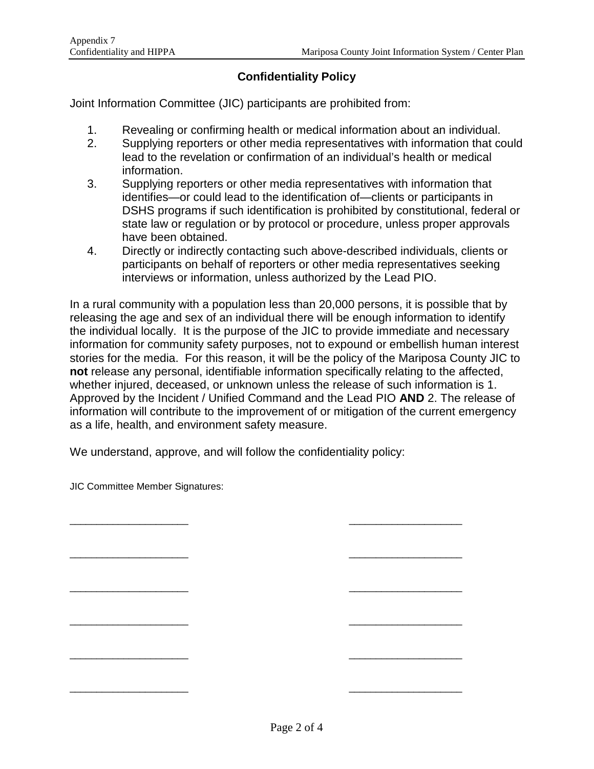## Confidentiality Policy

Joint Information Committee (JIC) participants are prohibited from:

1. Revealing or confirming health or medical information about an individual.
2. Supplying reporters or other media representatives with information that could lead to the revelation or confirmation of an individual's health or medical information.
3. Supplying reporters or other media representatives with information that identifies—or could lead to the identification of—clients or participants in DSHS programs if such identification is prohibited by constitutional, federal or state law or regulation or by protocol or procedure, unless proper approvals have been obtained.
4. Directly or indirectly contacting such above-described individuals, clients or participants on behalf of reporters or other media representatives seeking interviews or information, unless authorized by the Lead PIO.

In a rural community with a population less than 20,000 persons, it is possible that by releasing the age and sex of an individual there will be enough information to identify the individual locally. It is the purpose of the JIC to provide immediate and necessary information for community safety purposes, not to expound or embellish human interest stories for the media. For this reason, it will be the policy of the Mariposa County JIC to **not** release any personal, identifiable information specifically relating to the affected, whether injured, deceased, or unknown unless the release of such information is 1. Approved by the Incident / Unified Command and the Lead PIO **AND** 2. The release of information will contribute to the improvement of or mitigation of the current emergency as a life, health, and environment safety measure.

We understand, approve, and will follow the confidentiality policy:

JIC Committee Member Signatures:

___________________ ___________________

___________________ ___________________

___________________ ___________________

___________________ ___________________

___________________ ___________________

___________________ ___________________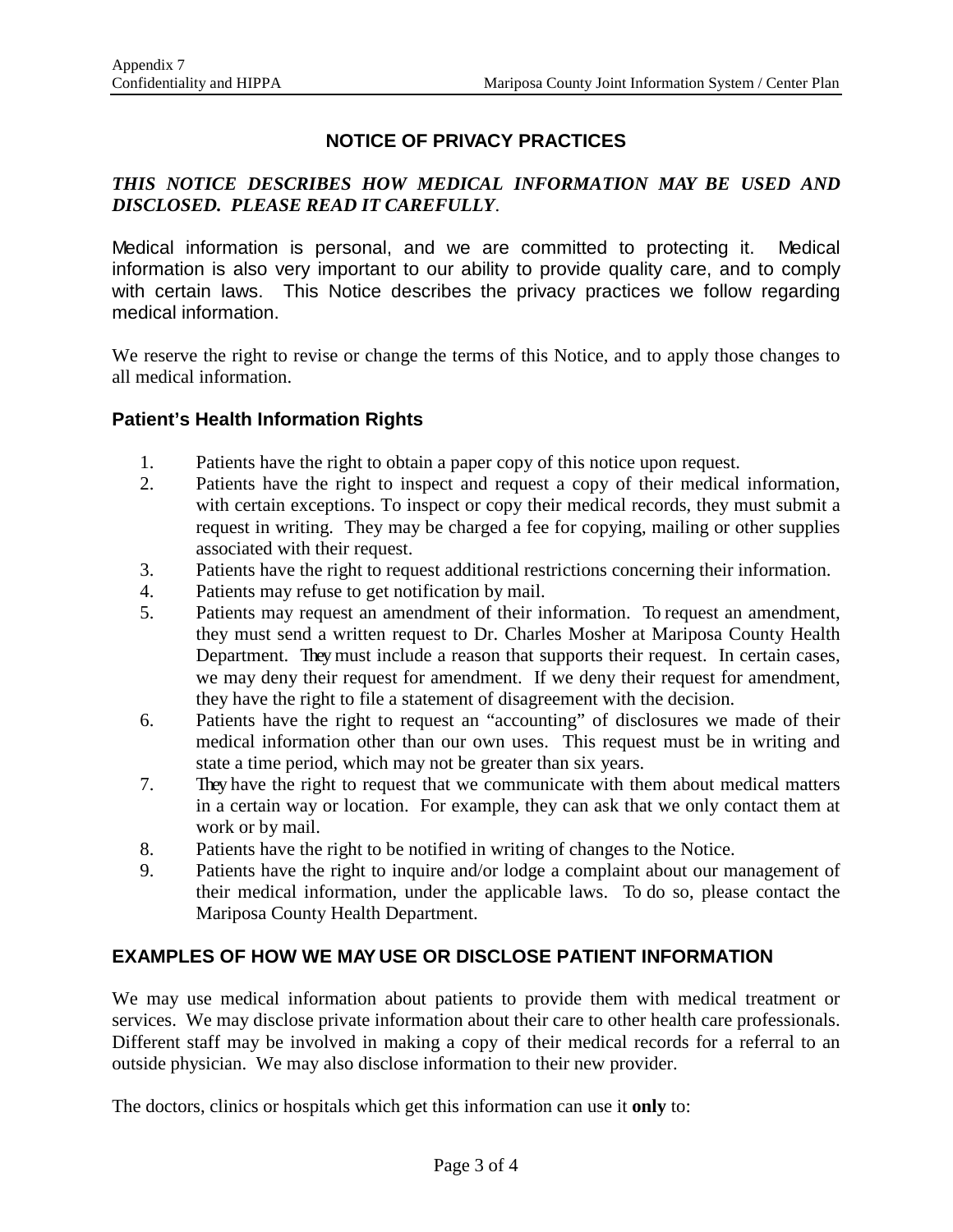## NOTICE OF PRIVACY PRACTICES

***THIS NOTICE DESCRIBES HOW MEDICAL INFORMATION MAY BE USED AND DISCLOSED. PLEASE READ IT CAREFULLY.***

Medical information is personal, and we are committed to protecting it. Medical information is also very important to our ability to provide quality care, and to comply with certain laws. This Notice describes the privacy practices we follow regarding medical information.

We reserve the right to revise or change the terms of this Notice, and to apply those changes to all medical information.

### Patient's Health Information Rights

1. Patients have the right to obtain a paper copy of this notice upon request.
2. Patients have the right to inspect and request a copy of their medical information, with certain exceptions. To inspect or copy their medical records, they must submit a request in writing. They may be charged a fee for copying, mailing or other supplies associated with their request.
3. Patients have the right to request additional restrictions concerning their information.
4. Patients may refuse to get notification by mail.
5. Patients may request an amendment of their information. To request an amendment, they must send a written request to Dr. Charles Mosher at Mariposa County Health Department. They must include a reason that supports their request. In certain cases, we may deny their request for amendment. If we deny their request for amendment, they have the right to file a statement of disagreement with the decision.
6. Patients have the right to request an "accounting" of disclosures we made of their medical information other than our own uses. This request must be in writing and state a time period, which may not be greater than six years.
7. They have the right to request that we communicate with them about medical matters in a certain way or location. For example, they can ask that we only contact them at work or by mail.
8. Patients have the right to be notified in writing of changes to the Notice.
9. Patients have the right to inquire and/or lodge a complaint about our management of their medical information, under the applicable laws. To do so, please contact the Mariposa County Health Department.

### EXAMPLES OF HOW WE MAY USE OR DISCLOSE PATIENT INFORMATION

We may use medical information about patients to provide them with medical treatment or services. We may disclose private information about their care to other health care professionals. Different staff may be involved in making a copy of their medical records for a referral to an outside physician. We may also disclose information to their new provider.

The doctors, clinics or hospitals which get this information can use it **only** to: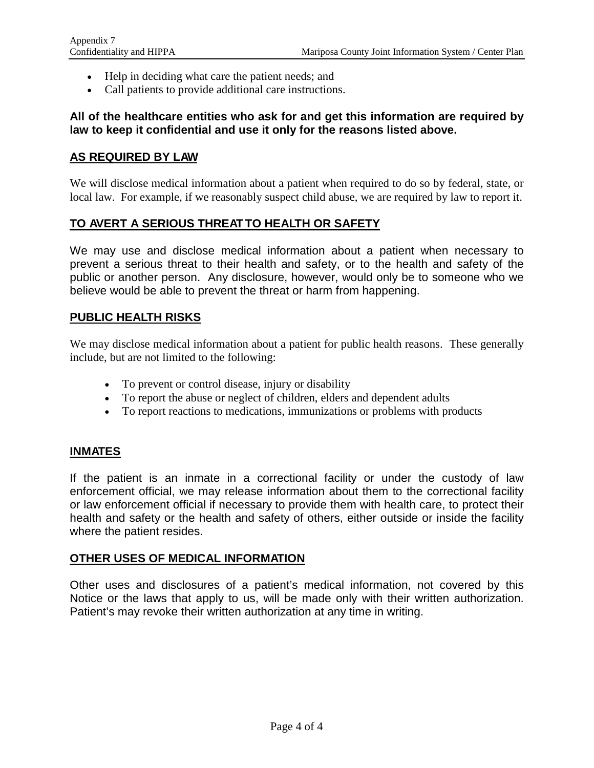- Help in deciding what care the patient needs; and
- Call patients to provide additional care instructions.

**All of the healthcare entities who ask for and get this information are required by law to keep it confidential and use it only for the reasons listed above.**

## AS REQUIRED BY LAW

We will disclose medical information about a patient when required to do so by federal, state, or local law. For example, if we reasonably suspect child abuse, we are required by law to report it.

## TO AVERT A SERIOUS THREAT TO HEALTH OR SAFETY

We may use and disclose medical information about a patient when necessary to prevent a serious threat to their health and safety, or to the health and safety of the public or another person. Any disclosure, however, would only be to someone who we believe would be able to prevent the threat or harm from happening.

## PUBLIC HEALTH RISKS

We may disclose medical information about a patient for public health reasons. These generally include, but are not limited to the following:

- To prevent or control disease, injury or disability
- To report the abuse or neglect of children, elders and dependent adults
- To report reactions to medications, immunizations or problems with products

## INMATES

If the patient is an inmate in a correctional facility or under the custody of law enforcement official, we may release information about them to the correctional facility or law enforcement official if necessary to provide them with health care, to protect their health and safety or the health and safety of others, either outside or inside the facility where the patient resides.

## OTHER USES OF MEDICAL INFORMATION

Other uses and disclosures of a patient's medical information, not covered by this Notice or the laws that apply to us, will be made only with their written authorization. Patient's may revoke their written authorization at any time in writing.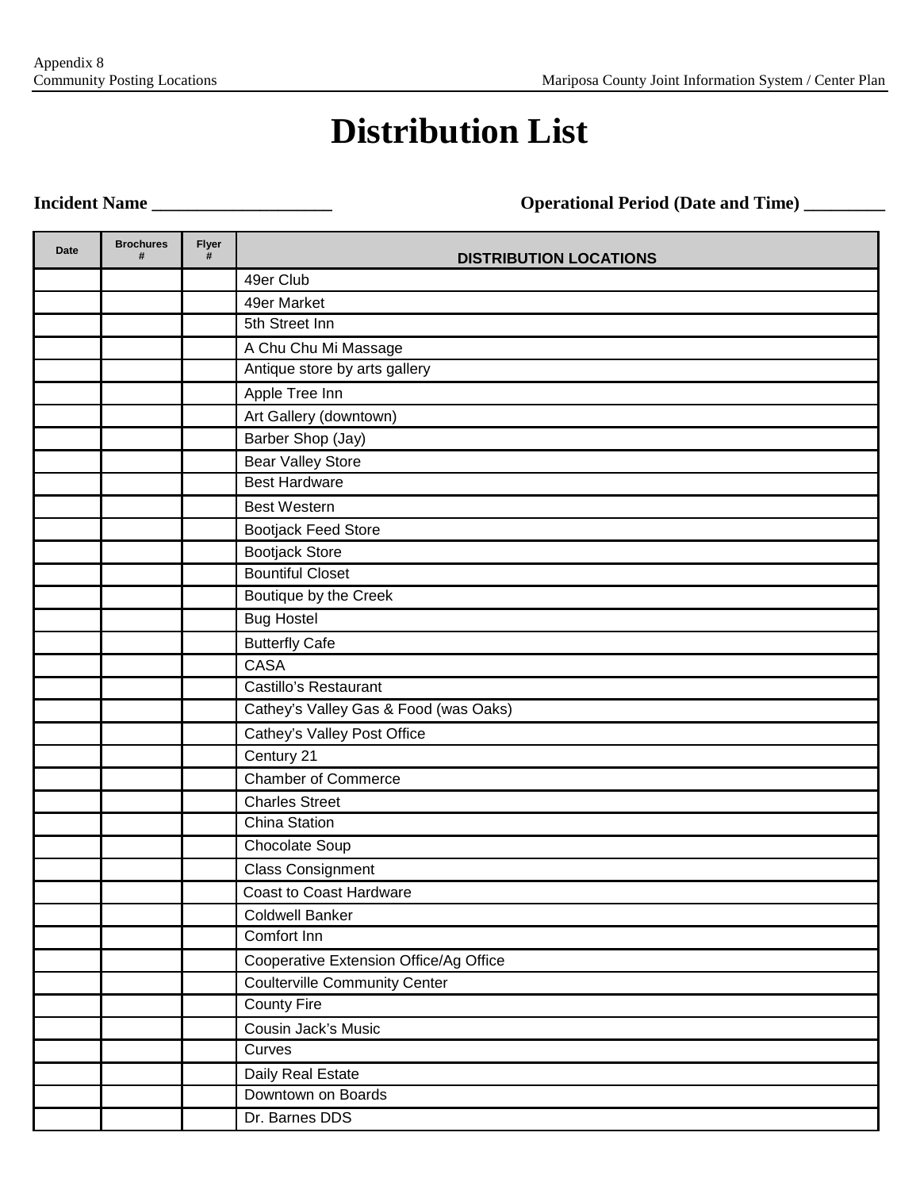# Distribution List

**Incident Name ___________________** **Operational Period (Date and Time) _________**

| Date | Brochures # | Flyer # | DISTRIBUTION LOCATIONS |
|---|---|---|---|
| | | | 49er Club |
| | | | 49er Market |
| | | | 5th Street Inn |
| | | | A Chu Chu Mi Massage |
| | | | Antique store by arts gallery |
| | | | Apple Tree Inn |
| | | | Art Gallery (downtown) |
| | | | Barber Shop (Jay) |
| | | | Bear Valley Store |
| | | | Best Hardware |
| | | | Best Western |
| | | | Bootjack Feed Store |
| | | | Bootjack Store |
| | | | Bountiful Closet |
| | | | Boutique by the Creek |
| | | | Bug Hostel |
| | | | Butterfly Cafe |
| | | | CASA |
| | | | Castillo's Restaurant |
| | | | Cathey's Valley Gas & Food (was Oaks) |
| | | | Cathey's Valley Post Office |
| | | | Century 21 |
| | | | Chamber of Commerce |
| | | | Charles Street |
| | | | China Station |
| | | | Chocolate Soup |
| | | | Class Consignment |
| | | | Coast to Coast Hardware |
| | | | Coldwell Banker |
| | | | Comfort Inn |
| | | | Cooperative Extension Office/Ag Office |
| | | | Coulterville Community Center |
| | | | County Fire |
| | | | Cousin Jack's Music |
| | | | Curves |
| | | | Daily Real Estate |
| | | | Downtown on Boards |
| | | | Dr. Barnes DDS |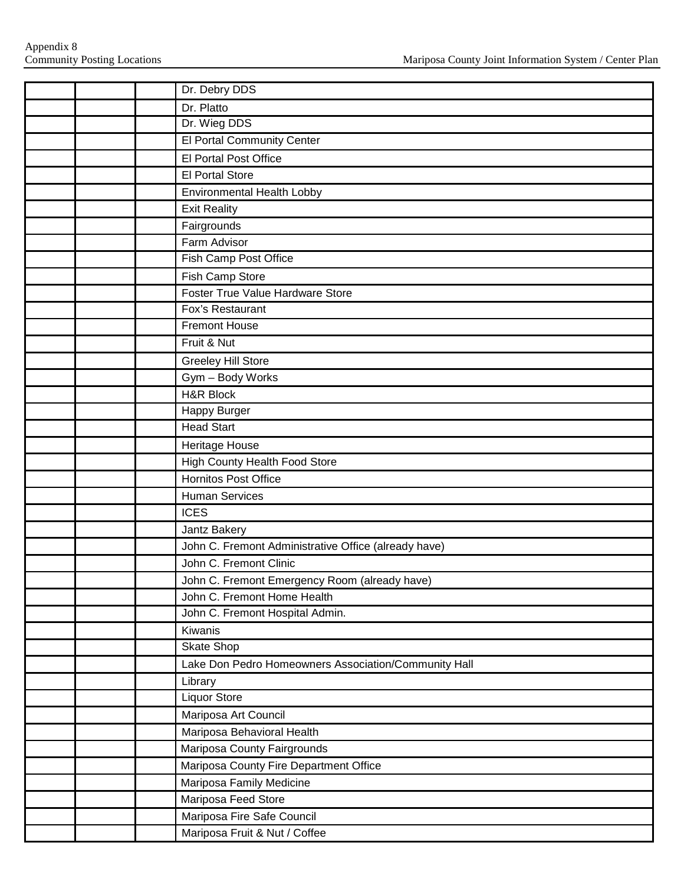| | | | |
|---|---|---|---|
| | | | Dr. Debry DDS |
| | | | Dr. Platto |
| | | | Dr. Wieg DDS |
| | | | El Portal Community Center |
| | | | El Portal Post Office |
| | | | El Portal Store |
| | | | Environmental Health Lobby |
| | | | Exit Reality |
| | | | Fairgrounds |
| | | | Farm Advisor |
| | | | Fish Camp Post Office |
| | | | Fish Camp Store |
| | | | Foster True Value Hardware Store |
| | | | Fox's Restaurant |
| | | | Fremont House |
| | | | Fruit & Nut |
| | | | Greeley Hill Store |
| | | | Gym – Body Works |
| | | | H&R Block |
| | | | Happy Burger |
| | | | Head Start |
| | | | Heritage House |
| | | | High County Health Food Store |
| | | | Hornitos Post Office |
| | | | Human Services |
| | | | ICES |
| | | | Jantz Bakery |
| | | | John C. Fremont Administrative Office (already have) |
| | | | John C. Fremont Clinic |
| | | | John C. Fremont Emergency Room (already have) |
| | | | John C. Fremont Home Health |
| | | | John C. Fremont Hospital Admin. |
| | | | Kiwanis |
| | | | Skate Shop |
| | | | Lake Don Pedro Homeowners Association/Community Hall |
| | | | Library |
| | | | Liquor Store |
| | | | Mariposa Art Council |
| | | | Mariposa Behavioral Health |
| | | | Mariposa County Fairgrounds |
| | | | Mariposa County Fire Department Office |
| | | | Mariposa Family Medicine |
| | | | Mariposa Feed Store |
| | | | Mariposa Fire Safe Council |
| | | | Mariposa Fruit & Nut / Coffee |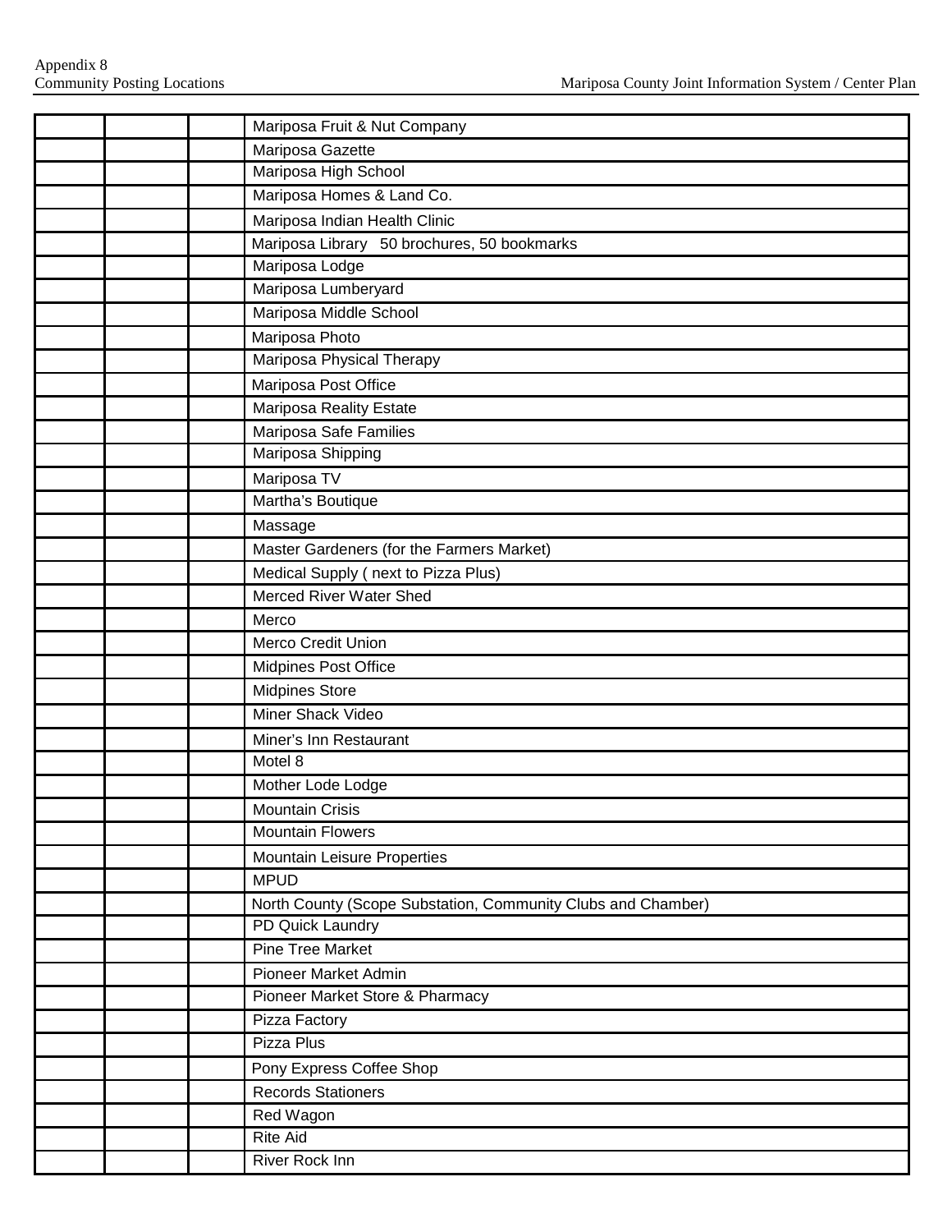| | | | |
|---|---|---|---|
| | | | Mariposa Fruit & Nut Company |
| | | | Mariposa Gazette |
| | | | Mariposa High School |
| | | | Mariposa Homes & Land Co. |
| | | | Mariposa Indian Health Clinic |
| | | | Mariposa Library 50 brochures, 50 bookmarks |
| | | | Mariposa Lodge |
| | | | Mariposa Lumberyard |
| | | | Mariposa Middle School |
| | | | Mariposa Photo |
| | | | Mariposa Physical Therapy |
| | | | Mariposa Post Office |
| | | | Mariposa Reality Estate |
| | | | Mariposa Safe Families |
| | | | Mariposa Shipping |
| | | | Mariposa TV |
| | | | Martha's Boutique |
| | | | Massage |
| | | | Master Gardeners (for the Farmers Market) |
| | | | Medical Supply ( next to Pizza Plus) |
| | | | Merced River Water Shed |
| | | | Merco |
| | | | Merco Credit Union |
| | | | Midpines Post Office |
| | | | Midpines Store |
| | | | Miner Shack Video |
| | | | Miner's Inn Restaurant |
| | | | Motel 8 |
| | | | Mother Lode Lodge |
| | | | Mountain Crisis |
| | | | Mountain Flowers |
| | | | Mountain Leisure Properties |
| | | | MPUD |
| | | | North County (Scope Substation, Community Clubs and Chamber) |
| | | | PD Quick Laundry |
| | | | Pine Tree Market |
| | | | Pioneer Market Admin |
| | | | Pioneer Market Store & Pharmacy |
| | | | Pizza Factory |
| | | | Pizza Plus |
| | | | Pony Express Coffee Shop |
| | | | Records Stationers |
| | | | Red Wagon |
| | | | Rite Aid |
| | | | River Rock Inn |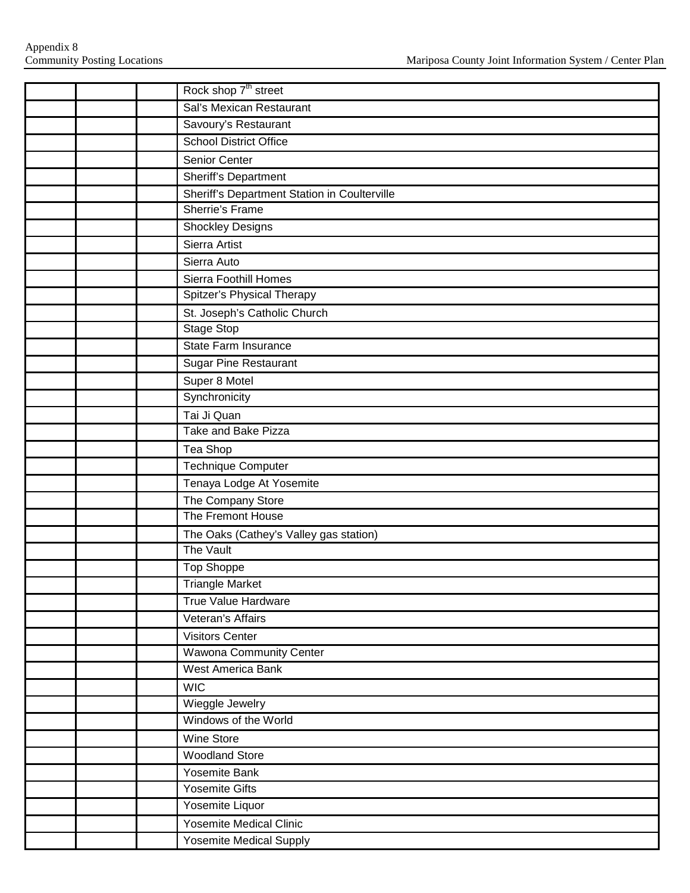|  |  |  |  |
|---|---|---|---|
|  |  |  | Rock shop 7th street |
|  |  |  | Sal's Mexican Restaurant |
|  |  |  | Savoury's Restaurant |
|  |  |  | School District Office |
|  |  |  | Senior Center |
|  |  |  | Sheriff's Department |
|  |  |  | Sheriff's Department Station in Coulterville |
|  |  |  | Sherrie's Frame |
|  |  |  | Shockley Designs |
|  |  |  | Sierra Artist |
|  |  |  | Sierra Auto |
|  |  |  | Sierra Foothill Homes |
|  |  |  | Spitzer's Physical Therapy |
|  |  |  | St. Joseph's Catholic Church |
|  |  |  | Stage Stop |
|  |  |  | State Farm Insurance |
|  |  |  | Sugar Pine Restaurant |
|  |  |  | Super 8 Motel |
|  |  |  | Synchronicity |
|  |  |  | Tai Ji Quan |
|  |  |  | Take and Bake Pizza |
|  |  |  | Tea Shop |
|  |  |  | Technique Computer |
|  |  |  | Tenaya Lodge At Yosemite |
|  |  |  | The Company Store |
|  |  |  | The Fremont House |
|  |  |  | The Oaks (Cathey's Valley gas station) |
|  |  |  | The Vault |
|  |  |  | Top Shoppe |
|  |  |  | Triangle Market |
|  |  |  | True Value Hardware |
|  |  |  | Veteran's Affairs |
|  |  |  | Visitors Center |
|  |  |  | Wawona Community Center |
|  |  |  | West America Bank |
|  |  |  | WIC |
|  |  |  | Wieggle Jewelry |
|  |  |  | Windows of the World |
|  |  |  | Wine Store |
|  |  |  | Woodland Store |
|  |  |  | Yosemite Bank |
|  |  |  | Yosemite Gifts |
|  |  |  | Yosemite Liquor |
|  |  |  | Yosemite Medical Clinic |
|  |  |  | Yosemite Medical Supply |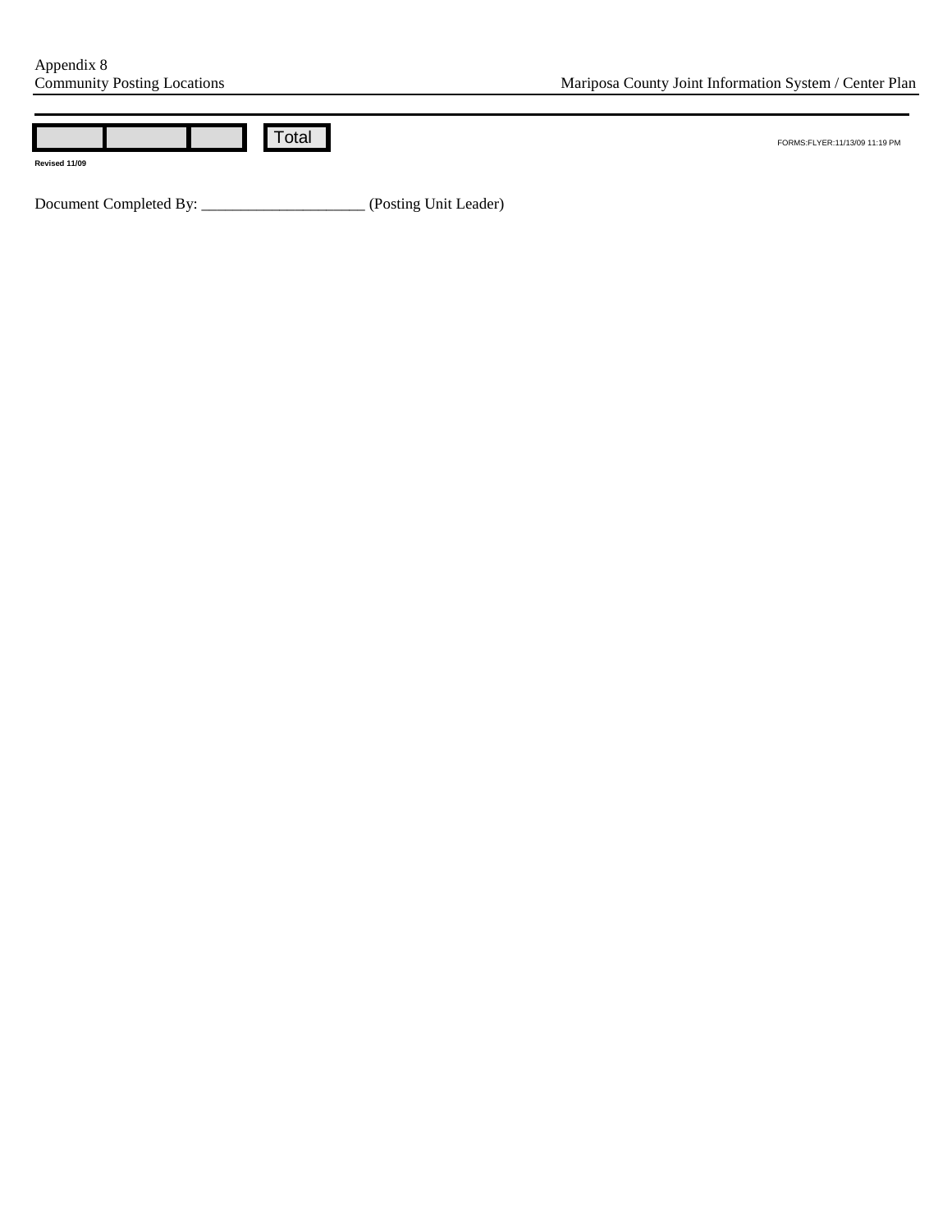| | | | Total |
|---|---|---|---|
| | | | |

FORMS:FLYER:11/13/09 11:19 PM

**Revised 11/09**

Document Completed By: ____________________ (Posting Unit Leader)